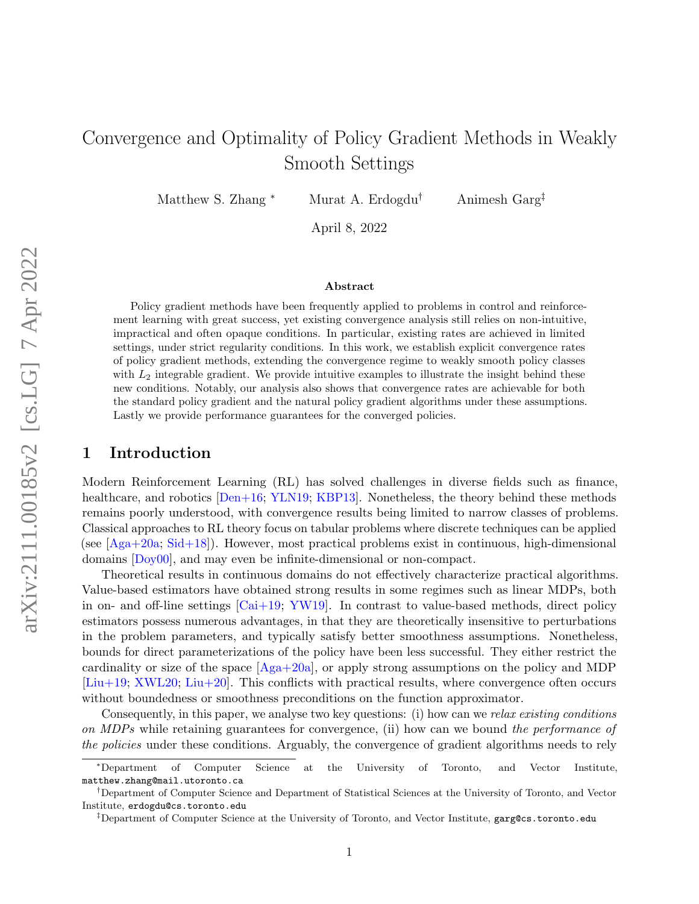# Convergence and Optimality of Policy Gradient Methods in Weakly Smooth Settings

Matthew S. Zhang [*]  Murat A. Erdogdu[†]  Animesh Garg[‡]

April 8, 2022

### Abstract

Policy gradient methods have been frequently applied to problems in control and reinforcement learning with great success, yet existing convergence analysis still relies on non-intuitive, impractical and often opaque conditions. In particular, existing rates are achieved in limited settings, under strict regularity conditions. In this work, we establish explicit convergence rates of policy gradient methods, extending the convergence regime to weakly smooth policy classes with $L_2$ integrable gradient. We provide intuitive examples to illustrate the insight behind these new conditions. Notably, our analysis also shows that convergence rates are achievable for both the standard policy gradient and the natural policy gradient algorithms under these assumptions. Lastly we provide performance guarantees for the converged policies.

## 1 Introduction

Modern Reinforcement Learning (RL) has solved challenges in diverse fields such as finance, healthcare, and robotics [Den+16; YLN19; KBP13]. Nonetheless, the theory behind these methods remains poorly understood, with convergence results being limited to narrow classes of problems. Classical approaches to RL theory focus on tabular problems where discrete techniques can be applied (see [Aga+20a; Sid+18]). However, most practical problems exist in continuous, high-dimensional domains [Doy00], and may even be infinite-dimensional or non-compact.

Theoretical results in continuous domains do not effectively characterize practical algorithms. Value-based estimators have obtained strong results in some regimes such as linear MDPs, both in on- and off-line settings [Cai+19; YW19]. In contrast to value-based methods, direct policy estimators possess numerous advantages, in that they are theoretically insensitive to perturbations in the problem parameters, and typically satisfy better smoothness assumptions. Nonetheless, bounds for direct parameterizations of the policy have been less successful. They either restrict the cardinality or size of the space [Aga+20a], or apply strong assumptions on the policy and MDP [Liu+19; XWL20; Liu+20]. This conflicts with practical results, where convergence often occurs without boundedness or smoothness preconditions on the function approximator.

Consequently, in this paper, we analyse two key questions: (i) how can we *relax existing conditions on MDPs* while retaining guarantees for convergence, (ii) how can we bound *the performance of the policies* under these conditions. Arguably, the convergence of gradient algorithms needs to rely

---

[*] Department of Computer Science at the University of Toronto, and Vector Institute, matthew.zhang@mail.utoronto.ca

[†] Department of Computer Science and Department of Statistical Sciences at the University of Toronto, and Vector Institute, erdogdu@cs.toronto.edu

[‡] Department of Computer Science at the University of Toronto, and Vector Institute, garg@cs.toronto.edu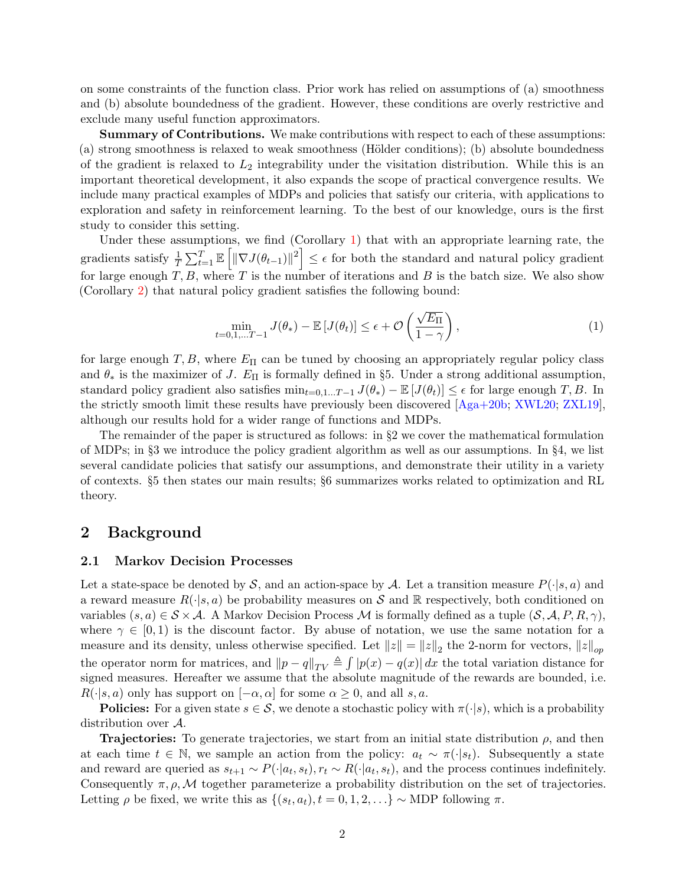on some constraints of the function class. Prior work has relied on assumptions of (a) smoothness and (b) absolute boundedness of the gradient. However, these conditions are overly restrictive and exclude many useful function approximators.

**Summary of Contributions.** We make contributions with respect to each of these assumptions: (a) strong smoothness is relaxed to weak smoothness (Hölder conditions); (b) absolute boundedness of the gradient is relaxed to $L_2$ integrability under the visitation distribution. While this is an important theoretical development, it also expands the scope of practical convergence results. We include many practical examples of MDPs and policies that satisfy our criteria, with applications to exploration and safety in reinforcement learning. To the best of our knowledge, ours is the first study to consider this setting.

Under these assumptions, we find (Corollary 1) that with an appropriate learning rate, the gradients satisfy $\frac{1}{T}\sum_{t=1}^{T}\mathbb{E}\left[\|\nabla J(\theta_{t-1})\|^2\right] \le \epsilon$ for both the standard and natural policy gradient for large enough $T, B$, where $T$ is the number of iterations and $B$ is the batch size. We also show (Corollary 2) that natural policy gradient satisfies the following bound:

$$\min_{t=0,1,\dots T-1} J(\theta_*) - \mathbb{E}\left[J(\theta_t)\right] \le \epsilon + \mathcal{O}\left(\frac{\sqrt{E_\Pi}}{1-\gamma}\right), \tag{1}$$

for large enough $T, B$, where $E_\Pi$ can be tuned by choosing an appropriately regular policy class and $\theta_*$ is the maximizer of $J$. $E_\Pi$ is formally defined in §5. Under a strong additional assumption, standard policy gradient also satisfies $\min_{t=0,1\dots T-1} J(\theta_*) - \mathbb{E}\left[J(\theta_t)\right] \le \epsilon$ for large enough $T, B$. In the strictly smooth limit these results have previously been discovered [Aga+20b; XWL20; ZXL19], although our results hold for a wider range of functions and MDPs.

The remainder of the paper is structured as follows: in §2 we cover the mathematical formulation of MDPs; in §3 we introduce the policy gradient algorithm as well as our assumptions. In §4, we list several candidate policies that satisfy our assumptions, and demonstrate their utility in a variety of contexts. §5 then states our main results; §6 summarizes works related to optimization and RL theory.

## 2 Background

### 2.1 Markov Decision Processes

Let a state-space be denoted by $\mathcal{S}$, and an action-space by $\mathcal{A}$. Let a transition measure $P(\cdot|s, a)$ and a reward measure $R(\cdot|s, a)$ be probability measures on $\mathcal{S}$ and $\mathbb{R}$ respectively, both conditioned on variables $(s, a) \in \mathcal{S} \times \mathcal{A}$. A Markov Decision Process $\mathcal{M}$ is formally defined as a tuple $(\mathcal{S}, \mathcal{A}, P, R, \gamma)$, where $\gamma \in [0, 1)$ is the discount factor. By abuse of notation, we use the same notation for a measure and its density, unless otherwise specified. Let $\|z\| = \|z\|_2$ the 2-norm for vectors, $\|z\|_{op}$ the operator norm for matrices, and $\|p - q\|_{TV} \triangleq \int |p(x) - q(x)|\, dx$ the total variation distance for signed measures. Hereafter we assume that the absolute magnitude of the rewards are bounded, i.e. $R(\cdot|s, a)$ only has support on $[-\alpha, \alpha]$ for some $\alpha \ge 0$, and all $s, a$.

**Policies:** For a given state $s \in \mathcal{S}$, we denote a stochastic policy with $\pi(\cdot|s)$, which is a probability distribution over $\mathcal{A}$.

**Trajectories:** To generate trajectories, we start from an initial state distribution $\rho$, and then at each time $t \in \mathbb{N}$, we sample an action from the policy: $a_t \sim \pi(\cdot|s_t)$. Subsequently a state and reward are queried as $s_{t+1} \sim P(\cdot|a_t, s_t), r_t \sim R(\cdot|a_t, s_t)$, and the process continues indefinitely. Consequently $\pi, \rho, \mathcal{M}$ together parameterize a probability distribution on the set of trajectories. Letting $\rho$ be fixed, we write this as $\{(s_t, a_t), t = 0, 1, 2, \dots\} \sim$ MDP following $\pi$.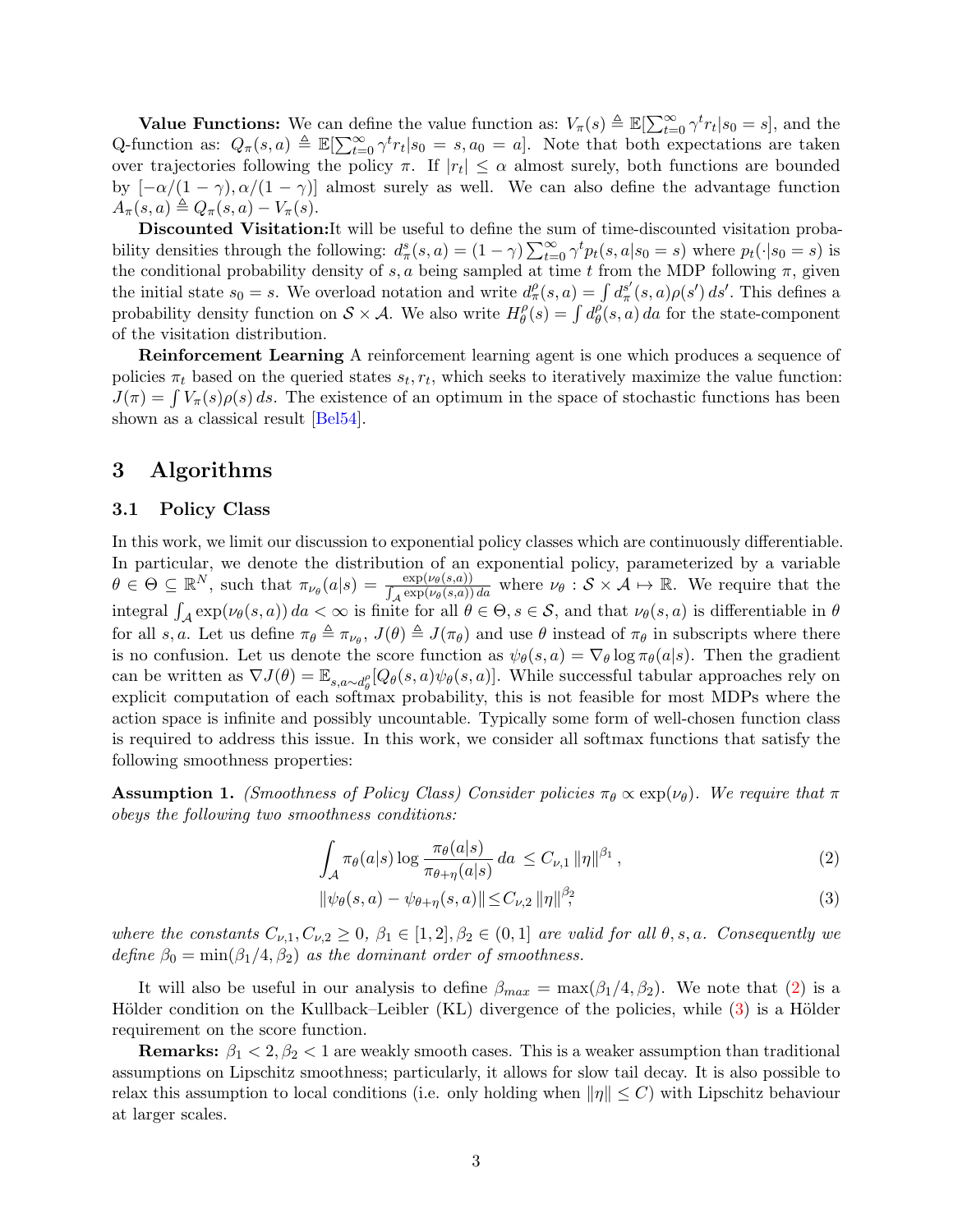**Value Functions:** We can define the value function as: $V_\pi(s) \triangleq \mathbb{E}[\sum_{t=0}^{\infty} \gamma^t r_t | s_0 = s]$, and the Q-function as: $Q_\pi(s,a) \triangleq \mathbb{E}[\sum_{t=0}^{\infty} \gamma^t r_t | s_0 = s, a_0 = a]$. Note that both expectations are taken over trajectories following the policy $\pi$. If $|r_t| \leq \alpha$ almost surely, both functions are bounded by $[-\alpha/(1-\gamma), \alpha/(1-\gamma)]$ almost surely as well. We can also define the advantage function $A_\pi(s,a) \triangleq Q_\pi(s,a) - V_\pi(s)$.

**Discounted Visitation:** It will be useful to define the sum of time-discounted visitation probability densities through the following: $d_\pi^s(s,a) = (1-\gamma)\sum_{t=0}^{\infty} \gamma^t p_t(s,a|s_0 = s)$ where $p_t(\cdot|s_0 = s)$ is the conditional probability density of $s, a$ being sampled at time $t$ from the MDP following $\pi$, given the initial state $s_0 = s$. We overload notation and write $d_\pi^\rho(s,a) = \int d_\pi^{s'}(s,a)\rho(s')\,ds'$. This defines a probability density function on $\mathcal{S} \times \mathcal{A}$. We also write $H_\theta^\rho(s) = \int d_\theta^\rho(s,a)\,da$ for the state-component of the visitation distribution.

**Reinforcement Learning** A reinforcement learning agent is one which produces a sequence of policies $\pi_t$ based on the queried states $s_t, r_t$, which seeks to iteratively maximize the value function: $J(\pi) = \int V_\pi(s)\rho(s)\,ds$. The existence of an optimum in the space of stochastic functions has been shown as a classical result [Bel54].

## 3 Algorithms

### 3.1 Policy Class

In this work, we limit our discussion to exponential policy classes which are continuously differentiable. In particular, we denote the distribution of an exponential policy, parameterized by a variable $\theta \in \Theta \subseteq \mathbb{R}^N$, such that $\pi_{\nu_\theta}(a|s) = \frac{\exp(\nu_\theta(s,a))}{\int_\mathcal{A} \exp(\nu_\theta(s,a))\,da}$ where $\nu_\theta : \mathcal{S} \times \mathcal{A} \mapsto \mathbb{R}$. We require that the integral $\int_\mathcal{A} \exp(\nu_\theta(s,a))\,da < \infty$ is finite for all $\theta \in \Theta, s \in \mathcal{S}$, and that $\nu_\theta(s,a)$ is differentiable in $\theta$ for all $s, a$. Let us define $\pi_\theta \triangleq \pi_{\nu_\theta}$, $J(\theta) \triangleq J(\pi_\theta)$ and use $\theta$ instead of $\pi_\theta$ in subscripts where there is no confusion. Let us denote the score function as $\psi_\theta(s,a) = \nabla_\theta \log \pi_\theta(a|s)$. Then the gradient can be written as $\nabla J(\theta) = \mathbb{E}_{s,a\sim d_\theta^\rho}[Q_\theta(s,a)\psi_\theta(s,a)]$. While successful tabular approaches rely on explicit computation of each softmax probability, this is not feasible for most MDPs where the action space is infinite and possibly uncountable. Typically some form of well-chosen function class is required to address this issue. In this work, we consider all softmax functions that satisfy the following smoothness properties:

**Assumption 1.** *(Smoothness of Policy Class) Consider policies $\pi_\theta \propto \exp(\nu_\theta)$. We require that $\pi$ obeys the following two smoothness conditions:*

$$\int_\mathcal{A} \pi_\theta(a|s) \log \frac{\pi_\theta(a|s)}{\pi_{\theta+\eta}(a|s)}\,da \leq C_{\nu,1} \|\eta\|^{\beta_1}, \tag{2}$$

$$\|\psi_\theta(s,a) - \psi_{\theta+\eta}(s,a)\| \leq C_{\nu,2} \|\eta\|^{\beta_2}, \tag{3}$$

*where the constants $C_{\nu,1}, C_{\nu,2} \geq 0$, $\beta_1 \in [1,2], \beta_2 \in (0,1]$ are valid for all $\theta, s, a$. Consequently we define $\beta_0 = \min(\beta_1/4, \beta_2)$ as the dominant order of smoothness.*

It will also be useful in our analysis to define $\beta_{max} = \max(\beta_1/4, \beta_2)$. We note that (2) is a Hölder condition on the Kullback–Leibler (KL) divergence of the policies, while (3) is a Hölder requirement on the score function.

**Remarks:** $\beta_1 < 2, \beta_2 < 1$ are weakly smooth cases. This is a weaker assumption than traditional assumptions on Lipschitz smoothness; particularly, it allows for slow tail decay. It is also possible to relax this assumption to local conditions (i.e. only holding when $\|\eta\| \leq C$) with Lipschitz behaviour at larger scales.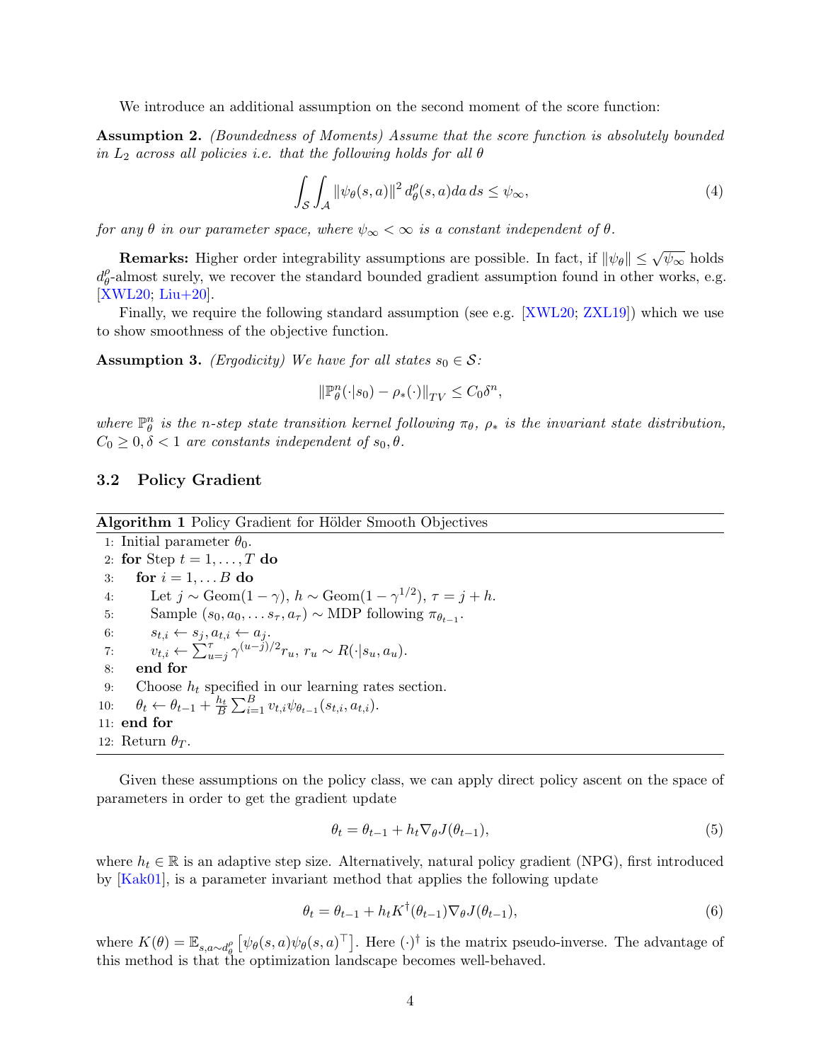We introduce an additional assumption on the second moment of the score function:

**Assumption 2.** *(Boundedness of Moments) Assume that the score function is absolutely bounded in $L_2$ across all policies i.e. that the following holds for all $\theta$*

$$\int_{\mathcal{S}} \int_{\mathcal{A}} \|\psi_\theta(s,a)\|^2 \, d^\rho_\theta(s,a) da \, ds \leq \psi_\infty, \tag{4}$$

*for any $\theta$ in our parameter space, where $\psi_\infty < \infty$ is a constant independent of $\theta$.*

**Remarks:** Higher order integrability assumptions are possible. In fact, if $\|\psi_\theta\| \leq \sqrt{\psi_\infty}$ holds $d^\rho_\theta$-almost surely, we recover the standard bounded gradient assumption found in other works, e.g. [XWL20; Liu+20].

Finally, we require the following standard assumption (see e.g. [XWL20; ZXL19]) which we use to show smoothness of the objective function.

**Assumption 3.** *(Ergodicity) We have for all states $s_0 \in \mathcal{S}$:*

$$\|\mathbb{P}^n_\theta(\cdot|s_0) - \rho_*(\cdot)\|_{TV} \leq C_0 \delta^n,$$

*where $\mathbb{P}^n_\theta$ is the $n$-step state transition kernel following $\pi_\theta$, $\rho_*$ is the invariant state distribution, $C_0 \geq 0, \delta < 1$ are constants independent of $s_0, \theta$.*

## 3.2 Policy Gradient

**Algorithm 1** Policy Gradient for Hölder Smooth Objectives

```
1: Initial parameter θ_0.
2: for Step t = 1, ..., T do
3:     for i = 1, ... B do
4:         Let j ~ Geom(1 − γ), h ~ Geom(1 − γ^{1/2}), τ = j + h.
5:         Sample (s_0, a_0, ... s_τ, a_τ) ~ MDP following π_{θ_{t−1}}.
6:         s_{t,i} ← s_j, a_{t,i} ← a_j.
7:         v_{t,i} ← Σ_{u=j}^{τ} γ^{(u−j)/2} r_u, r_u ~ R(·|s_u, a_u).
8:     end for
9:     Choose h_t specified in our learning rates section.
10:    θ_t ← θ_{t−1} + (h_t/B) Σ_{i=1}^{B} v_{t,i} ψ_{θ_{t−1}}(s_{t,i}, a_{t,i}).
11: end for
12: Return θ_T.
```

Given these assumptions on the policy class, we can apply direct policy ascent on the space of parameters in order to get the gradient update

$$\theta_t = \theta_{t-1} + h_t \nabla_\theta J(\theta_{t-1}), \tag{5}$$

where $h_t \in \mathbb{R}$ is an adaptive step size. Alternatively, natural policy gradient (NPG), first introduced by [Kak01], is a parameter invariant method that applies the following update

$$\theta_t = \theta_{t-1} + h_t K^\dagger(\theta_{t-1}) \nabla_\theta J(\theta_{t-1}), \tag{6}$$

where $K(\theta) = \mathbb{E}_{s,a \sim d^\rho_\theta}\left[\psi_\theta(s,a)\psi_\theta(s,a)^\top\right]$. Here $(\cdot)^\dagger$ is the matrix pseudo-inverse. The advantage of this method is that the optimization landscape becomes well-behaved.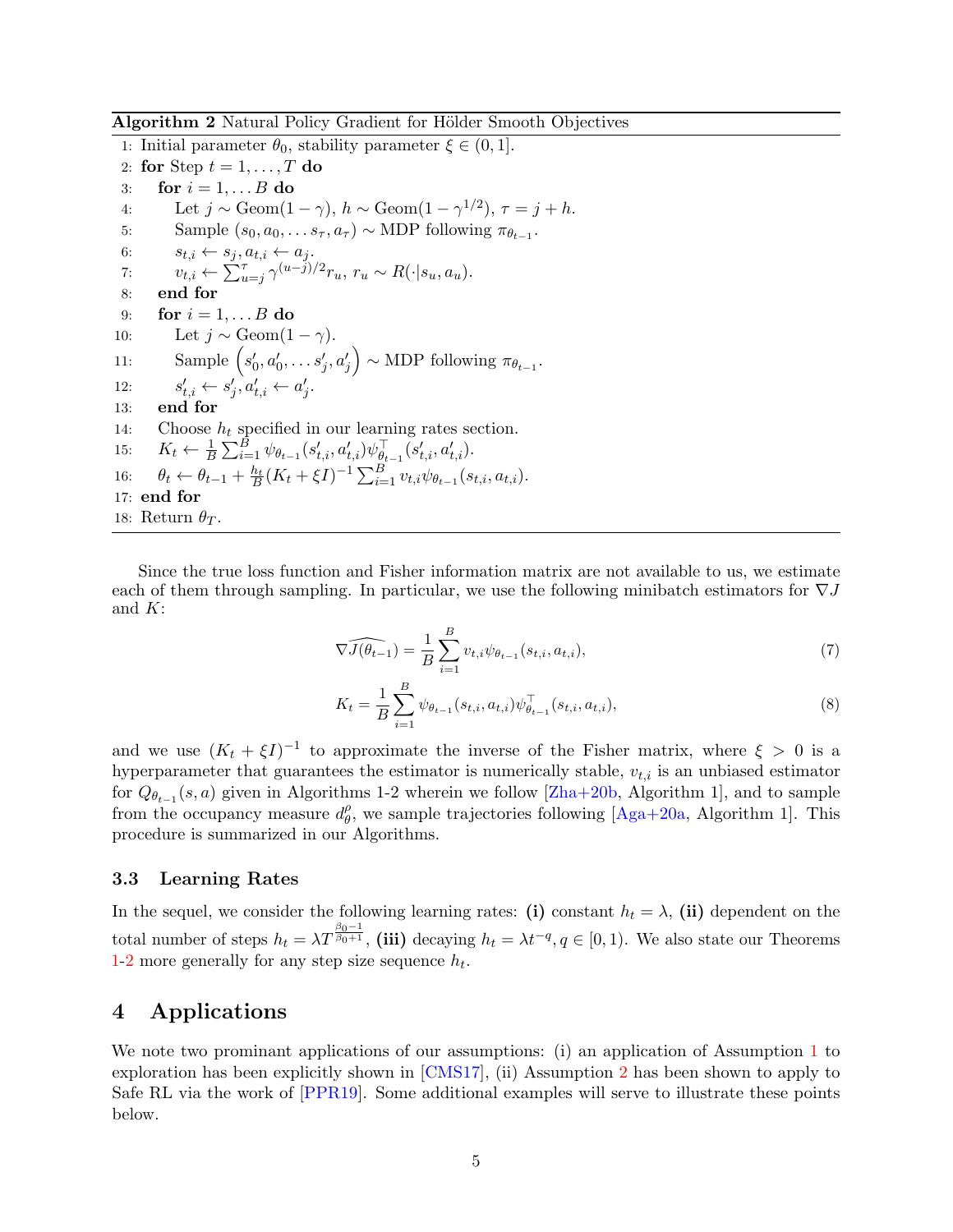**Algorithm 2** Natural Policy Gradient for Hölder Smooth Objectives

```
1: Initial parameter θ_0, stability parameter ξ ∈ (0, 1].
2: for Step t = 1, ..., T do
3:     for i = 1, ... B do
4:         Let j ~ Geom(1 − γ), h ~ Geom(1 − γ^{1/2}), τ = j + h.
5:         Sample (s_0, a_0, ... s_τ, a_τ) ~ MDP following π_{θ_{t−1}}.
6:         s_{t,i} ← s_j, a_{t,i} ← a_j.
7:         v_{t,i} ← Σ_{u=j}^{τ} γ^{(u−j)/2} r_u, r_u ~ R(·|s_u, a_u).
8:     end for
9:     for i = 1, ... B do
10:        Let j ~ Geom(1 − γ).
11:        Sample (s'_0, a'_0, ... s'_j, a'_j) ~ MDP following π_{θ_{t−1}}.
12:        s'_{t,i} ← s'_j, a'_{t,i} ← a'_j.
13:    end for
14:    Choose h_t specified in our learning rates section.
15:    K_t ← (1/B) Σ_{i=1}^{B} ψ_{θ_{t−1}}(s'_{t,i}, a'_{t,i}) ψ^⊤_{θ_{t−1}}(s'_{t,i}, a'_{t,i}).
16:    θ_t ← θ_{t−1} + (h_t/B) (K_t + ξI)^{−1} Σ_{i=1}^{B} v_{t,i} ψ_{θ_{t−1}}(s_{t,i}, a_{t,i}).
17: end for
18: Return θ_T.
```

Since the true loss function and Fisher information matrix are not available to us, we estimate each of them through sampling. In particular, we use the following minibatch estimators for $\nabla J$ and $K$:

$$\widehat{\nabla J(\theta_{t-1})} = \frac{1}{B}\sum_{i=1}^{B} v_{t,i}\psi_{\theta_{t-1}}(s_{t,i}, a_{t,i}), \tag{7}$$

$$K_t = \frac{1}{B}\sum_{i=1}^{B} \psi_{\theta_{t-1}}(s_{t,i}, a_{t,i})\psi^{\top}_{\theta_{t-1}}(s_{t,i}, a_{t,i}), \tag{8}$$

and we use $(K_t + \xi I)^{-1}$ to approximate the inverse of the Fisher matrix, where $\xi > 0$ is a hyperparameter that guarantees the estimator is numerically stable, $v_{t,i}$ is an unbiased estimator for $Q_{\theta_{t-1}}(s, a)$ given in Algorithms 1-2 wherein we follow [Zha+20b, Algorithm 1], and to sample from the occupancy measure $d^{\rho}_{\theta}$, we sample trajectories following [Aga+20a, Algorithm 1]. This procedure is summarized in our Algorithms.

### 3.3 Learning Rates

In the sequel, we consider the following learning rates: **(i)** constant $h_t = \lambda$, **(ii)** dependent on the total number of steps $h_t = \lambda T^{\frac{\beta_0 - 1}{\beta_0 + 1}}$, **(iii)** decaying $h_t = \lambda t^{-q}, q \in [0, 1)$. We also state our Theorems 1-2 more generally for any step size sequence $h_t$.

## 4 Applications

We note two prominant applications of our assumptions: (i) an application of Assumption 1 to exploration has been explicitly shown in [CMS17], (ii) Assumption 2 has been shown to apply to Safe RL via the work of [PPR19]. Some additional examples will serve to illustrate these points below.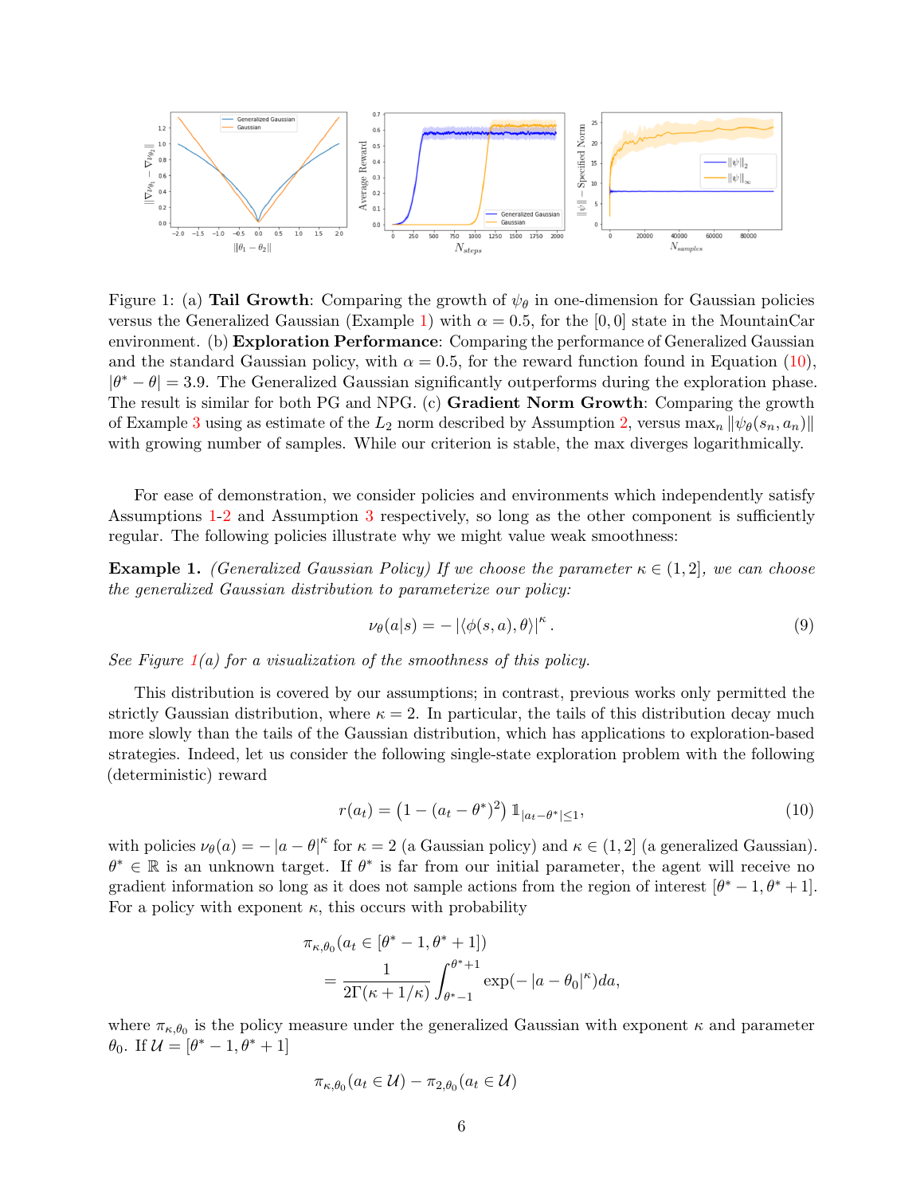Figure 1: (a) **Tail Growth**: Comparing the growth of $\psi_\theta$ in one-dimension for Gaussian policies versus the Generalized Gaussian (Example 1) with $\alpha = 0.5$, for the $[0, 0]$ state in the MountainCar environment. (b) **Exploration Performance**: Comparing the performance of Generalized Gaussian and the standard Gaussian policy, with $\alpha = 0.5$, for the reward function found in Equation (10), $|\theta^* - \theta| = 3.9$. The Generalized Gaussian significantly outperforms during the exploration phase. The result is similar for both PG and NPG. (c) **Gradient Norm Growth**: Comparing the growth of Example 3 using as estimate of the $L_2$ norm described by Assumption 2, versus $\max_n \|\psi_\theta(s_n, a_n)\|$ with growing number of samples. While our criterion is stable, the max diverges logarithmically.

For ease of demonstration, we consider policies and environments which independently satisfy Assumptions 1-2 and Assumption 3 respectively, so long as the other component is sufficiently regular. The following policies illustrate why we might value weak smoothness:

**Example 1.** *(Generalized Gaussian Policy) If we choose the parameter $\kappa \in (1, 2]$, we can choose the generalized Gaussian distribution to parameterize our policy:*

$$\nu_\theta(a|s) = -\left|\langle \phi(s, a), \theta \rangle\right|^\kappa. \tag{9}$$

*See Figure 1(a) for a visualization of the smoothness of this policy.*

This distribution is covered by our assumptions; in contrast, previous works only permitted the strictly Gaussian distribution, where $\kappa = 2$. In particular, the tails of this distribution decay much more slowly than the tails of the Gaussian distribution, which has applications to exploration-based strategies. Indeed, let us consider the following single-state exploration problem with the following (deterministic) reward

$$r(a_t) = \left(1 - (a_t - \theta^*)^2\right) \mathbb{1}_{|a_t - \theta^*| \leq 1}, \tag{10}$$

with policies $\nu_\theta(a) = -|a - \theta|^\kappa$ for $\kappa = 2$ (a Gaussian policy) and $\kappa \in (1, 2]$ (a generalized Gaussian). $\theta^* \in \mathbb{R}$ is an unknown target. If $\theta^*$ is far from our initial parameter, the agent will receive no gradient information so long as it does not sample actions from the region of interest $[\theta^* - 1, \theta^* + 1]$. For a policy with exponent $\kappa$, this occurs with probability

$$\begin{aligned}
&\pi_{\kappa,\theta_0}(a_t \in [\theta^* - 1, \theta^* + 1]) \\
&= \frac{1}{2\Gamma(\kappa + 1/\kappa)} \int_{\theta^*-1}^{\theta^*+1} \exp(-|a - \theta_0|^\kappa) da,
\end{aligned}$$

where $\pi_{\kappa,\theta_0}$ is the policy measure under the generalized Gaussian with exponent $\kappa$ and parameter $\theta_0$. If $\mathcal{U} = [\theta^* - 1, \theta^* + 1]$

$$\pi_{\kappa,\theta_0}(a_t \in \mathcal{U}) - \pi_{2,\theta_0}(a_t \in \mathcal{U})$$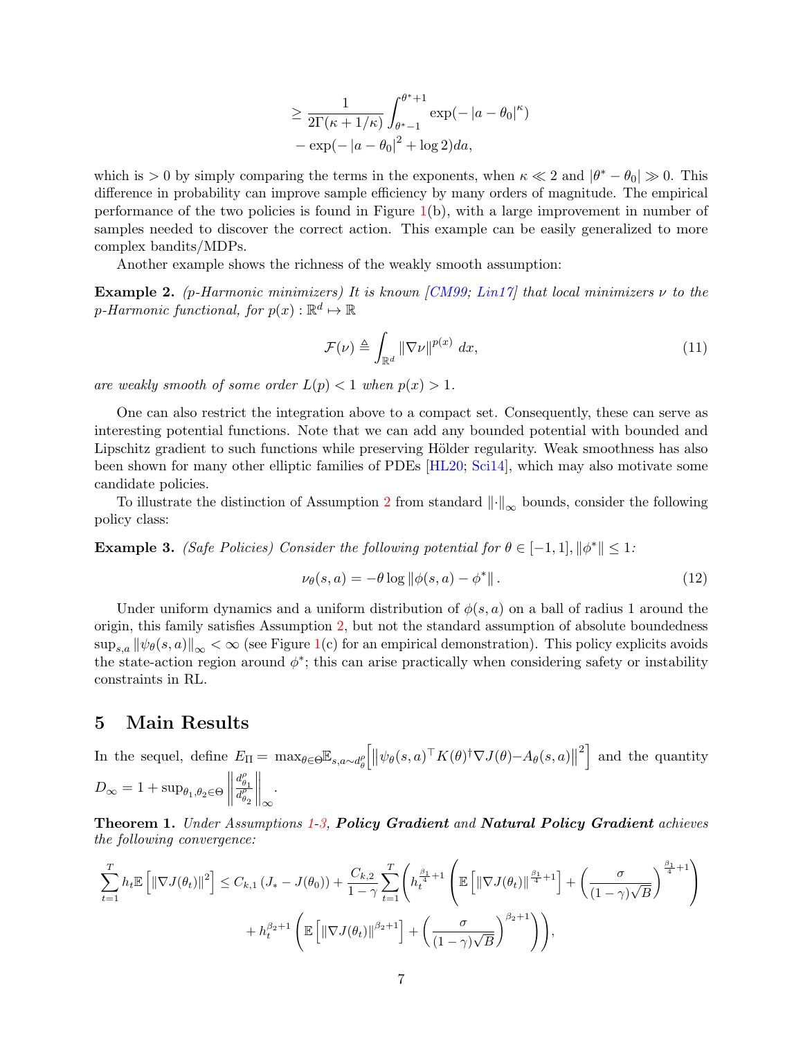$$
\geq \frac{1}{2\Gamma(\kappa+1/\kappa)} \int_{\theta^*-1}^{\theta^*+1} \exp(-|a-\theta_0|^\kappa) - \exp(-|a-\theta_0|^2 + \log 2) da,
$$

which is $> 0$ by simply comparing the terms in the exponents, when $\kappa \ll 2$ and $|\theta^* - \theta_0| \gg 0$. This difference in probability can improve sample efficiency by many orders of magnitude. The empirical performance of the two policies is found in Figure 1(b), with a large improvement in number of samples needed to discover the correct action. This example can be easily generalized to more complex bandits/MDPs.

Another example shows the richness of the weakly smooth assumption:

**Example 2.** *(p-Harmonic minimizers) It is known [CM99; Lin17] that local minimizers $\nu$ to the p-Harmonic functional, for $p(x) : \mathbb{R}^d \mapsto \mathbb{R}$*

$$
\mathcal{F}(\nu) \triangleq \int_{\mathbb{R}^d} \|\nabla \nu\|^{p(x)} \, dx, \tag{11}
$$

*are weakly smooth of some order $L(p) < 1$ when $p(x) > 1$.*

One can also restrict the integration above to a compact set. Consequently, these can serve as interesting potential functions. Note that we can add any bounded potential with bounded and Lipschitz gradient to such functions while preserving Hölder regularity. Weak smoothness has also been shown for many other elliptic families of PDEs [HL20; Sci14], which may also motivate some candidate policies.

To illustrate the distinction of Assumption 2 from standard $\|\cdot\|_\infty$ bounds, consider the following policy class:

**Example 3.** *(Safe Policies) Consider the following potential for $\theta \in [-1, 1], \|\phi^*\| \leq 1$:*

$$
\nu_\theta(s, a) = -\theta \log \|\phi(s, a) - \phi^*\|. \tag{12}
$$

Under uniform dynamics and a uniform distribution of $\phi(s, a)$ on a ball of radius 1 around the origin, this family satisfies Assumption 2, but not the standard assumption of absolute boundedness $\sup_{s,a} \|\psi_\theta(s, a)\|_\infty < \infty$ (see Figure 1(c) for an empirical demonstration). This policy explicits avoids the state-action region around $\phi^*$; this can arise practically when considering safety or instability constraints in RL.

# 5 Main Results

In the sequel, define $E_\Pi = \max_{\theta \in \Theta} \mathbb{E}_{s,a \sim d_\theta^\rho}\left[\left\|\psi_\theta(s, a)^\top K(\theta)^\dagger \nabla J(\theta) - A_\theta(s, a)\right\|^2\right]$ and the quantity $D_\infty = 1 + \sup_{\theta_1, \theta_2 \in \Theta} \left\| \frac{d_{\theta_1}^\rho}{d_{\theta_2}^\rho} \right\|_\infty$.

**Theorem 1.** *Under Assumptions 1-3, **Policy Gradient** and **Natural Policy Gradient** achieves the following convergence:*

$$
\sum_{t=1}^T h_t \mathbb{E}\left[\|\nabla J(\theta_t)\|^2\right] \leq C_{k,1}\left(J_* - J(\theta_0)\right) + \frac{C_{k,2}}{1-\gamma} \sum_{t=1}^T \left( h_t^{\frac{\beta_1}{4}+1} \left( \mathbb{E}\left[\|\nabla J(\theta_t)\|^{\frac{\beta_1}{4}+1}\right] + \left(\frac{\sigma}{(1-\gamma)\sqrt{B}}\right)^{\frac{\beta_1}{4}+1} \right) + h_t^{\beta_2+1} \left( \mathbb{E}\left[\|\nabla J(\theta_t)\|^{\beta_2+1}\right] + \left(\frac{\sigma}{(1-\gamma)\sqrt{B}}\right)^{\beta_2+1} \right) \right),
$$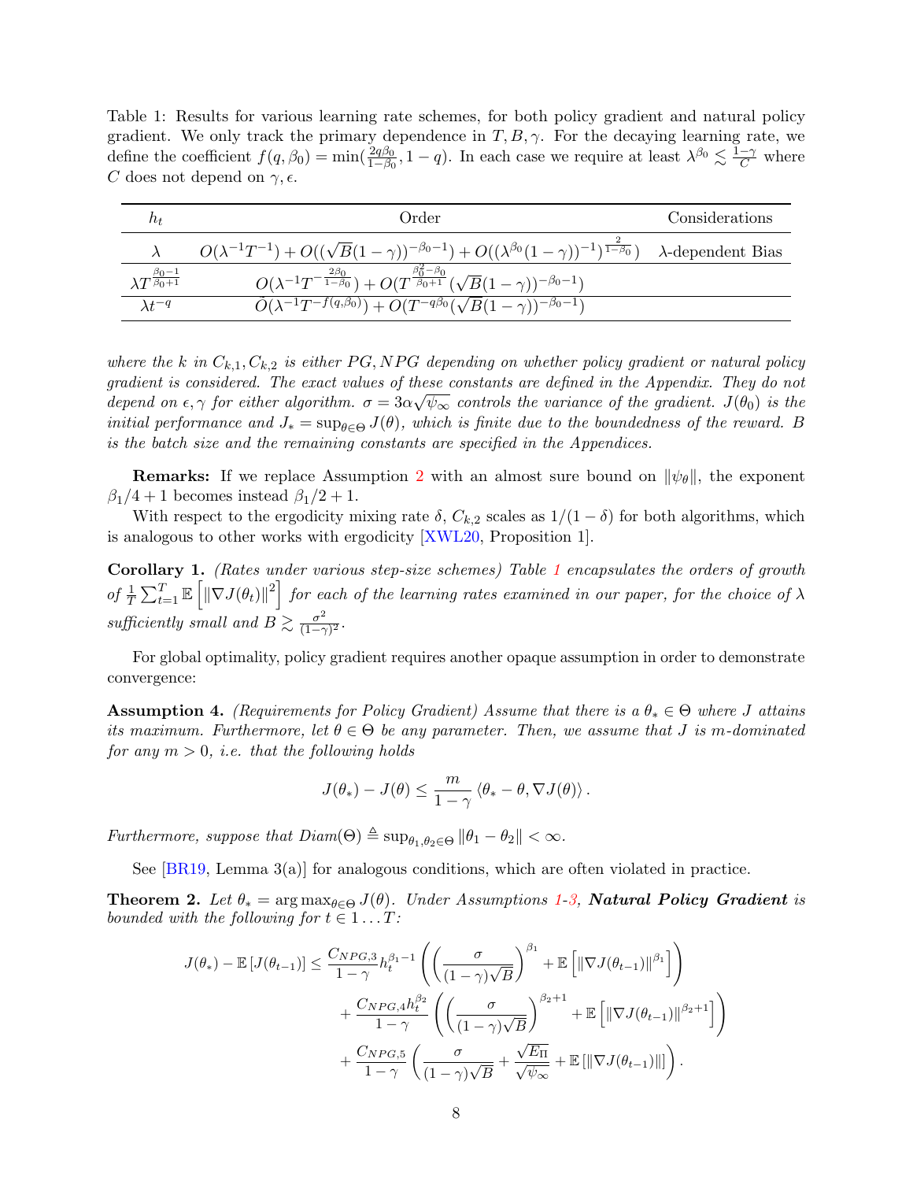Table 1: Results for various learning rate schemes, for both policy gradient and natural policy gradient. We only track the primary dependence in $T, B, \gamma$. For the decaying learning rate, we define the coefficient $f(q, \beta_0) = \min(\frac{2q\beta_0}{1-\beta_0}, 1-q)$. In each case we require at least $\lambda^{\beta_0} \lesssim \frac{1-\gamma}{C}$ where $C$ does not depend on $\gamma, \epsilon$.

| $h_t$ | Order | Considerations |
|---|---|---|
| $\lambda$ | $O(\lambda^{-1}T^{-1}) + O((\sqrt{B}(1-\gamma))^{-\beta_0-1}) + O((\lambda^{\beta_0}(1-\gamma))^{-1})^{\frac{2}{1-\beta_0}})$ | $\lambda$-dependent Bias |
| $\lambda T^{\frac{\beta_0-1}{\beta_0+1}}$ | $O(\lambda^{-1}T^{-\frac{2\beta_0}{1-\beta_0}}) + O(T^{\frac{\beta_0^2-\beta_0}{\beta_0+1}}(\sqrt{B}(1-\gamma))^{-\beta_0-1})$ | |
| $\lambda t^{-q}$ | $O(\lambda^{-1}T^{-f(q,\beta_0)}) + O(T^{-q\beta_0}(\sqrt{B}(1-\gamma))^{-\beta_0-1})$ | |

*where the $k$ in $C_{k,1}, C_{k,2}$ is either $PG, NPG$ depending on whether policy gradient or natural policy gradient is considered. The exact values of these constants are defined in the Appendix. They do not depend on $\epsilon, \gamma$ for either algorithm. $\sigma = 3\alpha\sqrt{\psi_\infty}$ controls the variance of the gradient. $J(\theta_0)$ is the initial performance and $J_* = \sup_{\theta\in\Theta} J(\theta)$, which is finite due to the boundedness of the reward. $B$ is the batch size and the remaining constants are specified in the Appendices.*

**Remarks:** If we replace Assumption 2 with an almost sure bound on $\|\psi_\theta\|$, the exponent $\beta_1/4 + 1$ becomes instead $\beta_1/2 + 1$.

With respect to the ergodicity mixing rate $\delta$, $C_{k,2}$ scales as $1/(1-\delta)$ for both algorithms, which is analogous to other works with ergodicity [XWL20, Proposition 1].

**Corollary 1.** *(Rates under various step-size schemes) Table 1 encapsulates the orders of growth of $\frac{1}{T}\sum_{t=1}^{T} \mathbb{E}\left[\|\nabla J(\theta_t)\|^2\right]$ for each of the learning rates examined in our paper, for the choice of $\lambda$ sufficiently small and $B \gtrsim \frac{\sigma^2}{(1-\gamma)^2}$.*

For global optimality, policy gradient requires another opaque assumption in order to demonstrate convergence:

**Assumption 4.** *(Requirements for Policy Gradient) Assume that there is a $\theta_* \in \Theta$ where $J$ attains its maximum. Furthermore, let $\theta \in \Theta$ be any parameter. Then, we assume that $J$ is $m$-dominated for any $m > 0$, i.e. that the following holds*

$$J(\theta_*) - J(\theta) \leq \frac{m}{1-\gamma} \langle \theta_* - \theta, \nabla J(\theta) \rangle .$$

*Furthermore, suppose that $Diam(\Theta) \triangleq \sup_{\theta_1,\theta_2\in\Theta} \|\theta_1 - \theta_2\| < \infty$.*

See [BR19, Lemma 3(a)] for analogous conditions, which are often violated in practice.

**Theorem 2.** *Let $\theta_* = \arg\max_{\theta\in\Theta} J(\theta)$. Under Assumptions 1-3, **Natural Policy Gradient** is bounded with the following for $t \in 1\ldots T$:*

$$\begin{aligned} J(\theta_*) - \mathbb{E}\left[J(\theta_{t-1})\right] \leq{}& \frac{C_{NPG,3}}{1-\gamma} h_t^{\beta_1-1}\left(\left(\frac{\sigma}{(1-\gamma)\sqrt{B}}\right)^{\beta_1} + \mathbb{E}\left[\|\nabla J(\theta_{t-1})\|^{\beta_1}\right]\right) \\ &+ \frac{C_{NPG,4}h_t^{\beta_2}}{1-\gamma}\left(\left(\frac{\sigma}{(1-\gamma)\sqrt{B}}\right)^{\beta_2+1} + \mathbb{E}\left[\|\nabla J(\theta_{t-1})\|^{\beta_2+1}\right]\right) \\ &+ \frac{C_{NPG,5}}{1-\gamma}\left(\frac{\sigma}{(1-\gamma)\sqrt{B}} + \frac{\sqrt{E_\Pi}}{\sqrt{\psi_\infty}} + \mathbb{E}\left[\|\nabla J(\theta_{t-1})\|\right]\right). \end{aligned}$$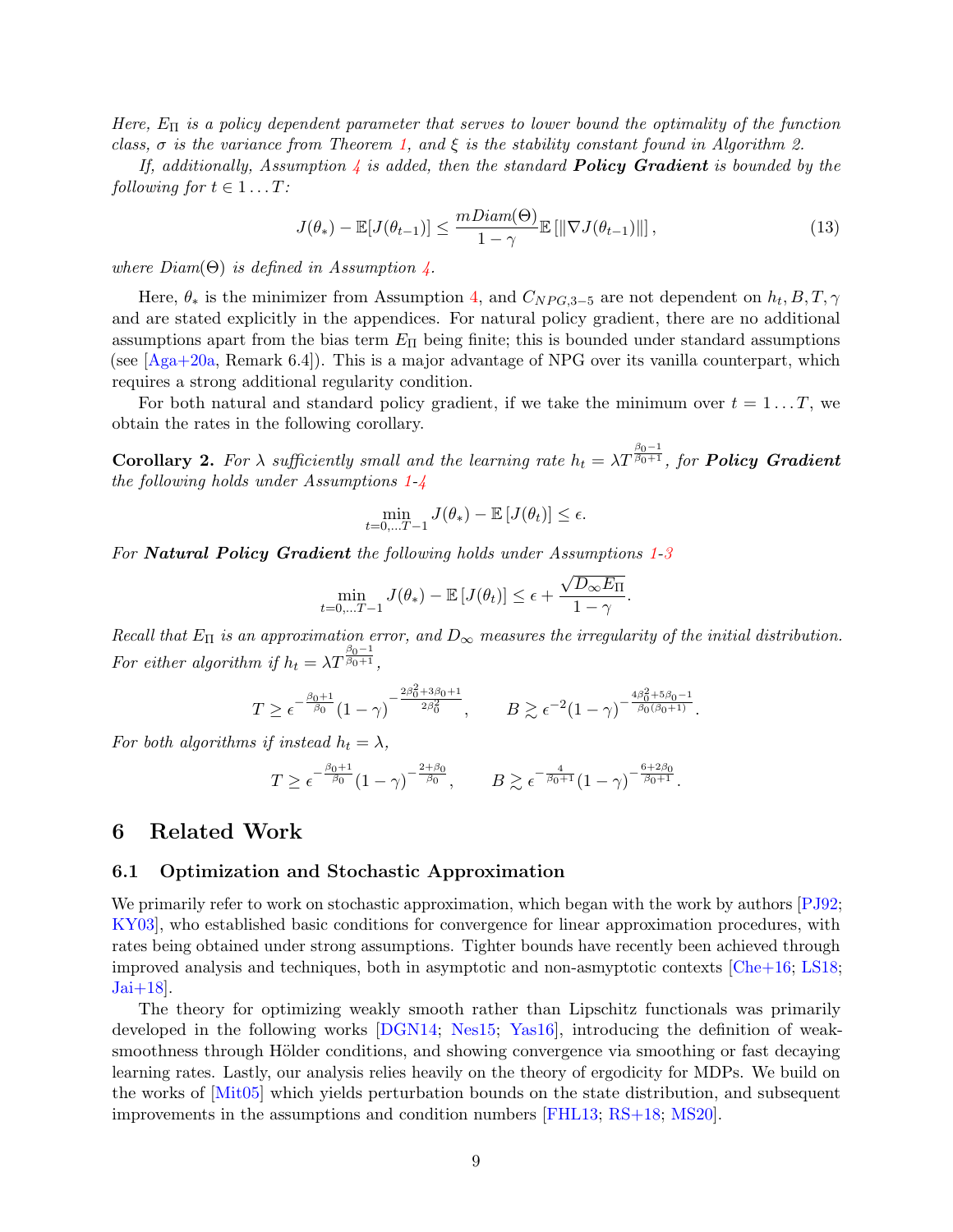*Here, $E_\Pi$ is a policy dependent parameter that serves to lower bound the optimality of the function class, $\sigma$ is the variance from Theorem 1, and $\xi$ is the stability constant found in Algorithm 2.*

*If, additionally, Assumption 4 is added, then the standard **Policy Gradient** is bounded by the following for $t \in 1 \dots T$:*

$$J(\theta_*) - \mathbb{E}[J(\theta_{t-1})] \leq \frac{m Diam(\Theta)}{1-\gamma} \mathbb{E}\left[\|\nabla J(\theta_{t-1})\|\right], \tag{13}$$

*where $Diam(\Theta)$ is defined in Assumption 4.*

Here, $\theta_*$ is the minimizer from Assumption 4, and $C_{NPG,3-5}$ are not dependent on $h_t, B, T, \gamma$ and are stated explicitly in the appendices. For natural policy gradient, there are no additional assumptions apart from the bias term $E_\Pi$ being finite; this is bounded under standard assumptions (see [Aga+20a, Remark 6.4]). This is a major advantage of NPG over its vanilla counterpart, which requires a strong additional regularity condition.

For both natural and standard policy gradient, if we take the minimum over $t = 1 \dots T$, we obtain the rates in the following corollary.

**Corollary 2.** *For $\lambda$ sufficiently small and the learning rate $h_t = \lambda T^{\frac{\beta_0 - 1}{\beta_0 + 1}}$, for **Policy Gradient** the following holds under Assumptions 1-4*

$$\min_{t=0,\dots T-1} J(\theta_*) - \mathbb{E}\left[J(\theta_t)\right] \leq \epsilon.$$

*For **Natural Policy Gradient** the following holds under Assumptions 1-3*

$$\min_{t=0,\dots T-1} J(\theta_*) - \mathbb{E}\left[J(\theta_t)\right] \leq \epsilon + \frac{\sqrt{D_\infty E_\Pi}}{1-\gamma}.$$

*Recall that $E_\Pi$ is an approximation error, and $D_\infty$ measures the irregularity of the initial distribution. For either algorithm if $h_t = \lambda T^{\frac{\beta_0 - 1}{\beta_0 + 1}}$,*

$$T \geq \epsilon^{-\frac{\beta_0+1}{\beta_0}} (1-\gamma)^{-\frac{2\beta_0^2 + 3\beta_0 + 1}{2\beta_0^2}}, \qquad B \gtrsim \epsilon^{-2} (1-\gamma)^{-\frac{4\beta_0^2 + 5\beta_0 - 1}{\beta_0(\beta_0+1)}}.$$

*For both algorithms if instead $h_t = \lambda$,*

$$T \geq \epsilon^{-\frac{\beta_0+1}{\beta_0}} (1-\gamma)^{-\frac{2+\beta_0}{\beta_0}}, \qquad B \gtrsim \epsilon^{-\frac{4}{\beta_0+1}} (1-\gamma)^{-\frac{6+2\beta_0}{\beta_0+1}}.$$

# 6 Related Work

## 6.1 Optimization and Stochastic Approximation

We primarily refer to work on stochastic approximation, which began with the work by authors [PJ92; KY03], who established basic conditions for convergence for linear approximation procedures, with rates being obtained under strong assumptions. Tighter bounds have recently been achieved through improved analysis and techniques, both in asymptotic and non-asmyptotic contexts [Che+16; LS18; Jai+18].

The theory for optimizing weakly smooth rather than Lipschitz functionals was primarily developed in the following works [DGN14; Nes15; Yas16], introducing the definition of weak-smoothness through Hölder conditions, and showing convergence via smoothing or fast decaying learning rates. Lastly, our analysis relies heavily on the theory of ergodicity for MDPs. We build on the works of [Mit05] which yields perturbation bounds on the state distribution, and subsequent improvements in the assumptions and condition numbers [FHL13; RS+18; MS20].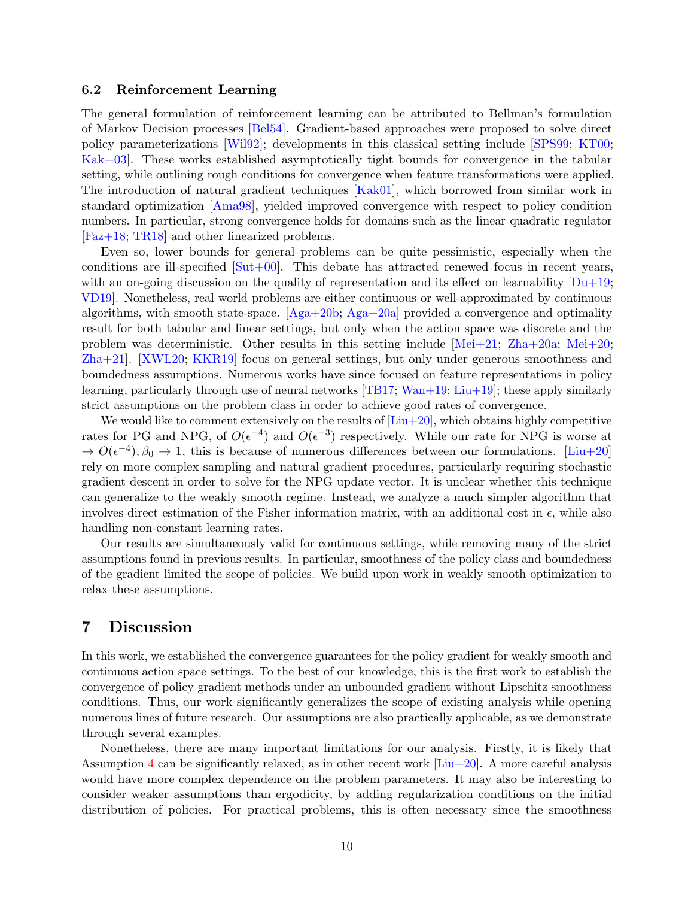### 6.2 Reinforcement Learning

The general formulation of reinforcement learning can be attributed to Bellman's formulation of Markov Decision processes [Bel54]. Gradient-based approaches were proposed to solve direct policy parameterizations [Wil92]; developments in this classical setting include [SPS99; KT00; Kak+03]. These works established asymptotically tight bounds for convergence in the tabular setting, while outlining rough conditions for convergence when feature transformations were applied. The introduction of natural gradient techniques [Kak01], which borrowed from similar work in standard optimization [Ama98], yielded improved convergence with respect to policy condition numbers. In particular, strong convergence holds for domains such as the linear quadratic regulator [Faz+18; TR18] and other linearized problems.

Even so, lower bounds for general problems can be quite pessimistic, especially when the conditions are ill-specified [Sut+00]. This debate has attracted renewed focus in recent years, with an on-going discussion on the quality of representation and its effect on learnability [Du+19; VD19]. Nonetheless, real world problems are either continuous or well-approximated by continuous algorithms, with smooth state-space. [Aga+20b; Aga+20a] provided a convergence and optimality result for both tabular and linear settings, but only when the action space was discrete and the problem was deterministic. Other results in this setting include [Mei+21; Zha+20a; Mei+20; Zha+21]. [XWL20; KKR19] focus on general settings, but only under generous smoothness and boundedness assumptions. Numerous works have since focused on feature representations in policy learning, particularly through use of neural networks [TB17; Wan+19; Liu+19]; these apply similarly strict assumptions on the problem class in order to achieve good rates of convergence.

We would like to comment extensively on the results of [Liu+20], which obtains highly competitive rates for PG and NPG, of $O(\epsilon^{-4})$ and $O(\epsilon^{-3})$ respectively. While our rate for NPG is worse at $\to O(\epsilon^{-4}), \beta_0 \to 1$, this is because of numerous differences between our formulations. [Liu+20] rely on more complex sampling and natural gradient procedures, particularly requiring stochastic gradient descent in order to solve for the NPG update vector. It is unclear whether this technique can generalize to the weakly smooth regime. Instead, we analyze a much simpler algorithm that involves direct estimation of the Fisher information matrix, with an additional cost in $\epsilon$, while also handling non-constant learning rates.

Our results are simultaneously valid for continuous settings, while removing many of the strict assumptions found in previous results. In particular, smoothness of the policy class and boundedness of the gradient limited the scope of policies. We build upon work in weakly smooth optimization to relax these assumptions.

## 7 Discussion

In this work, we established the convergence guarantees for the policy gradient for weakly smooth and continuous action space settings. To the best of our knowledge, this is the first work to establish the convergence of policy gradient methods under an unbounded gradient without Lipschitz smoothness conditions. Thus, our work significantly generalizes the scope of existing analysis while opening numerous lines of future research. Our assumptions are also practically applicable, as we demonstrate through several examples.

Nonetheless, there are many important limitations for our analysis. Firstly, it is likely that Assumption 4 can be significantly relaxed, as in other recent work [Liu+20]. A more careful analysis would have more complex dependence on the problem parameters. It may also be interesting to consider weaker assumptions than ergodicity, by adding regularization conditions on the initial distribution of policies. For practical problems, this is often necessary since the smoothness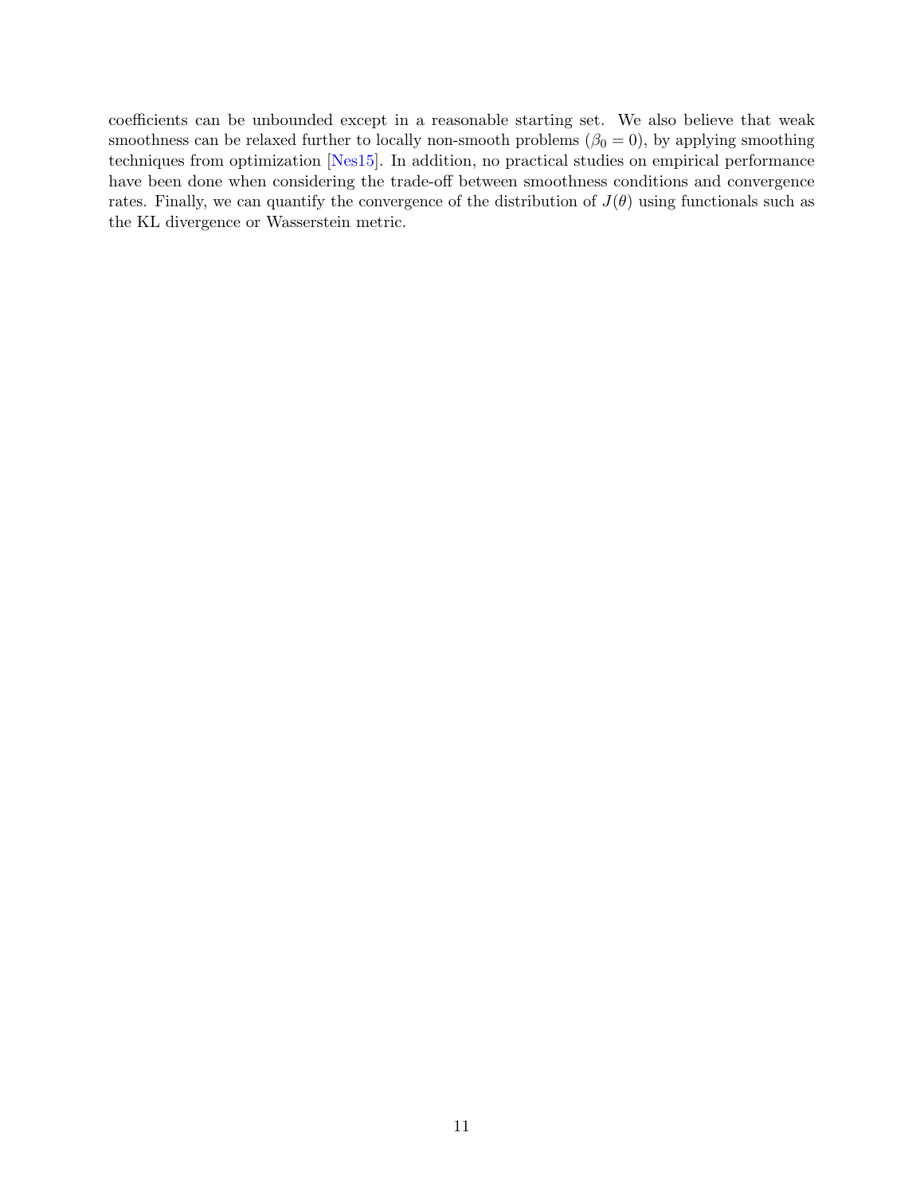coefficients can be unbounded except in a reasonable starting set. We also believe that weak smoothness can be relaxed further to locally non-smooth problems ($\beta_0 = 0$), by applying smoothing techniques from optimization [Nes15]. In addition, no practical studies on empirical performance have been done when considering the trade-off between smoothness conditions and convergence rates. Finally, we can quantify the convergence of the distribution of $J(\theta)$ using functionals such as the KL divergence or Wasserstein metric.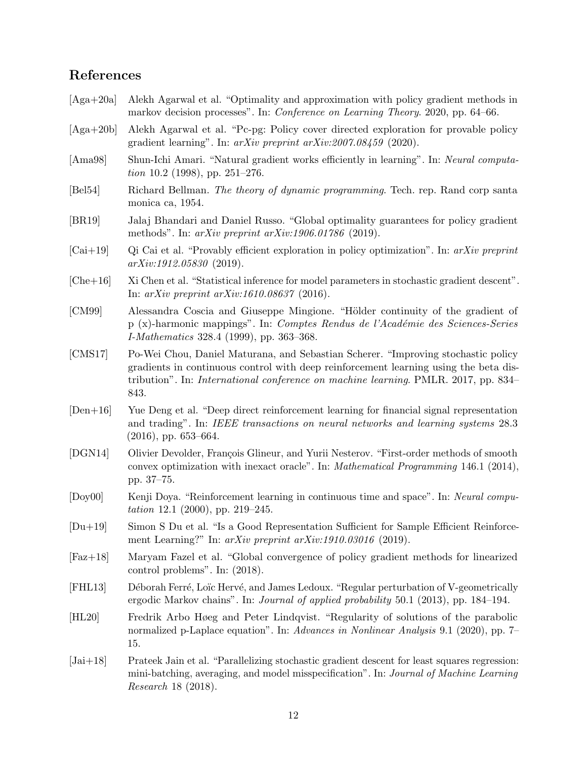## References

[Aga+20a] Alekh Agarwal et al. "Optimality and approximation with policy gradient methods in markov decision processes". In: *Conference on Learning Theory*. 2020, pp. 64–66.

[Aga+20b] Alekh Agarwal et al. "Pc-pg: Policy cover directed exploration for provable policy gradient learning". In: *arXiv preprint arXiv:2007.08459* (2020).

[Ama98] Shun-Ichi Amari. "Natural gradient works efficiently in learning". In: *Neural computation* 10.2 (1998), pp. 251–276.

[Bel54] Richard Bellman. *The theory of dynamic programming*. Tech. rep. Rand corp santa monica ca, 1954.

[BR19] Jalaj Bhandari and Daniel Russo. "Global optimality guarantees for policy gradient methods". In: *arXiv preprint arXiv:1906.01786* (2019).

[Cai+19] Qi Cai et al. "Provably efficient exploration in policy optimization". In: *arXiv preprint arXiv:1912.05830* (2019).

[Che+16] Xi Chen et al. "Statistical inference for model parameters in stochastic gradient descent". In: *arXiv preprint arXiv:1610.08637* (2016).

[CM99] Alessandra Coscia and Giuseppe Mingione. "Hölder continuity of the gradient of p (x)-harmonic mappings". In: *Comptes Rendus de l'Académie des Sciences-Series I-Mathematics* 328.4 (1999), pp. 363–368.

[CMS17] Po-Wei Chou, Daniel Maturana, and Sebastian Scherer. "Improving stochastic policy gradients in continuous control with deep reinforcement learning using the beta distribution". In: *International conference on machine learning*. PMLR. 2017, pp. 834–843.

[Den+16] Yue Deng et al. "Deep direct reinforcement learning for financial signal representation and trading". In: *IEEE transactions on neural networks and learning systems* 28.3 (2016), pp. 653–664.

[DGN14] Olivier Devolder, François Glineur, and Yurii Nesterov. "First-order methods of smooth convex optimization with inexact oracle". In: *Mathematical Programming* 146.1 (2014), pp. 37–75.

[Doy00] Kenji Doya. "Reinforcement learning in continuous time and space". In: *Neural computation* 12.1 (2000), pp. 219–245.

[Du+19] Simon S Du et al. "Is a Good Representation Sufficient for Sample Efficient Reinforcement Learning?" In: *arXiv preprint arXiv:1910.03016* (2019).

[Faz+18] Maryam Fazel et al. "Global convergence of policy gradient methods for linearized control problems". In: (2018).

[FHL13] Déborah Ferré, Loïc Hervé, and James Ledoux. "Regular perturbation of V-geometrically ergodic Markov chains". In: *Journal of applied probability* 50.1 (2013), pp. 184–194.

[HL20] Fredrik Arbo Høeg and Peter Lindqvist. "Regularity of solutions of the parabolic normalized p-Laplace equation". In: *Advances in Nonlinear Analysis* 9.1 (2020), pp. 7–15.

[Jai+18] Prateek Jain et al. "Parallelizing stochastic gradient descent for least squares regression: mini-batching, averaging, and model misspecification". In: *Journal of Machine Learning Research* 18 (2018).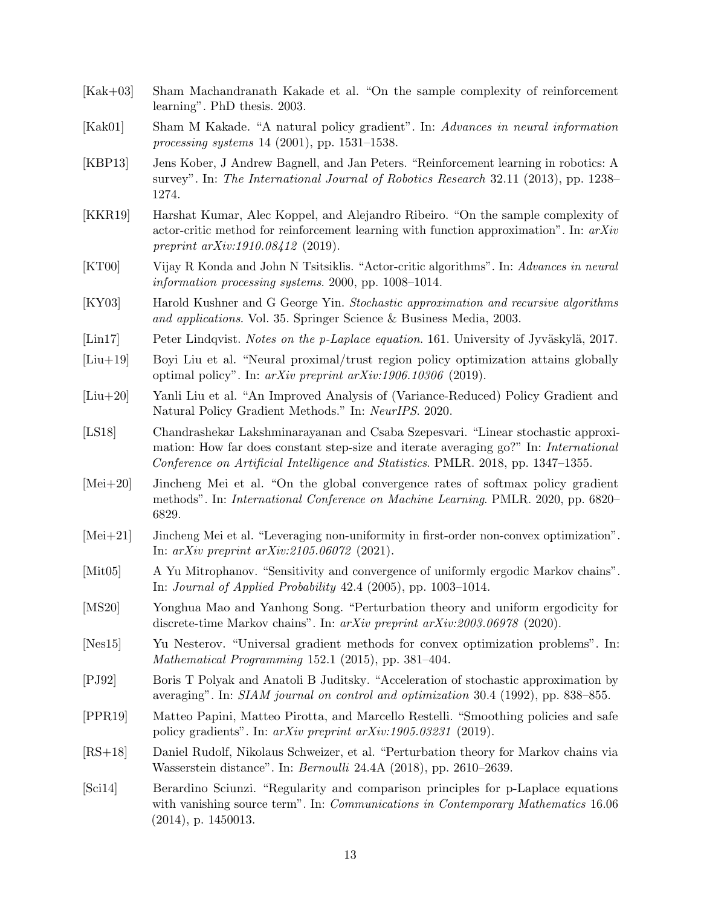[Kak+03] Sham Machandranath Kakade et al. "On the sample complexity of reinforcement learning". PhD thesis. 2003.

[Kak01] Sham M Kakade. "A natural policy gradient". In: *Advances in neural information processing systems* 14 (2001), pp. 1531–1538.

[KBP13] Jens Kober, J Andrew Bagnell, and Jan Peters. "Reinforcement learning in robotics: A survey". In: *The International Journal of Robotics Research* 32.11 (2013), pp. 1238–1274.

[KKR19] Harshat Kumar, Alec Koppel, and Alejandro Ribeiro. "On the sample complexity of actor-critic method for reinforcement learning with function approximation". In: *arXiv preprint arXiv:1910.08412* (2019).

[KT00] Vijay R Konda and John N Tsitsiklis. "Actor-critic algorithms". In: *Advances in neural information processing systems*. 2000, pp. 1008–1014.

[KY03] Harold Kushner and G George Yin. *Stochastic approximation and recursive algorithms and applications*. Vol. 35. Springer Science & Business Media, 2003.

[Lin17] Peter Lindqvist. *Notes on the p-Laplace equation*. 161. University of Jyväskylä, 2017.

[Liu+19] Boyi Liu et al. "Neural proximal/trust region policy optimization attains globally optimal policy". In: *arXiv preprint arXiv:1906.10306* (2019).

[Liu+20] Yanli Liu et al. "An Improved Analysis of (Variance-Reduced) Policy Gradient and Natural Policy Gradient Methods." In: *NeurIPS*. 2020.

[LS18] Chandrashekar Lakshminarayanan and Csaba Szepesvari. "Linear stochastic approximation: How far does constant step-size and iterate averaging go?" In: *International Conference on Artificial Intelligence and Statistics*. PMLR. 2018, pp. 1347–1355.

[Mei+20] Jincheng Mei et al. "On the global convergence rates of softmax policy gradient methods". In: *International Conference on Machine Learning*. PMLR. 2020, pp. 6820–6829.

[Mei+21] Jincheng Mei et al. "Leveraging non-uniformity in first-order non-convex optimization". In: *arXiv preprint arXiv:2105.06072* (2021).

[Mit05] A Yu Mitrophanov. "Sensitivity and convergence of uniformly ergodic Markov chains". In: *Journal of Applied Probability* 42.4 (2005), pp. 1003–1014.

[MS20] Yonghua Mao and Yanhong Song. "Perturbation theory and uniform ergodicity for discrete-time Markov chains". In: *arXiv preprint arXiv:2003.06978* (2020).

[Nes15] Yu Nesterov. "Universal gradient methods for convex optimization problems". In: *Mathematical Programming* 152.1 (2015), pp. 381–404.

[PJ92] Boris T Polyak and Anatoli B Juditsky. "Acceleration of stochastic approximation by averaging". In: *SIAM journal on control and optimization* 30.4 (1992), pp. 838–855.

[PPR19] Matteo Papini, Matteo Pirotta, and Marcello Restelli. "Smoothing policies and safe policy gradients". In: *arXiv preprint arXiv:1905.03231* (2019).

[RS+18] Daniel Rudolf, Nikolaus Schweizer, et al. "Perturbation theory for Markov chains via Wasserstein distance". In: *Bernoulli* 24.4A (2018), pp. 2610–2639.

[Sci14] Berardino Sciunzi. "Regularity and comparison principles for p-Laplace equations with vanishing source term". In: *Communications in Contemporary Mathematics* 16.06 (2014), p. 1450013.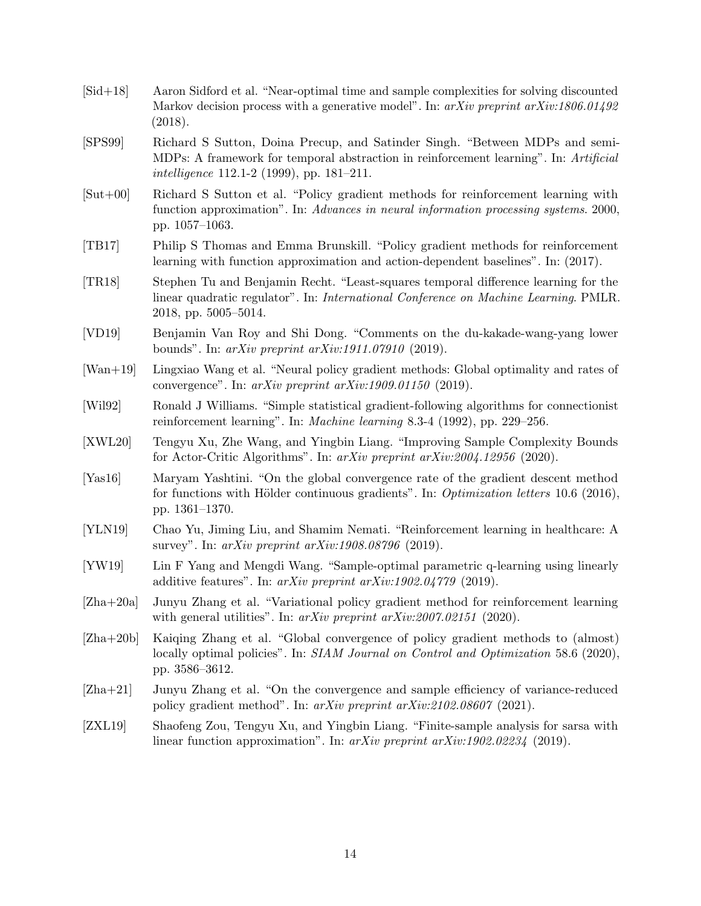[Sid+18] Aaron Sidford et al. "Near-optimal time and sample complexities for solving discounted Markov decision process with a generative model". In: *arXiv preprint arXiv:1806.01492* (2018).

[SPS99] Richard S Sutton, Doina Precup, and Satinder Singh. "Between MDPs and semi-MDPs: A framework for temporal abstraction in reinforcement learning". In: *Artificial intelligence* 112.1-2 (1999), pp. 181–211.

[Sut+00] Richard S Sutton et al. "Policy gradient methods for reinforcement learning with function approximation". In: *Advances in neural information processing systems*. 2000, pp. 1057–1063.

[TB17] Philip S Thomas and Emma Brunskill. "Policy gradient methods for reinforcement learning with function approximation and action-dependent baselines". In: (2017).

[TR18] Stephen Tu and Benjamin Recht. "Least-squares temporal difference learning for the linear quadratic regulator". In: *International Conference on Machine Learning*. PMLR. 2018, pp. 5005–5014.

[VD19] Benjamin Van Roy and Shi Dong. "Comments on the du-kakade-wang-yang lower bounds". In: *arXiv preprint arXiv:1911.07910* (2019).

[Wan+19] Lingxiao Wang et al. "Neural policy gradient methods: Global optimality and rates of convergence". In: *arXiv preprint arXiv:1909.01150* (2019).

[Wil92] Ronald J Williams. "Simple statistical gradient-following algorithms for connectionist reinforcement learning". In: *Machine learning* 8.3-4 (1992), pp. 229–256.

[XWL20] Tengyu Xu, Zhe Wang, and Yingbin Liang. "Improving Sample Complexity Bounds for Actor-Critic Algorithms". In: *arXiv preprint arXiv:2004.12956* (2020).

[Yas16] Maryam Yashtini. "On the global convergence rate of the gradient descent method for functions with Hölder continuous gradients". In: *Optimization letters* 10.6 (2016), pp. 1361–1370.

[YLN19] Chao Yu, Jiming Liu, and Shamim Nemati. "Reinforcement learning in healthcare: A survey". In: *arXiv preprint arXiv:1908.08796* (2019).

[YW19] Lin F Yang and Mengdi Wang. "Sample-optimal parametric q-learning using linearly additive features". In: *arXiv preprint arXiv:1902.04779* (2019).

[Zha+20a] Junyu Zhang et al. "Variational policy gradient method for reinforcement learning with general utilities". In: *arXiv preprint arXiv:2007.02151* (2020).

[Zha+20b] Kaiqing Zhang et al. "Global convergence of policy gradient methods to (almost) locally optimal policies". In: *SIAM Journal on Control and Optimization* 58.6 (2020), pp. 3586–3612.

[Zha+21] Junyu Zhang et al. "On the convergence and sample efficiency of variance-reduced policy gradient method". In: *arXiv preprint arXiv:2102.08607* (2021).

[ZXL19] Shaofeng Zou, Tengyu Xu, and Yingbin Liang. "Finite-sample analysis for sarsa with linear function approximation". In: *arXiv preprint arXiv:1902.02234* (2019).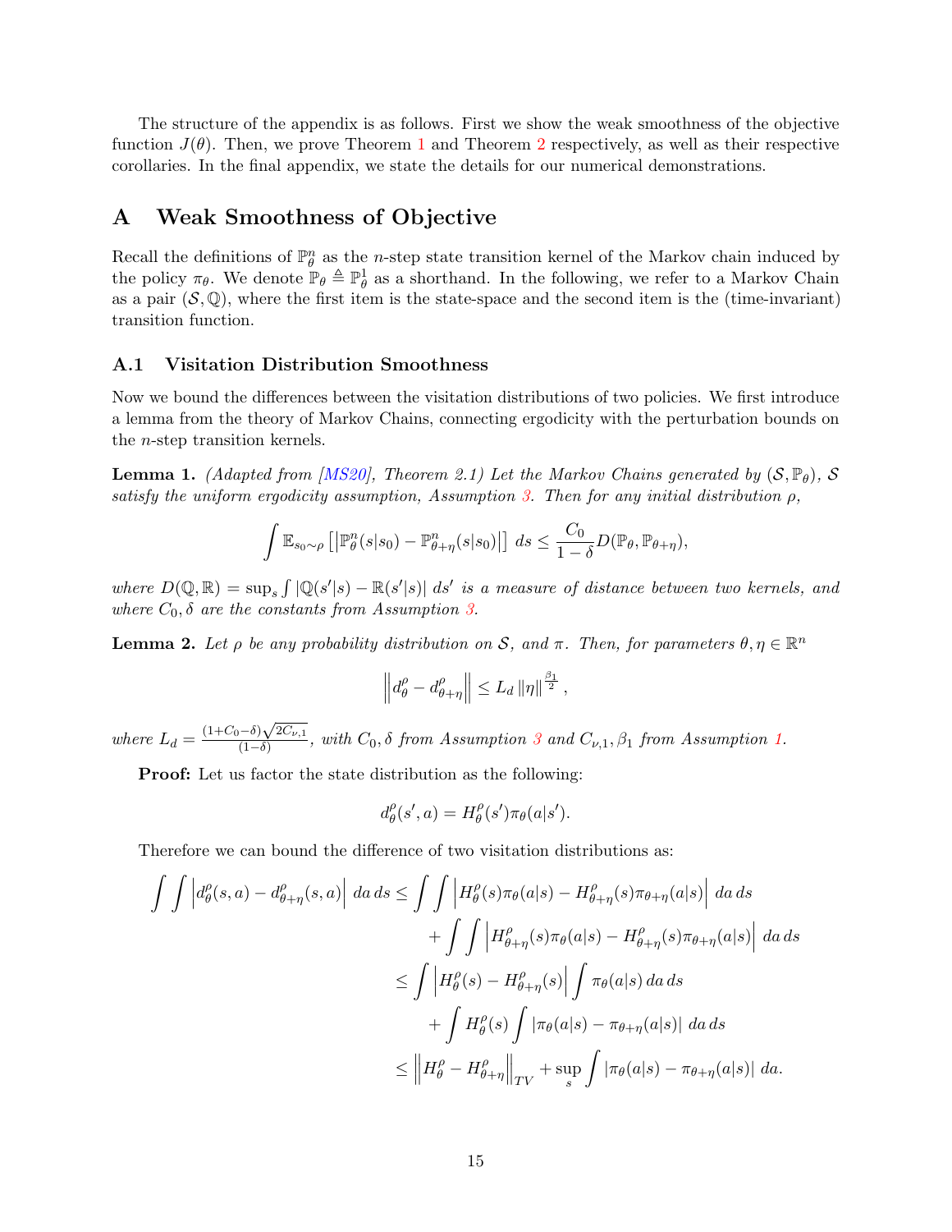The structure of the appendix is as follows. First we show the weak smoothness of the objective function $J(\theta)$. Then, we prove Theorem 1 and Theorem 2 respectively, as well as their respective corollaries. In the final appendix, we state the details for our numerical demonstrations.

# A Weak Smoothness of Objective

Recall the definitions of $\mathbb{P}_\theta^n$ as the $n$-step state transition kernel of the Markov chain induced by the policy $\pi_\theta$. We denote $\mathbb{P}_\theta \triangleq \mathbb{P}_\theta^1$ as a shorthand. In the following, we refer to a Markov Chain as a pair $(\mathcal{S}, \mathbb{Q})$, where the first item is the state-space and the second item is the (time-invariant) transition function.

## A.1 Visitation Distribution Smoothness

Now we bound the differences between the visitation distributions of two policies. We first introduce a lemma from the theory of Markov Chains, connecting ergodicity with the perturbation bounds on the $n$-step transition kernels.

**Lemma 1.** *(Adapted from [MS20], Theorem 2.1) Let the Markov Chains generated by $(\mathcal{S}, \mathbb{P}_\theta)$, $\mathcal{S}$ satisfy the uniform ergodicity assumption, Assumption 3. Then for any initial distribution $\rho$,*

$$\int \mathbb{E}_{s_0 \sim \rho} \left[ \left| \mathbb{P}_\theta^n(s|s_0) - \mathbb{P}_{\theta+\eta}^n(s|s_0) \right| \right] \, ds \leq \frac{C_0}{1-\delta} D(\mathbb{P}_\theta, \mathbb{P}_{\theta+\eta}),$$

*where $D(\mathbb{Q}, \mathbb{R}) = \sup_s \int |\mathbb{Q}(s'|s) - \mathbb{R}(s'|s)| \, ds'$ is a measure of distance between two kernels, and where $C_0, \delta$ are the constants from Assumption 3.*

**Lemma 2.** *Let $\rho$ be any probability distribution on $\mathcal{S}$, and $\pi$. Then, for parameters $\theta, \eta \in \mathbb{R}^n$*

$$\left\| d_\theta^\rho - d_{\theta+\eta}^\rho \right\| \leq L_d \left\| \eta \right\|^{\frac{\beta_1}{2}},$$

*where $L_d = \frac{(1+C_0-\delta)\sqrt{2C_{\nu,1}}}{(1-\delta)}$, with $C_0, \delta$ from Assumption 3 and $C_{\nu,1}, \beta_1$ from Assumption 1.*

**Proof:** Let us factor the state distribution as the following:

$$d_\theta^\rho(s', a) = H_\theta^\rho(s') \pi_\theta(a|s').$$

Therefore we can bound the difference of two visitation distributions as:

$$\begin{aligned}
\int \int \left| d_\theta^\rho(s,a) - d_{\theta+\eta}^\rho(s,a) \right| \, da \, ds &\leq \int \int \left| H_\theta^\rho(s) \pi_\theta(a|s) - H_{\theta+\eta}^\rho(s) \pi_{\theta+\eta}(a|s) \right| \, da \, ds \\
&\quad + \int \int \left| H_{\theta+\eta}^\rho(s) \pi_\theta(a|s) - H_{\theta+\eta}^\rho(s) \pi_{\theta+\eta}(a|s) \right| \, da \, ds \\
&\leq \int \left| H_\theta^\rho(s) - H_{\theta+\eta}^\rho(s) \right| \int \pi_\theta(a|s) \, da \, ds \\
&\quad + \int H_\theta^\rho(s) \int \left| \pi_\theta(a|s) - \pi_{\theta+\eta}(a|s) \right| \, da \, ds \\
&\leq \left\| H_\theta^\rho - H_{\theta+\eta}^\rho \right\|_{TV} + \sup_s \int \left| \pi_\theta(a|s) - \pi_{\theta+\eta}(a|s) \right| \, da.
\end{aligned}$$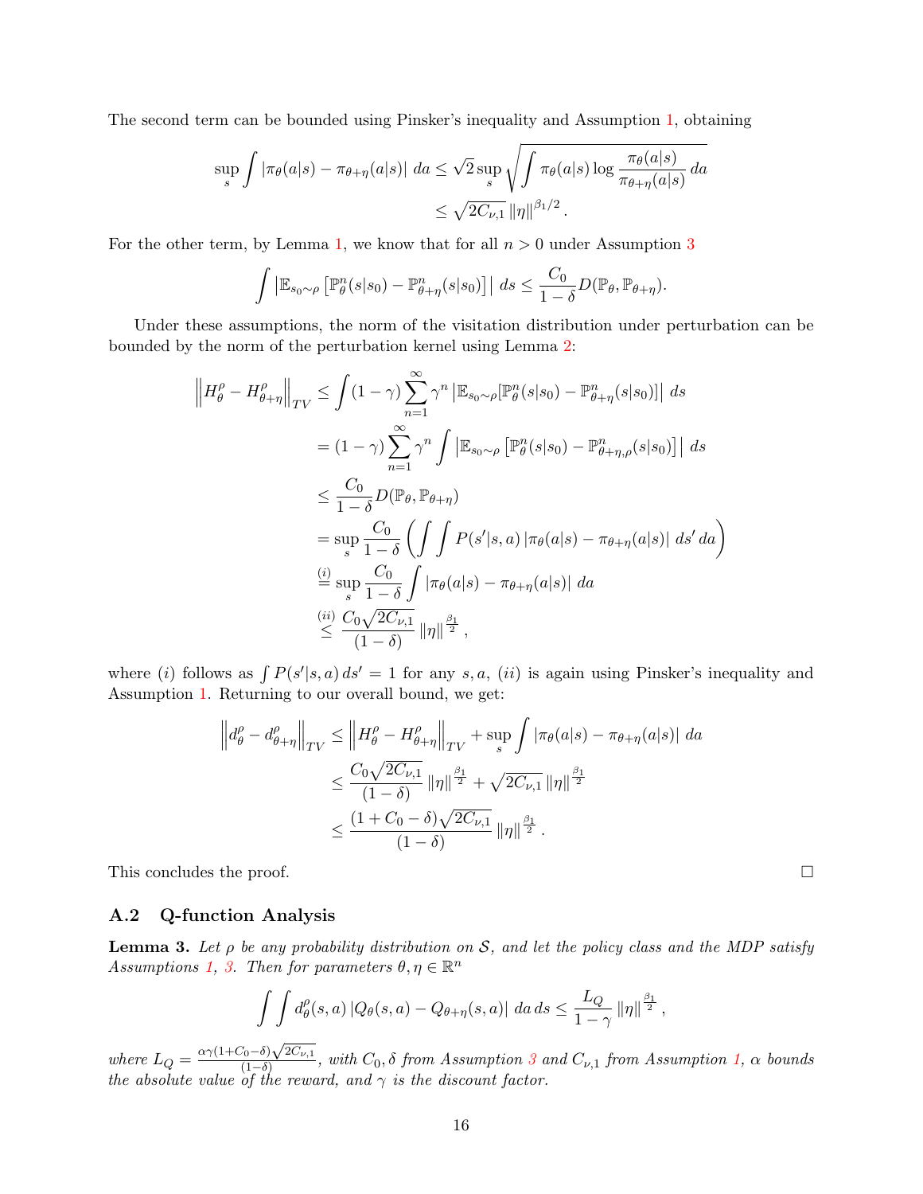The second term can be bounded using Pinsker's inequality and Assumption 1, obtaining

$$
\begin{aligned}
\sup_s \int |\pi_\theta(a|s) - \pi_{\theta+\eta}(a|s)| \, da &\leq \sqrt{2} \sup_s \sqrt{\int \pi_\theta(a|s) \log \frac{\pi_\theta(a|s)}{\pi_{\theta+\eta}(a|s)} \, da} \\
&\leq \sqrt{2C_{\nu,1}} \, \|\eta\|^{\beta_1/2} \, .
\end{aligned}
$$

For the other term, by Lemma 1, we know that for all $n > 0$ under Assumption 3

$$
\int \left| \mathbb{E}_{s_0 \sim \rho} \left[ \mathbb{P}^n_\theta(s|s_0) - \mathbb{P}^n_{\theta+\eta}(s|s_0) \right] \right| \, ds \leq \frac{C_0}{1-\delta} D(\mathbb{P}_\theta, \mathbb{P}_{\theta+\eta}).
$$

Under these assumptions, the norm of the visitation distribution under perturbation can be bounded by the norm of the perturbation kernel using Lemma 2:

$$
\begin{aligned}
\left\| H^\rho_\theta - H^\rho_{\theta+\eta} \right\|_{TV} &\leq \int (1-\gamma) \sum_{n=1}^{\infty} \gamma^n \left| \mathbb{E}_{s_0 \sim \rho}[\mathbb{P}^n_\theta(s|s_0) - \mathbb{P}^n_{\theta+\eta}(s|s_0)] \right| \, ds \\
&= (1-\gamma) \sum_{n=1}^{\infty} \gamma^n \int \left| \mathbb{E}_{s_0 \sim \rho} \left[ \mathbb{P}^n_\theta(s|s_0) - \mathbb{P}^n_{\theta+\eta,\rho}(s|s_0) \right] \right| \, ds \\
&\leq \frac{C_0}{1-\delta} D(\mathbb{P}_\theta, \mathbb{P}_{\theta+\eta}) \\
&= \sup_s \frac{C_0}{1-\delta} \left( \int \int P(s'|s,a) \, |\pi_\theta(a|s) - \pi_{\theta+\eta}(a|s)| \, ds' \, da \right) \\
&\overset{(i)}{=} \sup_s \frac{C_0}{1-\delta} \int |\pi_\theta(a|s) - \pi_{\theta+\eta}(a|s)| \, da \\
&\overset{(ii)}{\leq} \frac{C_0 \sqrt{2C_{\nu,1}}}{(1-\delta)} \|\eta\|^{\frac{\beta_1}{2}} ,
\end{aligned}
$$

where $(i)$ follows as $\int P(s'|s,a) \, ds' = 1$ for any $s, a$, $(ii)$ is again using Pinsker's inequality and Assumption 1. Returning to our overall bound, we get:

$$
\begin{aligned}
\left\| d^\rho_\theta - d^\rho_{\theta+\eta} \right\|_{TV} &\leq \left\| H^\rho_\theta - H^\rho_{\theta+\eta} \right\|_{TV} + \sup_s \int |\pi_\theta(a|s) - \pi_{\theta+\eta}(a|s)| \, da \\
&\leq \frac{C_0 \sqrt{2C_{\nu,1}}}{(1-\delta)} \|\eta\|^{\frac{\beta_1}{2}} + \sqrt{2C_{\nu,1}} \, \|\eta\|^{\frac{\beta_1}{2}} \\
&\leq \frac{(1 + C_0 - \delta)\sqrt{2C_{\nu,1}}}{(1-\delta)} \|\eta\|^{\frac{\beta_1}{2}} .
\end{aligned}
$$

This concludes the proof. $\square$

### A.2 Q-function Analysis

**Lemma 3.** *Let $\rho$ be any probability distribution on $\mathcal{S}$, and let the policy class and the MDP satisfy Assumptions 1, 3. Then for parameters $\theta, \eta \in \mathbb{R}^n$*

$$
\int \int d^\rho_\theta(s,a) \, |Q_\theta(s,a) - Q_{\theta+\eta}(s,a)| \, da \, ds \leq \frac{L_Q}{1-\gamma} \|\eta\|^{\frac{\beta_1}{2}} ,
$$

*where $L_Q = \frac{\alpha\gamma(1+C_0-\delta)\sqrt{2C_{\nu,1}}}{(1-\delta)}$, with $C_0, \delta$ from Assumption 3 and $C_{\nu,1}$ from Assumption 1, $\alpha$ bounds the absolute value of the reward, and $\gamma$ is the discount factor.*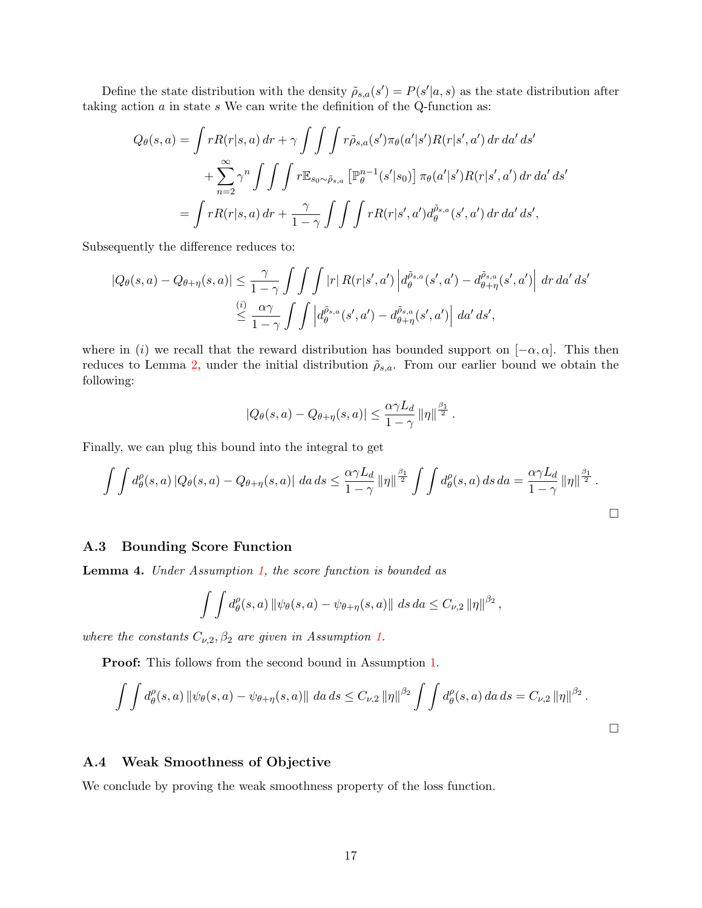Define the state distribution with the density $\tilde{\rho}_{s,a}(s') = P(s'|a, s)$ as the state distribution after taking action $a$ in state $s$ We can write the definition of the Q-function as:

$$
\begin{aligned}
Q_\theta(s,a) &= \int r R(r|s,a)\,dr + \gamma \int\int\int r\tilde{\rho}_{s,a}(s')\pi_\theta(a'|s')R(r|s',a')\,dr\,da'\,ds' \\
&\quad + \sum_{n=2}^{\infty} \gamma^n \int\int\int r\mathbb{E}_{s_0\sim\tilde{\rho}_{s,a}}\left[\mathbb{P}_\theta^{n-1}(s'|s_0)\right]\pi_\theta(a'|s')R(r|s',a')\,dr\,da'\,ds' \\
&= \int r R(r|s,a)\,dr + \frac{\gamma}{1-\gamma}\int\int\int r R(r|s',a') d_\theta^{\tilde{\rho}_{s,a}}(s',a')\,dr\,da'\,ds',
\end{aligned}
$$

Subsequently the difference reduces to:

$$
\begin{aligned}
|Q_\theta(s,a) - Q_{\theta+\eta}(s,a)| &\leq \frac{\gamma}{1-\gamma}\int\int\int |r|\,R(r|s',a')\left|d_\theta^{\tilde{\rho}_{s,a}}(s',a') - d_{\theta+\eta}^{\tilde{\rho}_{s,a}}(s',a')\right|\,dr\,da'\,ds' \\
&\overset{(i)}{\leq} \frac{\alpha\gamma}{1-\gamma}\int\int\left|d_\theta^{\tilde{\rho}_{s,a}}(s',a') - d_{\theta+\eta}^{\tilde{\rho}_{s,a}}(s',a')\right|\,da'\,ds',
\end{aligned}
$$

where in $(i)$ we recall that the reward distribution has bounded support on $[-\alpha, \alpha]$. This then reduces to Lemma 2, under the initial distribution $\tilde{\rho}_{s,a}$. From our earlier bound we obtain the following:

$$
|Q_\theta(s,a) - Q_{\theta+\eta}(s,a)| \leq \frac{\alpha\gamma L_d}{1-\gamma}\|\eta\|^{\frac{\beta_1}{2}}.
$$

Finally, we can plug this bound into the integral to get

$$
\int\int d_\theta^\rho(s,a)\,|Q_\theta(s,a) - Q_{\theta+\eta}(s,a)|\,da\,ds \leq \frac{\alpha\gamma L_d}{1-\gamma}\|\eta\|^{\frac{\beta_1}{2}}\int\int d_\theta^\rho(s,a)\,ds\,da = \frac{\alpha\gamma L_d}{1-\gamma}\|\eta\|^{\frac{\beta_1}{2}}.
$$

□

### A.3 Bounding Score Function

**Lemma 4.** *Under Assumption 1, the score function is bounded as*

$$
\int\int d_\theta^\rho(s,a)\,\|\psi_\theta(s,a) - \psi_{\theta+\eta}(s,a)\|\,ds\,da \leq C_{\nu,2}\|\eta\|^{\beta_2},
$$

*where the constants $C_{\nu,2}, \beta_2$ are given in Assumption 1.*

**Proof:** This follows from the second bound in Assumption 1.

$$
\int\int d_\theta^\rho(s,a)\,\|\psi_\theta(s,a) - \psi_{\theta+\eta}(s,a)\|\,da\,ds \leq C_{\nu,2}\|\eta\|^{\beta_2}\int\int d_\theta^\rho(s,a)\,da\,ds = C_{\nu,2}\|\eta\|^{\beta_2}.
$$

□

### A.4 Weak Smoothness of Objective

We conclude by proving the weak smoothness property of the loss function.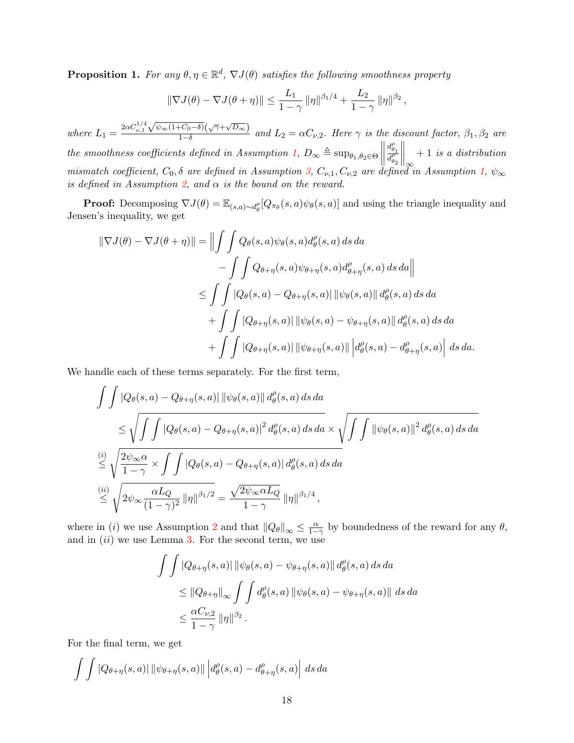**Proposition 1.** *For any $\theta, \eta \in \mathbb{R}^d$, $\nabla J(\theta)$ satisfies the following smoothness property*

$$\|\nabla J(\theta) - \nabla J(\theta + \eta)\| \leq \frac{L_1}{1-\gamma} \|\eta\|^{\beta_1/4} + \frac{L_2}{1-\gamma} \|\eta\|^{\beta_2},$$

*where $L_1 = \frac{2\alpha C_{\nu,1}^{1/4}\sqrt{\psi_\infty(1+C_0-\delta)}\left(\sqrt{\gamma}+\sqrt{D_\infty}\right)}{1-\delta}$ and $L_2 = \alpha C_{\nu,2}$. Here $\gamma$ is the discount factor, $\beta_1, \beta_2$ are the smoothness coefficients defined in Assumption 1, $D_\infty \triangleq \sup_{\theta_1,\theta_2 \in \Theta} \left\| \frac{d^\rho_{\theta_1}}{d^\rho_{\theta_2}} \right\|_\infty + 1$ is a distribution mismatch coefficient, $C_0, \delta$ are defined in Assumption 3, $C_{\nu,1}, C_{\nu,2}$ are defined in Assumption 1, $\psi_\infty$ is defined in Assumption 2, and $\alpha$ is the bound on the reward.*

**Proof:** Decomposing $\nabla J(\theta) = \mathbb{E}_{(s,a)\sim d^\rho_\theta}[Q_{\pi_\theta}(s,a)\psi_\theta(s,a)]$ and using the triangle inequality and Jensen's inequality, we get

$$\begin{aligned}
\|\nabla J(\theta) - \nabla J(\theta+\eta)\| &= \Big\| \int\int Q_\theta(s,a)\psi_\theta(s,a) d^\rho_\theta(s,a)\, ds\, da \\
&\quad - \int\int Q_{\theta+\eta}(s,a)\psi_{\theta+\eta}(s,a) d^\rho_{\theta+\eta}(s,a)\, ds\, da \Big\| \\
&\leq \int\int |Q_\theta(s,a) - Q_{\theta+\eta}(s,a)| \, \|\psi_\theta(s,a)\| \, d^\rho_\theta(s,a)\, ds\, da \\
&\quad + \int\int |Q_{\theta+\eta}(s,a)| \, \|\psi_\theta(s,a) - \psi_{\theta+\eta}(s,a)\| \, d^\rho_\theta(s,a)\, ds\, da \\
&\quad + \int\int |Q_{\theta+\eta}(s,a)| \, \|\psi_{\theta+\eta}(s,a)\| \left| d^\rho_\theta(s,a) - d^\rho_{\theta+\eta}(s,a) \right| \, ds\, da.
\end{aligned}$$

We handle each of these terms separately. For the first term,

$$\begin{aligned}
&\int\int |Q_\theta(s,a) - Q_{\theta+\eta}(s,a)| \, \|\psi_\theta(s,a)\| \, d^\rho_\theta(s,a)\, ds\, da \\
&\quad \leq \sqrt{\int\int |Q_\theta(s,a) - Q_{\theta+\eta}(s,a)|^2 d^\rho_\theta(s,a)\, ds\, da} \times \sqrt{\int\int \|\psi_\theta(s,a)\|^2 d^\rho_\theta(s,a)\, ds\, da} \\
&\overset{(i)}{\leq} \sqrt{\frac{2\psi_\infty \alpha}{1-\gamma} \times \int\int |Q_\theta(s,a) - Q_{\theta+\eta}(s,a)| \, d^\rho_\theta(s,a)\, ds\, da} \\
&\overset{(ii)}{\leq} \sqrt{2\psi_\infty \frac{\alpha L_Q}{(1-\gamma)^2} \|\eta\|^{\beta_1/2}} = \frac{\sqrt{2\psi_\infty \alpha L_Q}}{1-\gamma} \|\eta\|^{\beta_1/4},
\end{aligned}$$

where in $(i)$ we use Assumption 2 and that $\|Q_\theta\|_\infty \leq \frac{\alpha}{1-\gamma}$ by boundedness of the reward for any $\theta$, and in $(ii)$ we use Lemma 3. For the second term, we use

$$\begin{aligned}
&\int\int |Q_{\theta+\eta}(s,a)| \, \|\psi_\theta(s,a) - \psi_{\theta+\eta}(s,a)\| \, d^\rho_\theta(s,a)\, ds\, da \\
&\quad \leq \|Q_{\theta+\eta}\|_\infty \int\int d^\rho_\theta(s,a) \, \|\psi_\theta(s,a) - \psi_{\theta+\eta}(s,a)\| \, ds\, da \\
&\quad \leq \frac{\alpha C_{\nu,2}}{1-\gamma} \|\eta\|^{\beta_2}.
\end{aligned}$$

For the final term, we get

$$\int\int |Q_{\theta+\eta}(s,a)| \, \|\psi_{\theta+\eta}(s,a)\| \left| d^\rho_\theta(s,a) - d^\rho_{\theta+\eta}(s,a) \right| \, ds\, da$$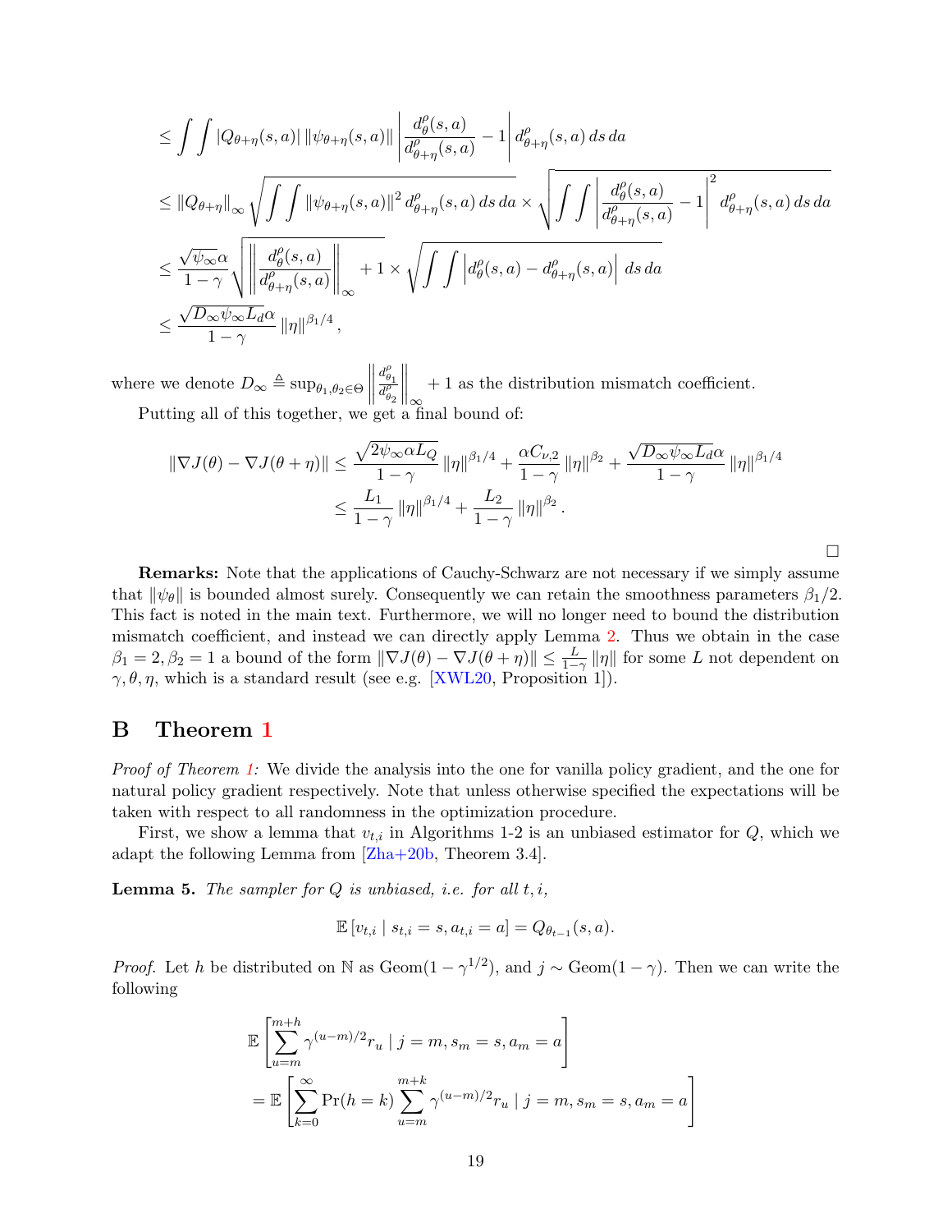$$
\begin{aligned}
&\leq \int\int |Q_{\theta+\eta}(s,a)| \, \|\psi_{\theta+\eta}(s,a)\| \left| \frac{d^\rho_\theta(s,a)}{d^\rho_{\theta+\eta}(s,a)} - 1 \right| d^\rho_{\theta+\eta}(s,a) \, ds \, da \\
&\leq \|Q_{\theta+\eta}\|_\infty \sqrt{\int\int \|\psi_{\theta+\eta}(s,a)\|^2 \, d^\rho_{\theta+\eta}(s,a) \, ds \, da} \times \sqrt{\int\int \left| \frac{d^\rho_\theta(s,a)}{d^\rho_{\theta+\eta}(s,a)} - 1 \right|^2 d^\rho_{\theta+\eta}(s,a) \, ds \, da} \\
&\leq \frac{\sqrt{\psi_\infty}\alpha}{1-\gamma} \sqrt{\left\| \frac{d^\rho_\theta(s,a)}{d^\rho_{\theta+\eta}(s,a)} \right\|_\infty + 1} \times \sqrt{\int\int \left| d^\rho_\theta(s,a) - d^\rho_{\theta+\eta}(s,a) \right| \, ds \, da} \\
&\leq \frac{\sqrt{D_\infty \psi_\infty L_d}\alpha}{1-\gamma} \|\eta\|^{\beta_1/4},
\end{aligned}
$$

where we denote $D_\infty \triangleq \sup_{\theta_1,\theta_2 \in \Theta} \left\| \frac{d^\rho_{\theta_1}}{d^\rho_{\theta_2}} \right\|_\infty + 1$ as the distribution mismatch coefficient.

Putting all of this together, we get a final bound of:

$$
\begin{aligned}
\|\nabla J(\theta) - \nabla J(\theta+\eta)\| &\leq \frac{\sqrt{2\psi_\infty \alpha L_Q}}{1-\gamma} \|\eta\|^{\beta_1/4} + \frac{\alpha C_{\nu,2}}{1-\gamma} \|\eta\|^{\beta_2} + \frac{\sqrt{D_\infty \psi_\infty L_d}\alpha}{1-\gamma} \|\eta\|^{\beta_1/4} \\
&\leq \frac{L_1}{1-\gamma} \|\eta\|^{\beta_1/4} + \frac{L_2}{1-\gamma} \|\eta\|^{\beta_2}.
\end{aligned}
$$

□

**Remarks:** Note that the applications of Cauchy-Schwarz are not necessary if we simply assume that $\|\psi_\theta\|$ is bounded almost surely. Consequently we can retain the smoothness parameters $\beta_1/2$. This fact is noted in the main text. Furthermore, we will no longer need to bound the distribution mismatch coefficient, and instead we can directly apply Lemma 2. Thus we obtain in the case $\beta_1 = 2, \beta_2 = 1$ a bound of the form $\|\nabla J(\theta) - \nabla J(\theta+\eta)\| \leq \frac{L}{1-\gamma}\|\eta\|$ for some $L$ not dependent on $\gamma, \theta, \eta$, which is a standard result (see e.g. [XWL20, Proposition 1]).

## B Theorem 1

*Proof of Theorem 1:* We divide the analysis into the one for vanilla policy gradient, and the one for natural policy gradient respectively. Note that unless otherwise specified the expectations will be taken with respect to all randomness in the optimization procedure.

First, we show a lemma that $v_{t,i}$ in Algorithms 1-2 is an unbiased estimator for $Q$, which we adapt the following Lemma from [Zha+20b, Theorem 3.4].

**Lemma 5.** *The sampler for $Q$ is unbiased, i.e. for all $t, i$,*

$$
\mathbb{E}\left[v_{t,i} \mid s_{t,i} = s, a_{t,i} = a\right] = Q_{\theta_{t-1}}(s,a).
$$

*Proof.* Let $h$ be distributed on $\mathbb{N}$ as $\mathrm{Geom}(1-\gamma^{1/2})$, and $j \sim \mathrm{Geom}(1-\gamma)$. Then we can write the following

$$
\begin{aligned}
&\mathbb{E}\left[\sum_{u=m}^{m+h} \gamma^{(u-m)/2} r_u \mid j = m, s_m = s, a_m = a\right] \\
&= \mathbb{E}\left[\sum_{k=0}^{\infty} \Pr(h=k) \sum_{u=m}^{m+k} \gamma^{(u-m)/2} r_u \mid j = m, s_m = s, a_m = a\right]
\end{aligned}
$$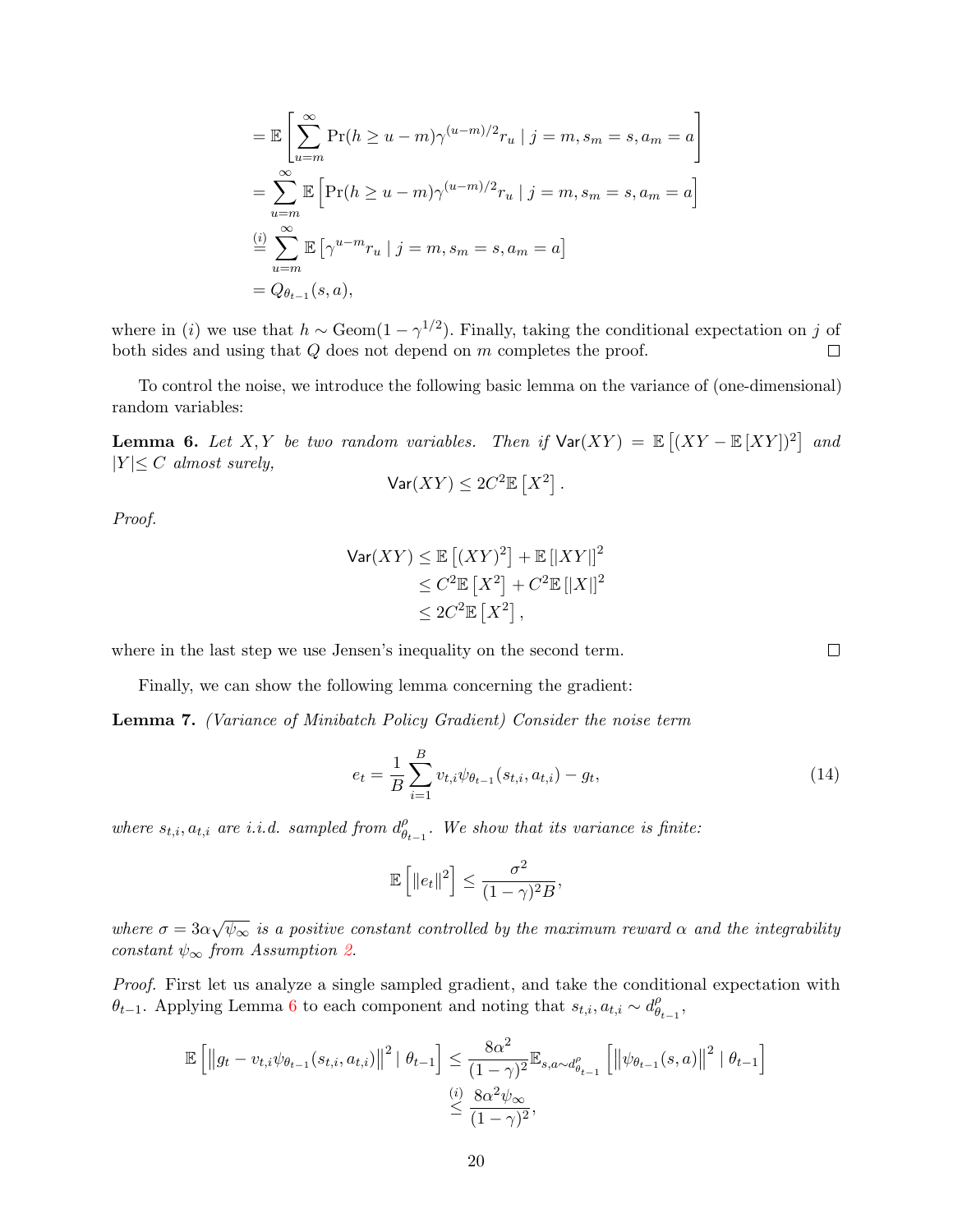$$
\begin{aligned}
&= \mathbb{E}\left[\sum_{u=m}^{\infty} \Pr(h \geq u-m)\gamma^{(u-m)/2} r_u \mid j=m, s_m=s, a_m=a\right] \\
&= \sum_{u=m}^{\infty} \mathbb{E}\left[\Pr(h \geq u-m)\gamma^{(u-m)/2} r_u \mid j=m, s_m=s, a_m=a\right] \\
&\overset{(i)}{=} \sum_{u=m}^{\infty} \mathbb{E}\left[\gamma^{u-m} r_u \mid j=m, s_m=s, a_m=a\right] \\
&= Q_{\theta_{t-1}}(s,a),
\end{aligned}
$$

where in $(i)$ we use that $h \sim \mathrm{Geom}(1-\gamma^{1/2})$. Finally, taking the conditional expectation on $j$ of both sides and using that $Q$ does not depend on $m$ completes the proof. $\square$

To control the noise, we introduce the following basic lemma on the variance of (one-dimensional) random variables:

**Lemma 6.** *Let $X, Y$ be two random variables. Then if $\mathsf{Var}(XY) = \mathbb{E}\left[(XY - \mathbb{E}[XY])^2\right]$ and $|Y| \leq C$ almost surely,*

$$
\mathsf{Var}(XY) \leq 2C^2 \mathbb{E}\left[X^2\right].
$$

*Proof.*

$$
\begin{aligned}
\mathsf{Var}(XY) &\leq \mathbb{E}\left[(XY)^2\right] + \mathbb{E}\left[|XY|\right]^2 \\
&\leq C^2 \mathbb{E}\left[X^2\right] + C^2 \mathbb{E}\left[|X|\right]^2 \\
&\leq 2C^2 \mathbb{E}\left[X^2\right],
\end{aligned}
$$

where in the last step we use Jensen's inequality on the second term. $\square$

Finally, we can show the following lemma concerning the gradient:

**Lemma 7.** *(Variance of Minibatch Policy Gradient) Consider the noise term*

$$
e_t = \frac{1}{B}\sum_{i=1}^{B} v_{t,i}\psi_{\theta_{t-1}}(s_{t,i}, a_{t,i}) - g_t, \tag{14}
$$

*where $s_{t,i}, a_{t,i}$ are i.i.d. sampled from $d^{\rho}_{\theta_{t-1}}$. We show that its variance is finite:*

$$
\mathbb{E}\left[\|e_t\|^2\right] \leq \frac{\sigma^2}{(1-\gamma)^2 B},
$$

*where $\sigma = 3\alpha\sqrt{\psi_\infty}$ is a positive constant controlled by the maximum reward $\alpha$ and the integrability constant $\psi_\infty$ from Assumption 2.*

*Proof.* First let us analyze a single sampled gradient, and take the conditional expectation with $\theta_{t-1}$. Applying Lemma 6 to each component and noting that $s_{t,i}, a_{t,i} \sim d^{\rho}_{\theta_{t-1}}$,

$$
\begin{aligned}
\mathbb{E}\left[\left\|g_t - v_{t,i}\psi_{\theta_{t-1}}(s_{t,i}, a_{t,i})\right\|^2 \mid \theta_{t-1}\right] &\leq \frac{8\alpha^2}{(1-\gamma)^2}\mathbb{E}_{s,a\sim d^{\rho}_{\theta_{t-1}}}\left[\left\|\psi_{\theta_{t-1}}(s,a)\right\|^2 \mid \theta_{t-1}\right] \\
&\overset{(i)}{\leq} \frac{8\alpha^2 \psi_\infty}{(1-\gamma)^2},
\end{aligned}
$$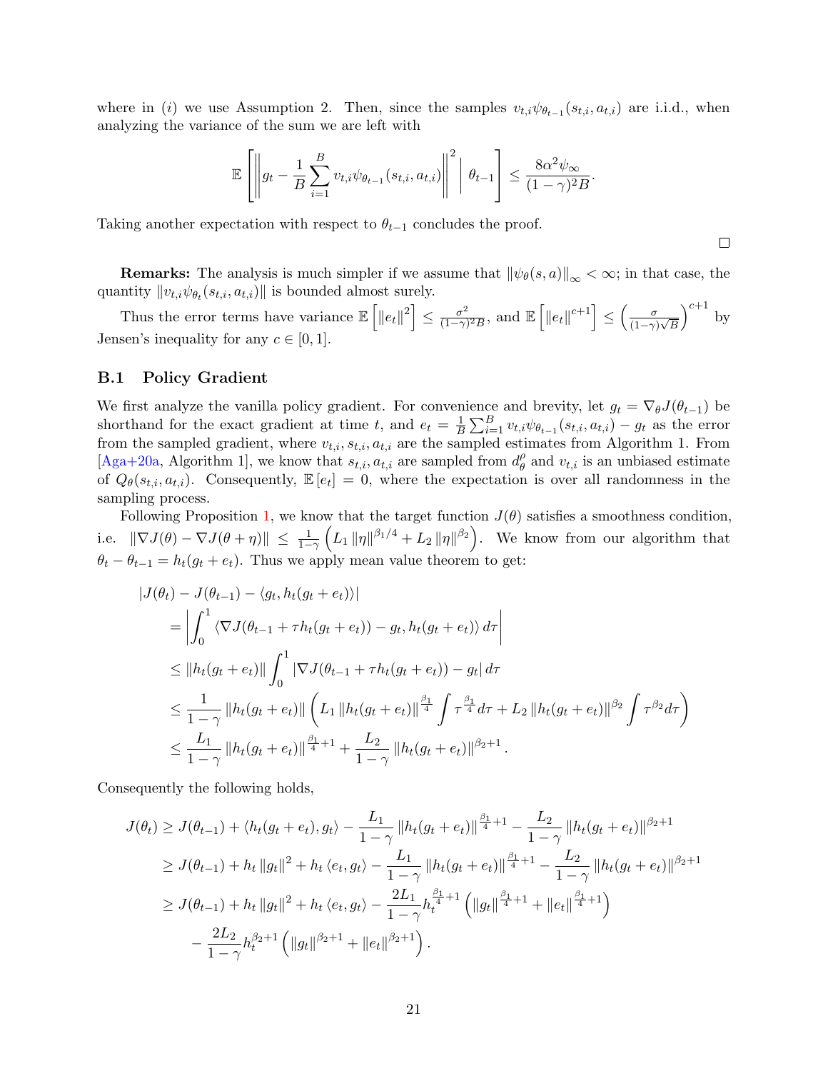where in $(i)$ we use Assumption 2. Then, since the samples $v_{t,i}\psi_{\theta_{t-1}}(s_{t,i}, a_{t,i})$ are i.i.d., when analyzing the variance of the sum we are left with

$$\mathbb{E}\left[\left\|g_t - \frac{1}{B}\sum_{i=1}^{B} v_{t,i}\psi_{\theta_{t-1}}(s_{t,i}, a_{t,i})\right\|^2 \;\middle|\; \theta_{t-1}\right] \leq \frac{8\alpha^2\psi_\infty}{(1-\gamma)^2 B}.$$

Taking another expectation with respect to $\theta_{t-1}$ concludes the proof.

□

**Remarks:** The analysis is much simpler if we assume that $\|\psi_\theta(s,a)\|_\infty < \infty$; in that case, the quantity $\|v_{t,i}\psi_{\theta_t}(s_{t,i}, a_{t,i})\|$ is bounded almost surely.

Thus the error terms have variance $\mathbb{E}\left[\|e_t\|^2\right] \leq \frac{\sigma^2}{(1-\gamma)^2 B}$, and $\mathbb{E}\left[\|e_t\|^{c+1}\right] \leq \left(\frac{\sigma}{(1-\gamma)\sqrt{B}}\right)^{c+1}$ by Jensen's inequality for any $c \in [0,1]$.

### B.1 Policy Gradient

We first analyze the vanilla policy gradient. For convenience and brevity, let $g_t = \nabla_\theta J(\theta_{t-1})$ be shorthand for the exact gradient at time $t$, and $e_t = \frac{1}{B}\sum_{i=1}^{B} v_{t,i}\psi_{\theta_{t-1}}(s_{t,i}, a_{t,i}) - g_t$ as the error from the sampled gradient, where $v_{t,i}, s_{t,i}, a_{t,i}$ are the sampled estimates from Algorithm 1. From [Aga+20a, Algorithm 1], we know that $s_{t,i}, a_{t,i}$ are sampled from $d_\theta^\rho$ and $v_{t,i}$ is an unbiased estimate of $Q_\theta(s_{t,i}, a_{t,i})$. Consequently, $\mathbb{E}[e_t] = 0$, where the expectation is over all randomness in the sampling process.

Following Proposition 1, we know that the target function $J(\theta)$ satisfies a smoothness condition, i.e. $\|\nabla J(\theta) - \nabla J(\theta + \eta)\| \leq \frac{1}{1-\gamma}\left(L_1\|\eta\|^{\beta_1/4} + L_2\|\eta\|^{\beta_2}\right)$. We know from our algorithm that $\theta_t - \theta_{t-1} = h_t(g_t + e_t)$. Thus we apply mean value theorem to get:

$$\begin{aligned}
&|J(\theta_t) - J(\theta_{t-1}) - \langle g_t, h_t(g_t + e_t)\rangle| \\
&= \left|\int_0^1 \langle \nabla J(\theta_{t-1} + \tau h_t(g_t + e_t)) - g_t, h_t(g_t + e_t)\rangle \, d\tau\right| \\
&\leq \|h_t(g_t + e_t)\| \int_0^1 |\nabla J(\theta_{t-1} + \tau h_t(g_t + e_t)) - g_t| \, d\tau \\
&\leq \frac{1}{1-\gamma}\|h_t(g_t + e_t)\|\left(L_1\|h_t(g_t + e_t)\|^{\frac{\beta_1}{4}}\int \tau^{\frac{\beta_1}{4}} d\tau + L_2\|h_t(g_t + e_t)\|^{\beta_2}\int \tau^{\beta_2} d\tau\right) \\
&\leq \frac{L_1}{1-\gamma}\|h_t(g_t + e_t)\|^{\frac{\beta_1}{4}+1} + \frac{L_2}{1-\gamma}\|h_t(g_t + e_t)\|^{\beta_2+1}.
\end{aligned}$$

Consequently the following holds,

$$\begin{aligned}
J(\theta_t) &\geq J(\theta_{t-1}) + \langle h_t(g_t + e_t), g_t\rangle - \frac{L_1}{1-\gamma}\|h_t(g_t + e_t)\|^{\frac{\beta_1}{4}+1} - \frac{L_2}{1-\gamma}\|h_t(g_t + e_t)\|^{\beta_2+1} \\
&\geq J(\theta_{t-1}) + h_t\|g_t\|^2 + h_t\langle e_t, g_t\rangle - \frac{L_1}{1-\gamma}\|h_t(g_t + e_t)\|^{\frac{\beta_1}{4}+1} - \frac{L_2}{1-\gamma}\|h_t(g_t + e_t)\|^{\beta_2+1} \\
&\geq J(\theta_{t-1}) + h_t\|g_t\|^2 + h_t\langle e_t, g_t\rangle - \frac{2L_1}{1-\gamma}h_t^{\frac{\beta_1}{4}+1}\left(\|g_t\|^{\frac{\beta_1}{4}+1} + \|e_t\|^{\frac{\beta_1}{4}+1}\right) \\
&\quad - \frac{2L_2}{1-\gamma}h_t^{\beta_2+1}\left(\|g_t\|^{\beta_2+1} + \|e_t\|^{\beta_2+1}\right).
\end{aligned}$$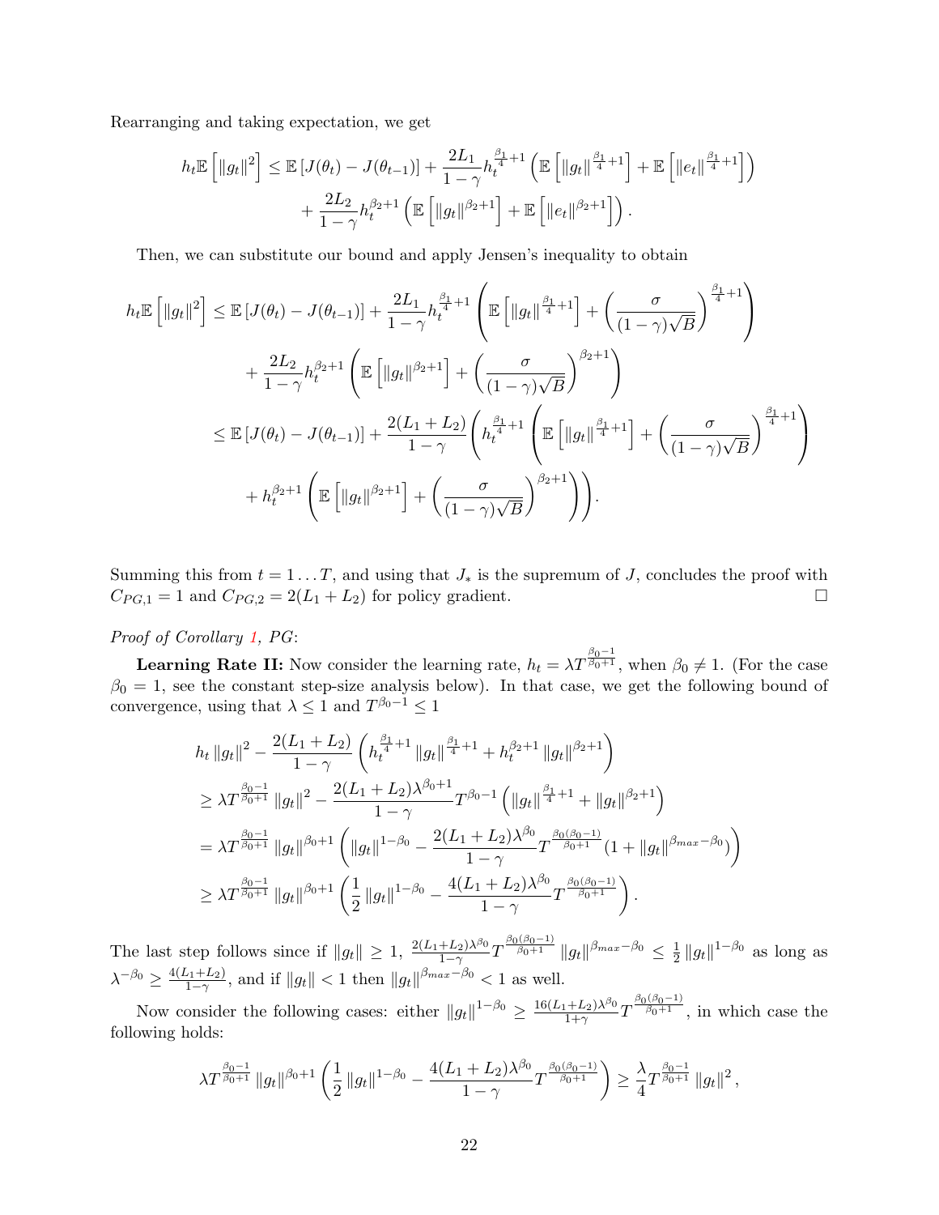Rearranging and taking expectation, we get

$$
h_t \mathbb{E}\left[\|g_t\|^2\right] \leq \mathbb{E}\left[J(\theta_t) - J(\theta_{t-1})\right] + \frac{2L_1}{1-\gamma} h_t^{\frac{\beta_1}{4}+1} \left(\mathbb{E}\left[\|g_t\|^{\frac{\beta_1}{4}+1}\right] + \mathbb{E}\left[\|e_t\|^{\frac{\beta_1}{4}+1}\right]\right)
$$
$$
+ \frac{2L_2}{1-\gamma} h_t^{\beta_2+1} \left(\mathbb{E}\left[\|g_t\|^{\beta_2+1}\right] + \mathbb{E}\left[\|e_t\|^{\beta_2+1}\right]\right).
$$

Then, we can substitute our bound and apply Jensen's inequality to obtain

$$
\begin{aligned}
h_t \mathbb{E}\left[\|g_t\|^2\right] &\leq \mathbb{E}\left[J(\theta_t) - J(\theta_{t-1})\right] + \frac{2L_1}{1-\gamma} h_t^{\frac{\beta_1}{4}+1} \left(\mathbb{E}\left[\|g_t\|^{\frac{\beta_1}{4}+1}\right] + \left(\frac{\sigma}{(1-\gamma)\sqrt{B}}\right)^{\frac{\beta_1}{4}+1}\right) \\
&\quad + \frac{2L_2}{1-\gamma} h_t^{\beta_2+1} \left(\mathbb{E}\left[\|g_t\|^{\beta_2+1}\right] + \left(\frac{\sigma}{(1-\gamma)\sqrt{B}}\right)^{\beta_2+1}\right) \\
&\leq \mathbb{E}\left[J(\theta_t) - J(\theta_{t-1})\right] + \frac{2(L_1+L_2)}{1-\gamma}\left( h_t^{\frac{\beta_1}{4}+1} \left(\mathbb{E}\left[\|g_t\|^{\frac{\beta_1}{4}+1}\right] + \left(\frac{\sigma}{(1-\gamma)\sqrt{B}}\right)^{\frac{\beta_1}{4}+1}\right)\right. \\
&\quad \left. + h_t^{\beta_2+1} \left(\mathbb{E}\left[\|g_t\|^{\beta_2+1}\right] + \left(\frac{\sigma}{(1-\gamma)\sqrt{B}}\right)^{\beta_2+1}\right)\right).
\end{aligned}
$$

Summing this from $t = 1 \dots T$, and using that $J_*$ is the supremum of $J$, concludes the proof with $C_{PG,1} = 1$ and $C_{PG,2} = 2(L_1 + L_2)$ for policy gradient. $\square$

*Proof of Corollary 1, PG*:

**Learning Rate II:** Now consider the learning rate, $h_t = \lambda T^{\frac{\beta_0 - 1}{\beta_0+1}}$, when $\beta_0 \neq 1$. (For the case $\beta_0 = 1$, see the constant step-size analysis below). In that case, we get the following bound of convergence, using that $\lambda \leq 1$ and $T^{\beta_0 - 1} \leq 1$

$$
\begin{aligned}
&h_t \|g_t\|^2 - \frac{2(L_1+L_2)}{1-\gamma}\left(h_t^{\frac{\beta_1}{4}+1}\|g_t\|^{\frac{\beta_1}{4}+1} + h_t^{\beta_2+1}\|g_t\|^{\beta_2+1}\right) \\
&\geq \lambda T^{\frac{\beta_0-1}{\beta_0+1}} \|g_t\|^2 - \frac{2(L_1+L_2)\lambda^{\beta_0+1}}{1-\gamma} T^{\beta_0 - 1}\left(\|g_t\|^{\frac{\beta_1}{4}+1} + \|g_t\|^{\beta_2+1}\right) \\
&= \lambda T^{\frac{\beta_0-1}{\beta_0+1}} \|g_t\|^{\beta_0+1}\left(\|g_t\|^{1-\beta_0} - \frac{2(L_1+L_2)\lambda^{\beta_0}}{1-\gamma} T^{\frac{\beta_0(\beta_0-1)}{\beta_0+1}}(1 + \|g_t\|^{\beta_{max}-\beta_0})\right) \\
&\geq \lambda T^{\frac{\beta_0-1}{\beta_0+1}} \|g_t\|^{\beta_0+1}\left(\frac{1}{2}\|g_t\|^{1-\beta_0} - \frac{4(L_1+L_2)\lambda^{\beta_0}}{1-\gamma} T^{\frac{\beta_0(\beta_0-1)}{\beta_0+1}}\right).
\end{aligned}
$$

The last step follows since if $\|g_t\| \geq 1$, $\frac{2(L_1+L_2)\lambda^{\beta_0}}{1-\gamma} T^{\frac{\beta_0(\beta_0-1)}{\beta_0+1}} \|g_t\|^{\beta_{max}-\beta_0} \leq \frac{1}{2}\|g_t\|^{1-\beta_0}$ as long as $\lambda^{-\beta_0} \geq \frac{4(L_1+L_2)}{1-\gamma}$, and if $\|g_t\| < 1$ then $\|g_t\|^{\beta_{max}-\beta_0} < 1$ as well.

Now consider the following cases: either $\|g_t\|^{1-\beta_0} \geq \frac{16(L_1+L_2)\lambda^{\beta_0}}{1+\gamma} T^{\frac{\beta_0(\beta_0-1)}{\beta_0+1}}$, in which case the following holds:

$$
\lambda T^{\frac{\beta_0-1}{\beta_0+1}} \|g_t\|^{\beta_0+1}\left(\frac{1}{2}\|g_t\|^{1-\beta_0} - \frac{4(L_1+L_2)\lambda^{\beta_0}}{1-\gamma} T^{\frac{\beta_0(\beta_0-1)}{\beta_0+1}}\right) \geq \frac{\lambda}{4} T^{\frac{\beta_0-1}{\beta_0+1}} \|g_t\|^2,
$$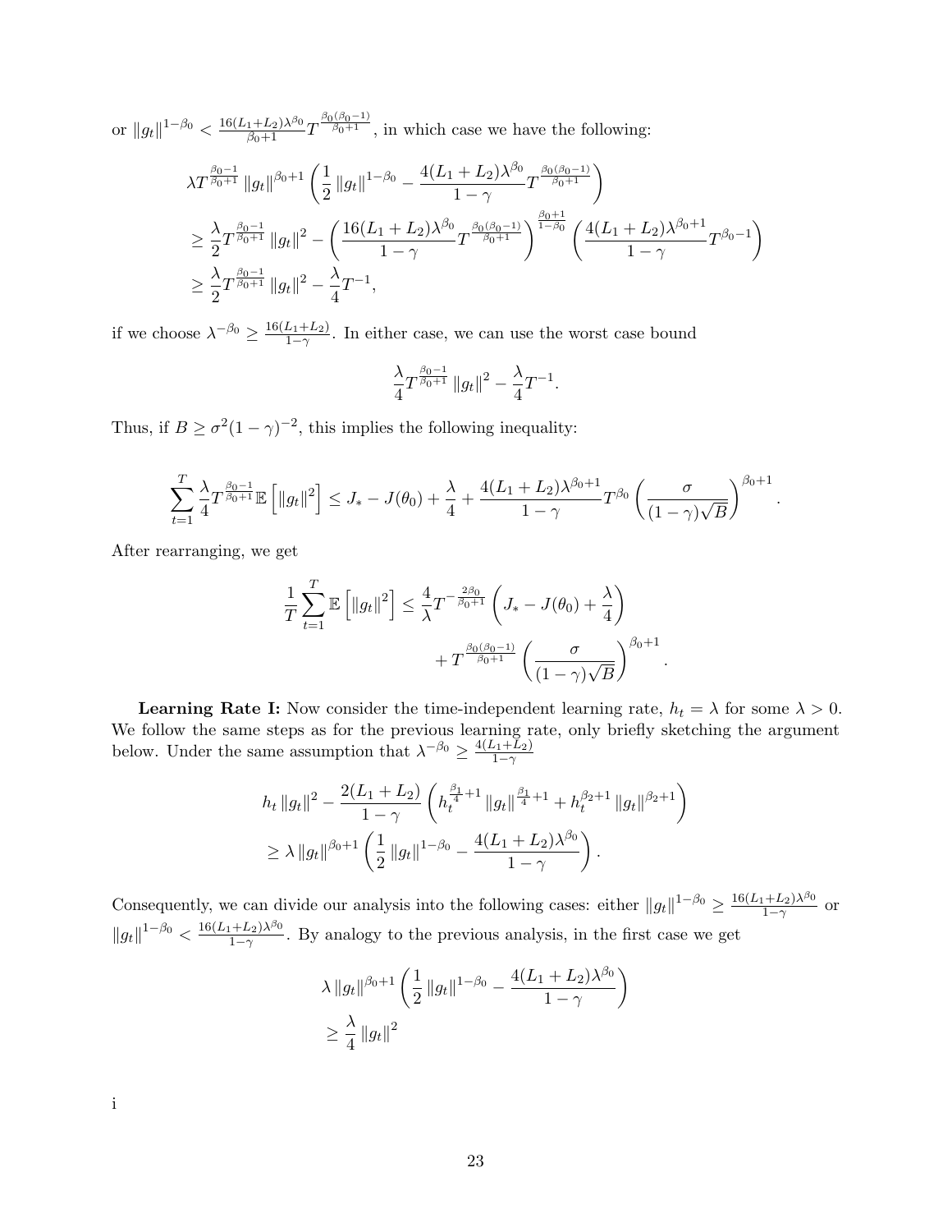or $\|g_t\|^{1-\beta_0} < \frac{16(L_1+L_2)\lambda^{\beta_0}}{\beta_0+1} T^{\frac{\beta_0(\beta_0-1)}{\beta_0+1}}$, in which case we have the following:

$$
\begin{aligned}
&\lambda T^{\frac{\beta_0-1}{\beta_0+1}} \|g_t\|^{\beta_0+1} \left( \frac{1}{2} \|g_t\|^{1-\beta_0} - \frac{4(L_1+L_2)\lambda^{\beta_0}}{1-\gamma} T^{\frac{\beta_0(\beta_0-1)}{\beta_0+1}} \right) \\
&\geq \frac{\lambda}{2} T^{\frac{\beta_0-1}{\beta_0+1}} \|g_t\|^2 - \left( \frac{16(L_1+L_2)\lambda^{\beta_0}}{1-\gamma} T^{\frac{\beta_0(\beta_0-1)}{\beta_0+1}} \right)^{\frac{\beta_0+1}{1-\beta_0}} \left( \frac{4(L_1+L_2)\lambda^{\beta_0+1}}{1-\gamma} T^{\beta_0-1} \right) \\
&\geq \frac{\lambda}{2} T^{\frac{\beta_0-1}{\beta_0+1}} \|g_t\|^2 - \frac{\lambda}{4} T^{-1},
\end{aligned}
$$

if we choose $\lambda^{-\beta_0} \geq \frac{16(L_1+L_2)}{1-\gamma}$. In either case, we can use the worst case bound

$$
\frac{\lambda}{4} T^{\frac{\beta_0-1}{\beta_0+1}} \|g_t\|^2 - \frac{\lambda}{4} T^{-1}.
$$

Thus, if $B \geq \sigma^2(1-\gamma)^{-2}$, this implies the following inequality:

$$
\sum_{t=1}^{T} \frac{\lambda}{4} T^{\frac{\beta_0-1}{\beta_0+1}} \mathbb{E}\left[ \|g_t\|^2 \right] \leq J_* - J(\theta_0) + \frac{\lambda}{4} + \frac{4(L_1+L_2)\lambda^{\beta_0+1}}{1-\gamma} T^{\beta_0} \left( \frac{\sigma}{(1-\gamma)\sqrt{B}} \right)^{\beta_0+1}.
$$

After rearranging, we get

$$
\begin{aligned}
\frac{1}{T} \sum_{t=1}^{T} \mathbb{E}\left[ \|g_t\|^2 \right] \leq \frac{4}{\lambda} T^{-\frac{2\beta_0}{\beta_0+1}} \left( J_* - J(\theta_0) + \frac{\lambda}{4} \right) \\
+ T^{\frac{\beta_0(\beta_0-1)}{\beta_0+1}} \left( \frac{\sigma}{(1-\gamma)\sqrt{B}} \right)^{\beta_0+1}.
\end{aligned}
$$

**Learning Rate I:** Now consider the time-independent learning rate, $h_t = \lambda$ for some $\lambda > 0$. We follow the same steps as for the previous learning rate, only briefly sketching the argument below. Under the same assumption that $\lambda^{-\beta_0} \geq \frac{4(L_1+L_2)}{1-\gamma}$

$$
\begin{aligned}
&h_t \|g_t\|^2 - \frac{2(L_1+L_2)}{1-\gamma} \left( h_t^{\frac{\beta_1}{4}+1} \|g_t\|^{\frac{\beta_1}{4}+1} + h_t^{\beta_2+1} \|g_t\|^{\beta_2+1} \right) \\
&\geq \lambda \|g_t\|^{\beta_0+1} \left( \frac{1}{2} \|g_t\|^{1-\beta_0} - \frac{4(L_1+L_2)\lambda^{\beta_0}}{1-\gamma} \right).
\end{aligned}
$$

Consequently, we can divide our analysis into the following cases: either $\|g_t\|^{1-\beta_0} \geq \frac{16(L_1+L_2)\lambda^{\beta_0}}{1-\gamma}$ or $\|g_t\|^{1-\beta_0} < \frac{16(L_1+L_2)\lambda^{\beta_0}}{1-\gamma}$. By analogy to the previous analysis, in the first case we get

$$
\begin{aligned}
&\lambda \|g_t\|^{\beta_0+1} \left( \frac{1}{2} \|g_t\|^{1-\beta_0} - \frac{4(L_1+L_2)\lambda^{\beta_0}}{1-\gamma} \right) \\
&\geq \frac{\lambda}{4} \|g_t\|^2
\end{aligned}
$$

i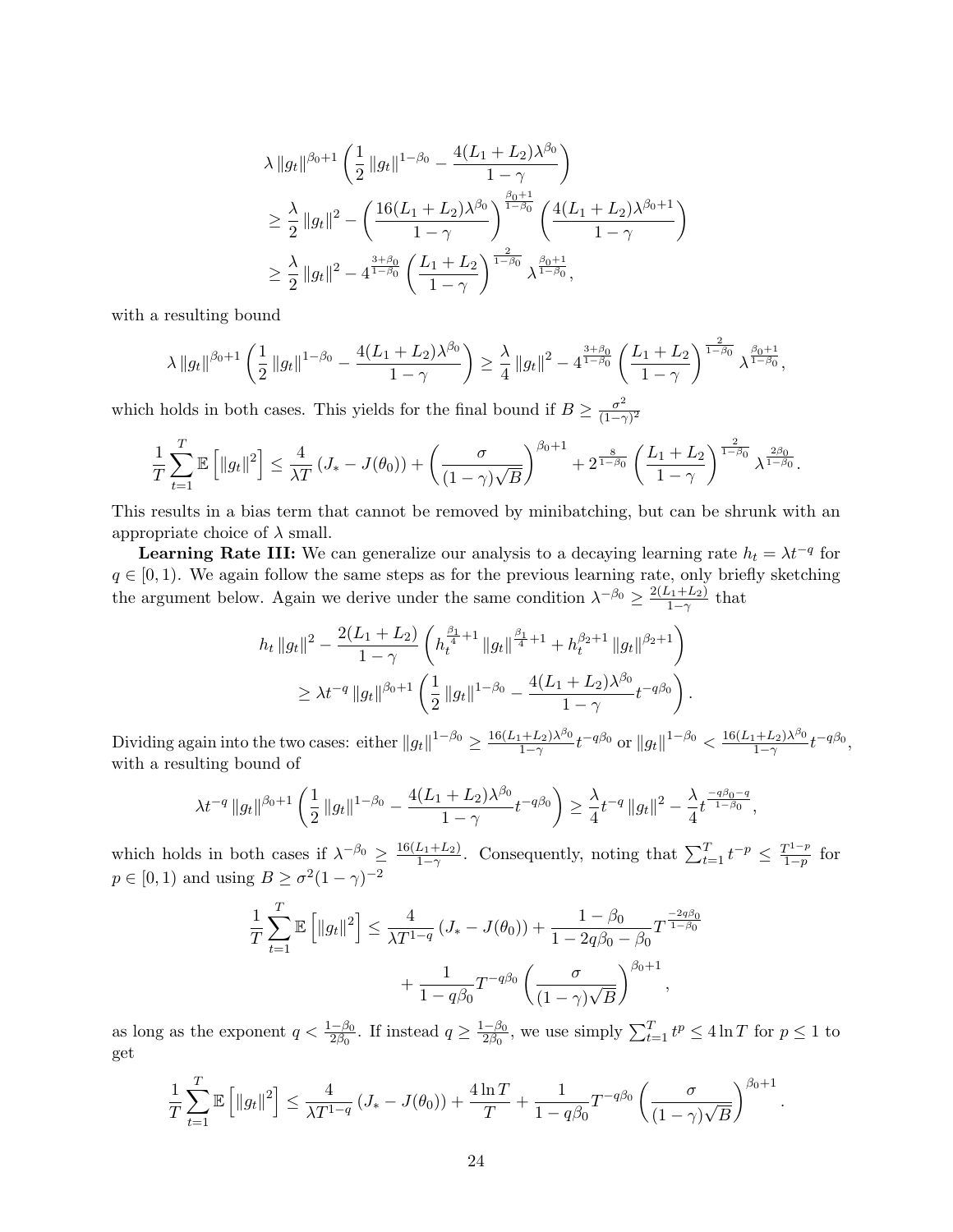$$
\begin{aligned}
&\lambda \left\|g_t\right\|^{\beta_0+1}\left(\frac{1}{2}\left\|g_t\right\|^{1-\beta_0}-\frac{4(L_1+L_2)\lambda^{\beta_0}}{1-\gamma}\right) \\
&\geq \frac{\lambda}{2}\left\|g_t\right\|^2-\left(\frac{16(L_1+L_2)\lambda^{\beta_0}}{1-\gamma}\right)^{\frac{\beta_0+1}{1-\beta_0}}\left(\frac{4(L_1+L_2)\lambda^{\beta_0+1}}{1-\gamma}\right) \\
&\geq \frac{\lambda}{2}\left\|g_t\right\|^2-4^{\frac{3+\beta_0}{1-\beta_0}}\left(\frac{L_1+L_2}{1-\gamma}\right)^{\frac{2}{1-\beta_0}} \lambda^{\frac{\beta_0+1}{1-\beta_0}},
\end{aligned}
$$

with a resulting bound

$$
\lambda \left\|g_t\right\|^{\beta_0+1}\left(\frac{1}{2}\left\|g_t\right\|^{1-\beta_0}-\frac{4(L_1+L_2)\lambda^{\beta_0}}{1-\gamma}\right) \geq \frac{\lambda}{4}\left\|g_t\right\|^2-4^{\frac{3+\beta_0}{1-\beta_0}}\left(\frac{L_1+L_2}{1-\gamma}\right)^{\frac{2}{1-\beta_0}} \lambda^{\frac{\beta_0+1}{1-\beta_0}},
$$

which holds in both cases. This yields for the final bound if $B \geq \frac{\sigma^2}{(1-\gamma)^2}$

$$
\frac{1}{T}\sum_{t=1}^{T}\mathbb{E}\left[\left\|g_t\right\|^2\right] \leq \frac{4}{\lambda T}\left(J_*-J(\theta_0)\right)+\left(\frac{\sigma}{(1-\gamma)\sqrt{B}}\right)^{\beta_0+1}+2^{\frac{8}{1-\beta_0}}\left(\frac{L_1+L_2}{1-\gamma}\right)^{\frac{2}{1-\beta_0}} \lambda^{\frac{2\beta_0}{1-\beta_0}}.
$$

This results in a bias term that cannot be removed by minibatching, but can be shrunk with an appropriate choice of $\lambda$ small.

**Learning Rate III:** We can generalize our analysis to a decaying learning rate $h_t = \lambda t^{-q}$ for $q \in [0,1)$. We again follow the same steps as for the previous learning rate, only briefly sketching the argument below. Again we derive under the same condition $\lambda^{-\beta_0} \geq \frac{2(L_1+L_2)}{1-\gamma}$ that

$$
\begin{aligned}
&h_t\left\|g_t\right\|^2-\frac{2(L_1+L_2)}{1-\gamma}\left(h_t^{\frac{\beta_1}{4}+1}\left\|g_t\right\|^{\frac{\beta_1}{4}+1}+h_t^{\beta_2+1}\left\|g_t\right\|^{\beta_2+1}\right) \\
&\qquad \geq \lambda t^{-q}\left\|g_t\right\|^{\beta_0+1}\left(\frac{1}{2}\left\|g_t\right\|^{1-\beta_0}-\frac{4(L_1+L_2)\lambda^{\beta_0}}{1-\gamma}t^{-q\beta_0}\right).
\end{aligned}
$$

Dividing again into the two cases: either $\left\|g_t\right\|^{1-\beta_0} \geq \frac{16(L_1+L_2)\lambda^{\beta_0}}{1-\gamma}t^{-q\beta_0}$ or $\left\|g_t\right\|^{1-\beta_0} < \frac{16(L_1+L_2)\lambda^{\beta_0}}{1-\gamma}t^{-q\beta_0}$, with a resulting bound of

$$
\lambda t^{-q}\left\|g_t\right\|^{\beta_0+1}\left(\frac{1}{2}\left\|g_t\right\|^{1-\beta_0}-\frac{4(L_1+L_2)\lambda^{\beta_0}}{1-\gamma}t^{-q\beta_0}\right) \geq \frac{\lambda}{4}t^{-q}\left\|g_t\right\|^2-\frac{\lambda}{4}t^{\frac{-q\beta_0-q}{1-\beta_0}},
$$

which holds in both cases if $\lambda^{-\beta_0} \geq \frac{16(L_1+L_2)}{1-\gamma}$. Consequently, noting that $\sum_{t=1}^{T} t^{-p} \leq \frac{T^{1-p}}{1-p}$ for $p \in [0,1)$ and using $B \geq \sigma^2(1-\gamma)^{-2}$

$$
\begin{aligned}
\frac{1}{T}\sum_{t=1}^{T}\mathbb{E}\left[\left\|g_t\right\|^2\right] \leq\ & \frac{4}{\lambda T^{1-q}}\left(J_*-J(\theta_0)\right)+\frac{1-\beta_0}{1-2q\beta_0-\beta_0}T^{\frac{-2q\beta_0}{1-\beta_0}} \\
&+\frac{1}{1-q\beta_0}T^{-q\beta_0}\left(\frac{\sigma}{(1-\gamma)\sqrt{B}}\right)^{\beta_0+1},
\end{aligned}
$$

as long as the exponent $q < \frac{1-\beta_0}{2\beta_0}$. If instead $q \geq \frac{1-\beta_0}{2\beta_0}$, we use simply $\sum_{t=1}^{T} t^p \leq 4\ln T$ for $p \leq 1$ to get

$$
\frac{1}{T}\sum_{t=1}^{T}\mathbb{E}\left[\left\|g_t\right\|^2\right] \leq \frac{4}{\lambda T^{1-q}}\left(J_*-J(\theta_0)\right)+\frac{4\ln T}{T}+\frac{1}{1-q\beta_0}T^{-q\beta_0}\left(\frac{\sigma}{(1-\gamma)\sqrt{B}}\right)^{\beta_0+1}.
$$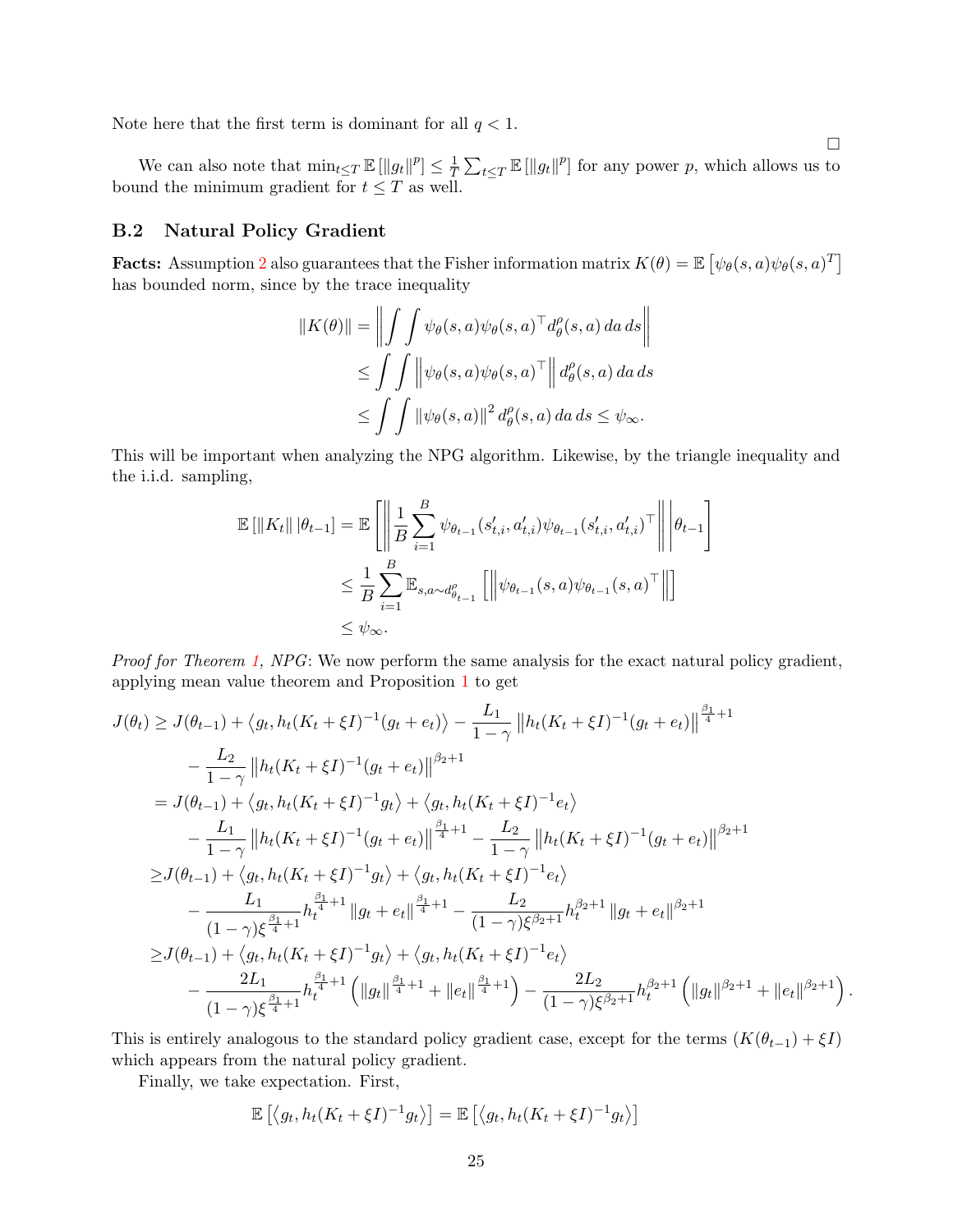Note here that the first term is dominant for all $q < 1$.

□

We can also note that $\min_{t \le T} \mathbb{E}\left[\|g_t\|^p\right] \le \frac{1}{T}\sum_{t \le T} \mathbb{E}\left[\|g_t\|^p\right]$ for any power $p$, which allows us to bound the minimum gradient for $t \le T$ as well.

### B.2 Natural Policy Gradient

**Facts:** Assumption 2 also guarantees that the Fisher information matrix $K(\theta) = \mathbb{E}\left[\psi_\theta(s,a)\psi_\theta(s,a)^T\right]$ has bounded norm, since by the trace inequality

$$
\begin{aligned}
\|K(\theta)\| &= \left\| \int \int \psi_\theta(s,a)\psi_\theta(s,a)^\top d_\theta^\rho(s,a)\, da\, ds \right\| \\
&\le \int \int \left\| \psi_\theta(s,a)\psi_\theta(s,a)^\top \right\| d_\theta^\rho(s,a)\, da\, ds \\
&\le \int \int \|\psi_\theta(s,a)\|^2 d_\theta^\rho(s,a)\, da\, ds \le \psi_\infty.
\end{aligned}
$$

This will be important when analyzing the NPG algorithm. Likewise, by the triangle inequality and the i.i.d. sampling,

$$
\begin{aligned}
\mathbb{E}\left[\|K_t\| \,|\theta_{t-1}\right] &= \mathbb{E}\left[ \left\| \frac{1}{B}\sum_{i=1}^{B} \psi_{\theta_{t-1}}(s'_{t,i}, a'_{t,i})\psi_{\theta_{t-1}}(s'_{t,i}, a'_{t,i})^\top \right\| \middle| \theta_{t-1} \right] \\
&\le \frac{1}{B}\sum_{i=1}^{B} \mathbb{E}_{s,a\sim d^\rho_{\theta_{t-1}}}\left[ \left\| \psi_{\theta_{t-1}}(s,a)\psi_{\theta_{t-1}}(s,a)^\top \right\| \right] \\
&\le \psi_\infty.
\end{aligned}
$$

*Proof for Theorem 1, NPG*: We now perform the same analysis for the exact natural policy gradient, applying mean value theorem and Proposition 1 to get

$$
\begin{aligned}
J(\theta_t) \ge\ & J(\theta_{t-1}) + \left\langle g_t, h_t(K_t+\xi I)^{-1}(g_t+e_t)\right\rangle - \frac{L_1}{1-\gamma}\left\|h_t(K_t+\xi I)^{-1}(g_t+e_t)\right\|^{\frac{\beta_1}{4}+1} \\
& - \frac{L_2}{1-\gamma}\left\|h_t(K_t+\xi I)^{-1}(g_t+e_t)\right\|^{\beta_2+1} \\
=\ & J(\theta_{t-1}) + \left\langle g_t, h_t(K_t+\xi I)^{-1}g_t\right\rangle + \left\langle g_t, h_t(K_t+\xi I)^{-1}e_t\right\rangle \\
& - \frac{L_1}{1-\gamma}\left\|h_t(K_t+\xi I)^{-1}(g_t+e_t)\right\|^{\frac{\beta_1}{4}+1} - \frac{L_2}{1-\gamma}\left\|h_t(K_t+\xi I)^{-1}(g_t+e_t)\right\|^{\beta_2+1} \\
\ge\ & J(\theta_{t-1}) + \left\langle g_t, h_t(K_t+\xi I)^{-1}g_t\right\rangle + \left\langle g_t, h_t(K_t+\xi I)^{-1}e_t\right\rangle \\
& - \frac{L_1}{(1-\gamma)\xi^{\frac{\beta_1}{4}+1}} h_t^{\frac{\beta_1}{4}+1}\|g_t+e_t\|^{\frac{\beta_1}{4}+1} - \frac{L_2}{(1-\gamma)\xi^{\beta_2+1}} h_t^{\beta_2+1}\|g_t+e_t\|^{\beta_2+1} \\
\ge\ & J(\theta_{t-1}) + \left\langle g_t, h_t(K_t+\xi I)^{-1}g_t\right\rangle + \left\langle g_t, h_t(K_t+\xi I)^{-1}e_t\right\rangle \\
& - \frac{2L_1}{(1-\gamma)\xi^{\frac{\beta_1}{4}+1}} h_t^{\frac{\beta_1}{4}+1}\left(\|g_t\|^{\frac{\beta_1}{4}+1} + \|e_t\|^{\frac{\beta_1}{4}+1}\right) - \frac{2L_2}{(1-\gamma)\xi^{\beta_2+1}} h_t^{\beta_2+1}\left(\|g_t\|^{\beta_2+1} + \|e_t\|^{\beta_2+1}\right).
\end{aligned}
$$

This is entirely analogous to the standard policy gradient case, except for the terms $(K(\theta_{t-1}) + \xi I)$ which appears from the natural policy gradient.

Finally, we take expectation. First,

$$
\mathbb{E}\left[\left\langle g_t, h_t(K_t+\xi I)^{-1}g_t\right\rangle\right] = \mathbb{E}\left[\left\langle g_t, h_t(K_t+\xi I)^{-1}g_t\right\rangle\right]
$$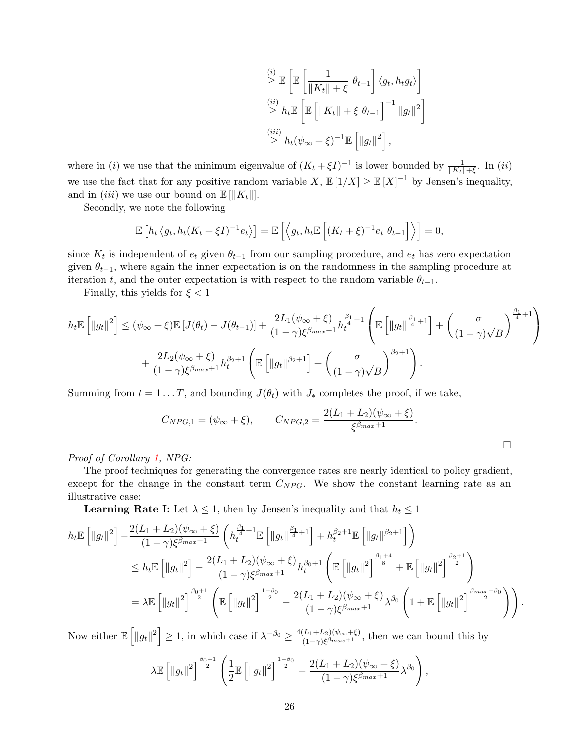$$
\begin{aligned}
&\overset{(i)}{\geq} \mathbb{E}\left[\mathbb{E}\left[\frac{1}{\|K_t\| + \xi}\Big|\theta_{t-1}\right]\langle g_t, h_t g_t\rangle\right] \\
&\overset{(ii)}{\geq} h_t \mathbb{E}\left[\mathbb{E}\left[\|K_t\| + \xi\Big|\theta_{t-1}\right]^{-1}\|g_t\|^2\right] \\
&\overset{(iii)}{\geq} h_t(\psi_\infty + \xi)^{-1}\mathbb{E}\left[\|g_t\|^2\right],
\end{aligned}
$$

where in $(i)$ we use that the minimum eigenvalue of $(K_t + \xi I)^{-1}$ is lower bounded by $\frac{1}{\|K_t\|+\xi}$. In $(ii)$ we use the fact that for any positive random variable $X$, $\mathbb{E}[1/X] \geq \mathbb{E}[X]^{-1}$ by Jensen's inequality, and in $(iii)$ we use our bound on $\mathbb{E}[\|K_t\|]$.

Secondly, we note the following

$$
\mathbb{E}\left[h_t\left\langle g_t, h_t(K_t + \xi I)^{-1}e_t\right\rangle\right] = \mathbb{E}\left[\left\langle g_t, h_t\mathbb{E}\left[(K_t + \xi)^{-1}e_t\Big|\theta_{t-1}\right]\right\rangle\right] = 0,
$$

since $K_t$ is independent of $e_t$ given $\theta_{t-1}$ from our sampling procedure, and $e_t$ has zero expectation given $\theta_{t-1}$, where again the inner expectation is on the randomness in the sampling procedure at iteration $t$, and the outer expectation is with respect to the random variable $\theta_{t-1}$.

Finally, this yields for $\xi < 1$

$$
\begin{aligned}
h_t\mathbb{E}\left[\|g_t\|^2\right] \leq (\psi_\infty + \xi)\mathbb{E}\left[J(\theta_t) - J(\theta_{t-1})\right] + \frac{2L_1(\psi_\infty + \xi)}{(1-\gamma)\xi^{\beta_{max}+1}} h_t^{\frac{\beta_1}{4}+1}\left(\mathbb{E}\left[\|g_t\|^{\frac{\beta_1}{4}+1}\right] + \left(\frac{\sigma}{(1-\gamma)\sqrt{B}}\right)^{\frac{\beta_1}{4}+1}\right) \\
+ \frac{2L_2(\psi_\infty + \xi)}{(1-\gamma)\xi^{\beta_{max}+1}} h_t^{\beta_2+1}\left(\mathbb{E}\left[\|g_t\|^{\beta_2+1}\right] + \left(\frac{\sigma}{(1-\gamma)\sqrt{B}}\right)^{\beta_2+1}\right).
\end{aligned}
$$

Summing from $t = 1 \dots T$, and bounding $J(\theta_t)$ with $J_*$ completes the proof, if we take,

$$
C_{NPG,1} = (\psi_\infty + \xi), \qquad C_{NPG,2} = \frac{2(L_1 + L_2)(\psi_\infty + \xi)}{\xi^{\beta_{max}+1}}.
$$

□

*Proof of Corollary 1, NPG:*

The proof techniques for generating the convergence rates are nearly identical to policy gradient, except for the change in the constant term $C_{NPG}$. We show the constant learning rate as an illustrative case:

**Learning Rate I:** Let $\lambda \leq 1$, then by Jensen's inequality and that $h_t \leq 1$

$$
\begin{aligned}
&h_t\mathbb{E}\left[\|g_t\|^2\right] - \frac{2(L_1 + L_2)(\psi_\infty + \xi)}{(1-\gamma)\xi^{\beta_{max}+1}}\left(h_t^{\frac{\beta_1}{4}+1}\mathbb{E}\left[\|g_t\|^{\frac{\beta_1}{4}+1}\right] + h_t^{\beta_2+1}\mathbb{E}\left[\|g_t\|^{\beta_2+1}\right]\right) \\
&\quad\leq h_t\mathbb{E}\left[\|g_t\|^2\right] - \frac{2(L_1 + L_2)(\psi_\infty + \xi)}{(1-\gamma)\xi^{\beta_{max}+1}} h_t^{\beta_0+1}\left(\mathbb{E}\left[\|g_t\|^2\right]^{\frac{\beta_1+4}{8}} + \mathbb{E}\left[\|g_t\|^2\right]^{\frac{\beta_2+1}{2}}\right) \\
&\quad= \lambda\mathbb{E}\left[\|g_t\|^2\right]^{\frac{\beta_0+1}{2}}\left(\mathbb{E}\left[\|g_t\|^2\right]^{\frac{1-\beta_0}{2}} - \frac{2(L_1 + L_2)(\psi_\infty + \xi)}{(1-\gamma)\xi^{\beta_{max}+1}}\lambda^{\beta_0}\left(1 + \mathbb{E}\left[\|g_t\|^2\right]^{\frac{\beta_{max}-\beta_0}{2}}\right)\right).
\end{aligned}
$$

Now either $\mathbb{E}\left[\|g_t\|^2\right] \geq 1$, in which case if $\lambda^{-\beta_0} \geq \frac{4(L_1+L_2)(\psi_\infty+\xi)}{(1-\gamma)\xi^{\beta_{max}+1}}$, then we can bound this by

$$
\lambda\mathbb{E}\left[\|g_t\|^2\right]^{\frac{\beta_0+1}{2}}\left(\frac{1}{2}\mathbb{E}\left[\|g_t\|^2\right]^{\frac{1-\beta_0}{2}} - \frac{2(L_1 + L_2)(\psi_\infty + \xi)}{(1-\gamma)\xi^{\beta_{max}+1}}\lambda^{\beta_0}\right),
$$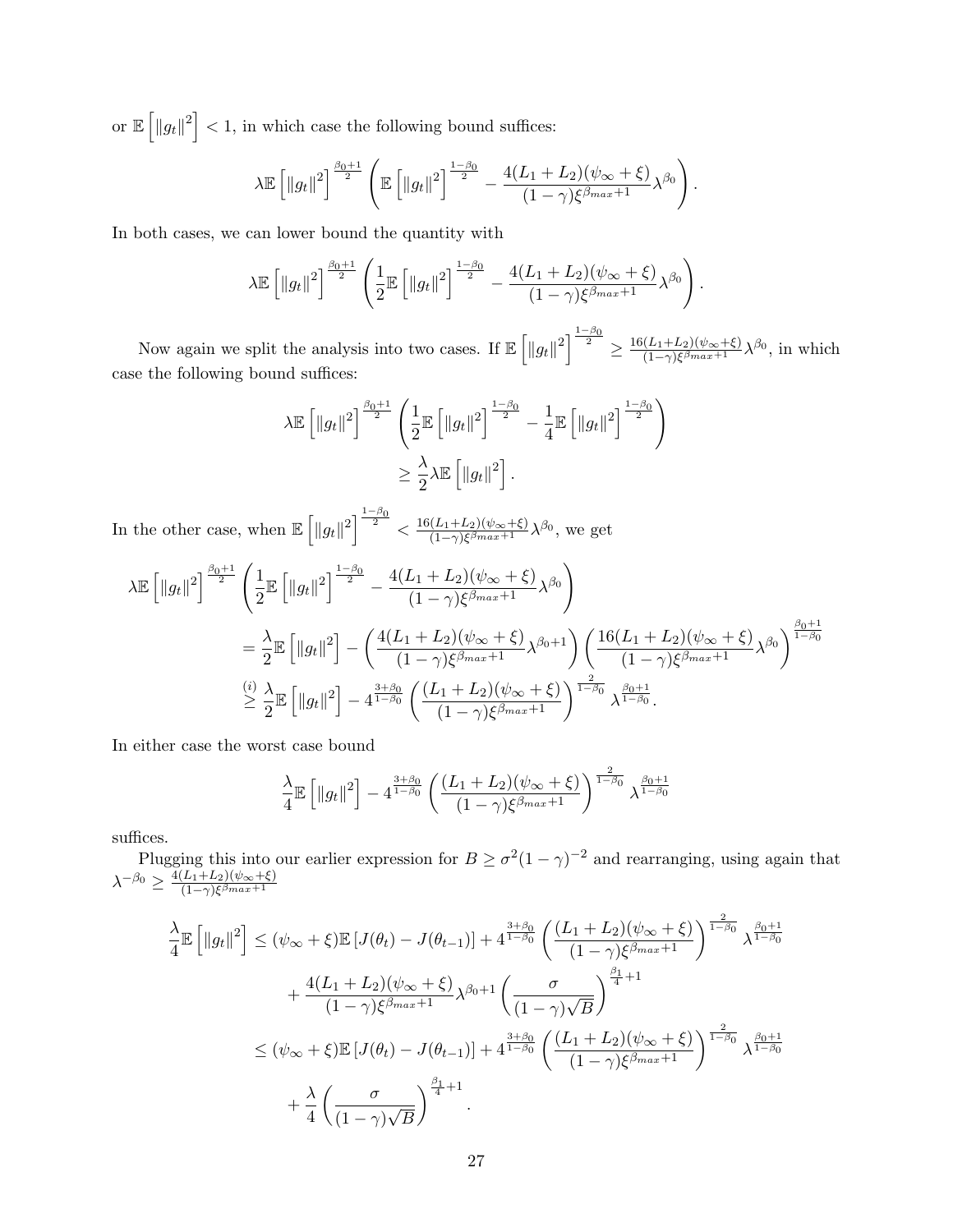or $\mathbb{E}\left[\|g_t\|^2\right] < 1$, in which case the following bound suffices:

$$\lambda \mathbb{E}\left[\|g_t\|^2\right]^{\frac{\beta_0+1}{2}} \left( \mathbb{E}\left[\|g_t\|^2\right]^{\frac{1-\beta_0}{2}} - \frac{4(L_1+L_2)(\psi_\infty+\xi)}{(1-\gamma)\xi^{\beta_{max}+1}} \lambda^{\beta_0} \right).$$

In both cases, we can lower bound the quantity with

$$\lambda \mathbb{E}\left[\|g_t\|^2\right]^{\frac{\beta_0+1}{2}} \left( \frac{1}{2}\mathbb{E}\left[\|g_t\|^2\right]^{\frac{1-\beta_0}{2}} - \frac{4(L_1+L_2)(\psi_\infty+\xi)}{(1-\gamma)\xi^{\beta_{max}+1}} \lambda^{\beta_0} \right).$$

Now again we split the analysis into two cases. If $\mathbb{E}\left[\|g_t\|^2\right]^{\frac{1-\beta_0}{2}} \geq \frac{16(L_1+L_2)(\psi_\infty+\xi)}{(1-\gamma)\xi^{\beta_{max}+1}}\lambda^{\beta_0}$, in which case the following bound suffices:

$$\begin{aligned}
\lambda \mathbb{E}\left[\|g_t\|^2\right]^{\frac{\beta_0+1}{2}} &\left( \frac{1}{2}\mathbb{E}\left[\|g_t\|^2\right]^{\frac{1-\beta_0}{2}} - \frac{1}{4}\mathbb{E}\left[\|g_t\|^2\right]^{\frac{1-\beta_0}{2}} \right) \\
&\geq \frac{\lambda}{2}\lambda \mathbb{E}\left[\|g_t\|^2\right].
\end{aligned}$$

In the other case, when $\mathbb{E}\left[\|g_t\|^2\right]^{\frac{1-\beta_0}{2}} < \frac{16(L_1+L_2)(\psi_\infty+\xi)}{(1-\gamma)\xi^{\beta_{max}+1}}\lambda^{\beta_0}$, we get

$$\begin{aligned}
\lambda \mathbb{E}\left[\|g_t\|^2\right]^{\frac{\beta_0+1}{2}} &\left( \frac{1}{2}\mathbb{E}\left[\|g_t\|^2\right]^{\frac{1-\beta_0}{2}} - \frac{4(L_1+L_2)(\psi_\infty+\xi)}{(1-\gamma)\xi^{\beta_{max}+1}} \lambda^{\beta_0} \right) \\
&= \frac{\lambda}{2}\mathbb{E}\left[\|g_t\|^2\right] - \left( \frac{4(L_1+L_2)(\psi_\infty+\xi)}{(1-\gamma)\xi^{\beta_{max}+1}} \lambda^{\beta_0+1} \right) \left( \frac{16(L_1+L_2)(\psi_\infty+\xi)}{(1-\gamma)\xi^{\beta_{max}+1}} \lambda^{\beta_0} \right)^{\frac{\beta_0+1}{1-\beta_0}} \\
&\overset{(i)}{\geq} \frac{\lambda}{2}\mathbb{E}\left[\|g_t\|^2\right] - 4^{\frac{3+\beta_0}{1-\beta_0}} \left( \frac{(L_1+L_2)(\psi_\infty+\xi)}{(1-\gamma)\xi^{\beta_{max}+1}} \right)^{\frac{2}{1-\beta_0}} \lambda^{\frac{\beta_0+1}{1-\beta_0}}.
\end{aligned}$$

In either case the worst case bound

$$\frac{\lambda}{4}\mathbb{E}\left[\|g_t\|^2\right] - 4^{\frac{3+\beta_0}{1-\beta_0}} \left( \frac{(L_1+L_2)(\psi_\infty+\xi)}{(1-\gamma)\xi^{\beta_{max}+1}} \right)^{\frac{2}{1-\beta_0}} \lambda^{\frac{\beta_0+1}{1-\beta_0}}$$

suffices.

Plugging this into our earlier expression for $B \geq \sigma^2(1-\gamma)^{-2}$ and rearranging, using again that $\lambda^{-\beta_0} \geq \frac{4(L_1+L_2)(\psi_\infty+\xi)}{(1-\gamma)\xi^{\beta_{max}+1}}$

$$\begin{aligned}
\frac{\lambda}{4}\mathbb{E}\left[\|g_t\|^2\right] &\leq (\psi_\infty+\xi)\mathbb{E}\left[J(\theta_t) - J(\theta_{t-1})\right] + 4^{\frac{3+\beta_0}{1-\beta_0}} \left( \frac{(L_1+L_2)(\psi_\infty+\xi)}{(1-\gamma)\xi^{\beta_{max}+1}} \right)^{\frac{2}{1-\beta_0}} \lambda^{\frac{\beta_0+1}{1-\beta_0}} \\
&\quad + \frac{4(L_1+L_2)(\psi_\infty+\xi)}{(1-\gamma)\xi^{\beta_{max}+1}} \lambda^{\beta_0+1} \left( \frac{\sigma}{(1-\gamma)\sqrt{B}} \right)^{\frac{\beta_1}{4}+1} \\
&\leq (\psi_\infty+\xi)\mathbb{E}\left[J(\theta_t) - J(\theta_{t-1})\right] + 4^{\frac{3+\beta_0}{1-\beta_0}} \left( \frac{(L_1+L_2)(\psi_\infty+\xi)}{(1-\gamma)\xi^{\beta_{max}+1}} \right)^{\frac{2}{1-\beta_0}} \lambda^{\frac{\beta_0+1}{1-\beta_0}} \\
&\quad + \frac{\lambda}{4} \left( \frac{\sigma}{(1-\gamma)\sqrt{B}} \right)^{\frac{\beta_1}{4}+1}.
\end{aligned}$$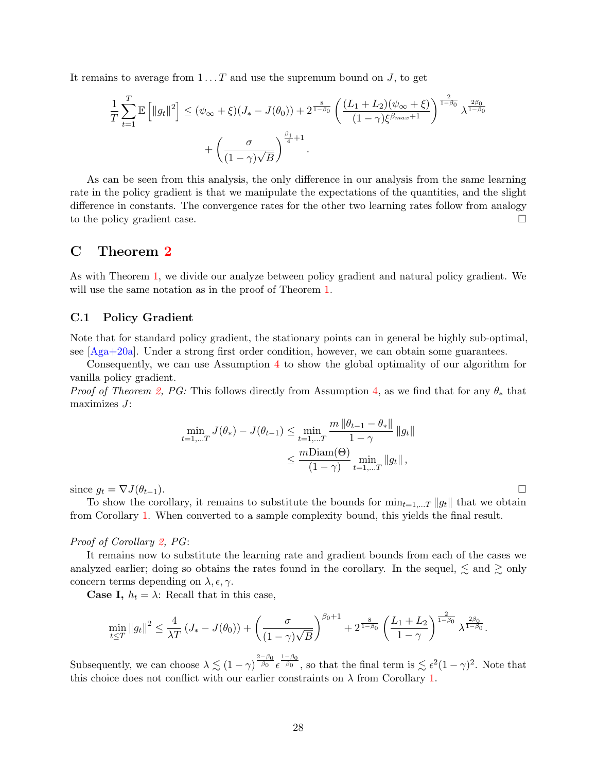It remains to average from $1 \dots T$ and use the supremum bound on $J$, to get

$$
\frac{1}{T}\sum_{t=1}^{T} \mathbb{E}\left[\|g_t\|^2\right] \leq (\psi_\infty + \xi)(J_* - J(\theta_0)) + 2^{\frac{8}{1-\beta_0}} \left(\frac{(L_1+L_2)(\psi_\infty+\xi)}{(1-\gamma)\xi^{\beta_{max}+1}}\right)^{\frac{2}{1-\beta_0}} \lambda^{\frac{2\beta_0}{1-\beta_0}}
$$

$$
+ \left(\frac{\sigma}{(1-\gamma)\sqrt{B}}\right)^{\frac{\beta_1}{4}+1}.
$$

As can be seen from this analysis, the only difference in our analysis from the same learning rate in the policy gradient is that we manipulate the expectations of the quantities, and the slight difference in constants. The convergence rates for the other two learning rates follow from analogy to the policy gradient case. $\square$

# C Theorem 2

As with Theorem 1, we divide our analyze between policy gradient and natural policy gradient. We will use the same notation as in the proof of Theorem 1.

## C.1 Policy Gradient

Note that for standard policy gradient, the stationary points can in general be highly sub-optimal, see [Aga+20a]. Under a strong first order condition, however, we can obtain some guarantees.

Consequently, we can use Assumption 4 to show the global optimality of our algorithm for vanilla policy gradient.

*Proof of Theorem 2, PG:* This follows directly from Assumption 4, as we find that for any $\theta_*$ that maximizes $J$:

$$
\begin{aligned}
\min_{t=1,\dots T} J(\theta_*) - J(\theta_{t-1}) &\leq \min_{t=1,\dots T} \frac{m\,\|\theta_{t-1} - \theta_*\|}{1-\gamma}\,\|g_t\| \\
&\leq \frac{m\mathrm{Diam}(\Theta)}{(1-\gamma)} \min_{t=1,\dots T} \|g_t\|,
\end{aligned}
$$

since $g_t = \nabla J(\theta_{t-1})$. $\square$

To show the corollary, it remains to substitute the bounds for $\min_{t=1,\dots T}\|g_t\|$ that we obtain from Corollary 1. When converted to a sample complexity bound, this yields the final result.

*Proof of Corollary 2, PG*:

It remains now to substitute the learning rate and gradient bounds from each of the cases we analyzed earlier; doing so obtains the rates found in the corollary. In the sequel, $\lesssim$ and $\gtrsim$ only concern terms depending on $\lambda, \epsilon, \gamma$.

**Case I,** $h_t = \lambda$: Recall that in this case,

$$
\min_{t \leq T} \|g_t\|^2 \leq \frac{4}{\lambda T}\left(J_* - J(\theta_0)\right) + \left(\frac{\sigma}{(1-\gamma)\sqrt{B}}\right)^{\beta_0+1} + 2^{\frac{8}{1-\beta_0}} \left(\frac{L_1+L_2}{1-\gamma}\right)^{\frac{2}{1-\beta_0}} \lambda^{\frac{2\beta_0}{1-\beta_0}}.
$$

Subsequently, we can choose $\lambda \lesssim (1-\gamma)^{\frac{2-\beta_0}{\beta_0}} \epsilon^{\frac{1-\beta_0}{\beta_0}}$, so that the final term is $\lesssim \epsilon^2(1-\gamma)^2$. Note that this choice does not conflict with our earlier constraints on $\lambda$ from Corollary 1.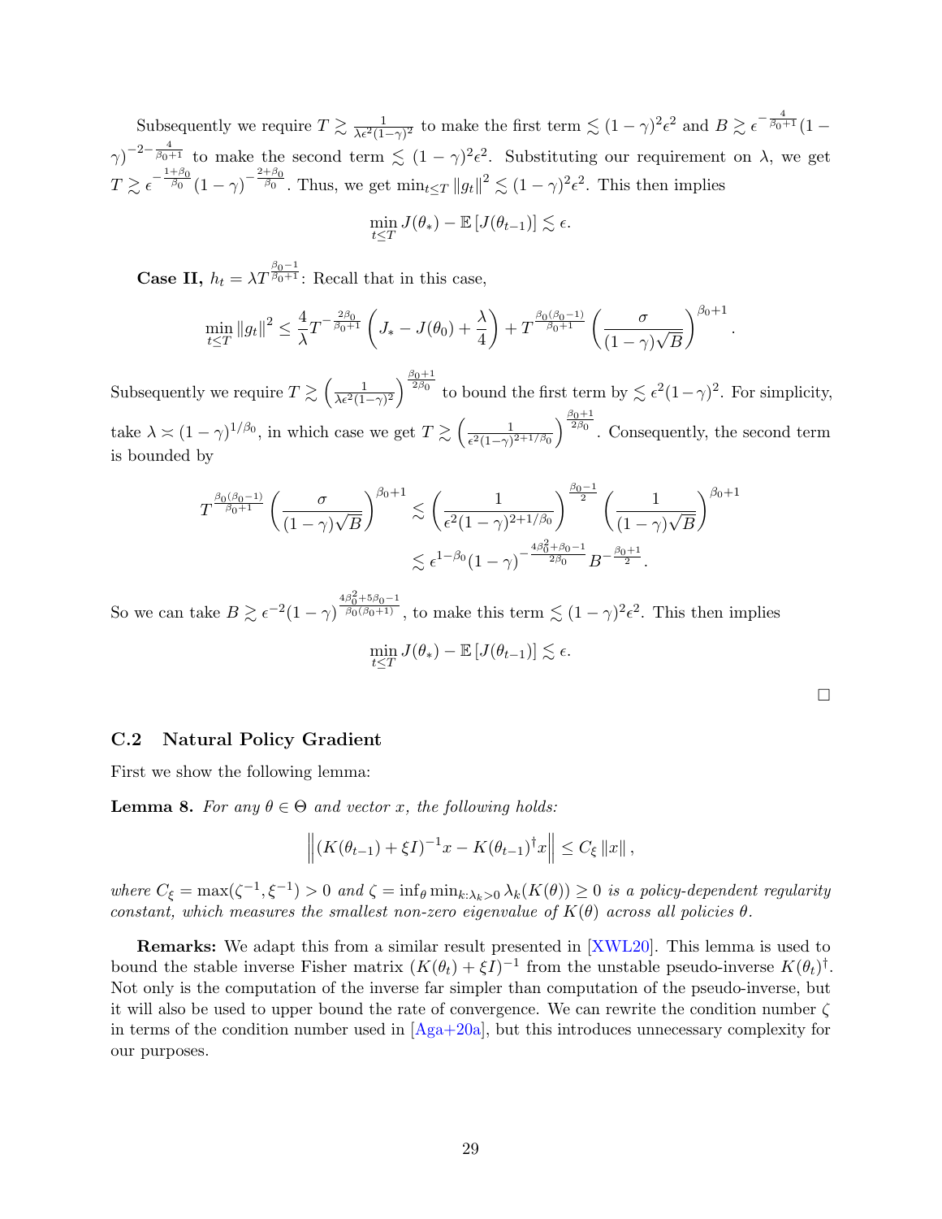Subsequently we require $T \gtrsim \frac{1}{\lambda \epsilon^2 (1-\gamma)^2}$ to make the first term $\lesssim (1-\gamma)^2 \epsilon^2$ and $B \gtrsim \epsilon^{-\frac{4}{\beta_0+1}} (1-\gamma)^{-2-\frac{4}{\beta_0+1}}$ to make the second term $\lesssim (1-\gamma)^2 \epsilon^2$. Substituting our requirement on $\lambda$, we get $T \gtrsim \epsilon^{-\frac{1+\beta_0}{\beta_0}} (1-\gamma)^{-\frac{2+\beta_0}{\beta_0}}$. Thus, we get $\min_{t \le T} \|g_t\|^2 \lesssim (1-\gamma)^2 \epsilon^2$. This then implies

$$\min_{t \le T} J(\theta_*) - \mathbb{E}\left[J(\theta_{t-1})\right] \lesssim \epsilon.$$

**Case II,** $h_t = \lambda T^{\frac{\beta_0 - 1}{\beta_0 + 1}}$: Recall that in this case,

$$\min_{t \le T} \|g_t\|^2 \le \frac{4}{\lambda} T^{-\frac{2\beta_0}{\beta_0+1}} \left(J_* - J(\theta_0) + \frac{\lambda}{4}\right) + T^{\frac{\beta_0(\beta_0-1)}{\beta_0+1}} \left(\frac{\sigma}{(1-\gamma)\sqrt{B}}\right)^{\beta_0+1}.$$

Subsequently we require $T \gtrsim \left(\frac{1}{\lambda \epsilon^2 (1-\gamma)^2}\right)^{\frac{\beta_0+1}{2\beta_0}}$ to bound the first term by $\lesssim \epsilon^2 (1-\gamma)^2$. For simplicity, take $\lambda \asymp (1-\gamma)^{1/\beta_0}$, in which case we get $T \gtrsim \left(\frac{1}{\epsilon^2 (1-\gamma)^{2+1/\beta_0}}\right)^{\frac{\beta_0+1}{2\beta_0}}$. Consequently, the second term is bounded by

$$\begin{aligned}
T^{\frac{\beta_0(\beta_0-1)}{\beta_0+1}} \left(\frac{\sigma}{(1-\gamma)\sqrt{B}}\right)^{\beta_0+1} &\lesssim \left(\frac{1}{\epsilon^2 (1-\gamma)^{2+1/\beta_0}}\right)^{\frac{\beta_0-1}{2}} \left(\frac{1}{(1-\gamma)\sqrt{B}}\right)^{\beta_0+1} \\
&\lesssim \epsilon^{1-\beta_0} (1-\gamma)^{-\frac{4\beta_0^2+\beta_0-1}{2\beta_0}} B^{-\frac{\beta_0+1}{2}}.
\end{aligned}$$

So we can take $B \gtrsim \epsilon^{-2} (1-\gamma)^{\frac{4\beta_0^2 + 5\beta_0 - 1}{\beta_0(\beta_0+1)}}$, to make this term $\lesssim (1-\gamma)^2 \epsilon^2$. This then implies

$$\min_{t \le T} J(\theta_*) - \mathbb{E}\left[J(\theta_{t-1})\right] \lesssim \epsilon.$$

□

### C.2 Natural Policy Gradient

First we show the following lemma:

**Lemma 8.** *For any $\theta \in \Theta$ and vector $x$, the following holds:*

$$\left\| (K(\theta_{t-1}) + \xi I)^{-1} x - K(\theta_{t-1})^{\dagger} x \right\| \le C_\xi \|x\|,$$

*where $C_\xi = \max(\zeta^{-1}, \xi^{-1}) > 0$ and $\zeta = \inf_\theta \min_{k:\lambda_k > 0} \lambda_k(K(\theta)) \ge 0$ is a policy-dependent regularity constant, which measures the smallest non-zero eigenvalue of $K(\theta)$ across all policies $\theta$.*

**Remarks:** We adapt this from a similar result presented in [XWL20]. This lemma is used to bound the stable inverse Fisher matrix $(K(\theta_t) + \xi I)^{-1}$ from the unstable pseudo-inverse $K(\theta_t)^{\dagger}$. Not only is the computation of the inverse far simpler than computation of the pseudo-inverse, but it will also be used to upper bound the rate of convergence. We can rewrite the condition number $\zeta$ in terms of the condition number used in [Aga+20a], but this introduces unnecessary complexity for our purposes.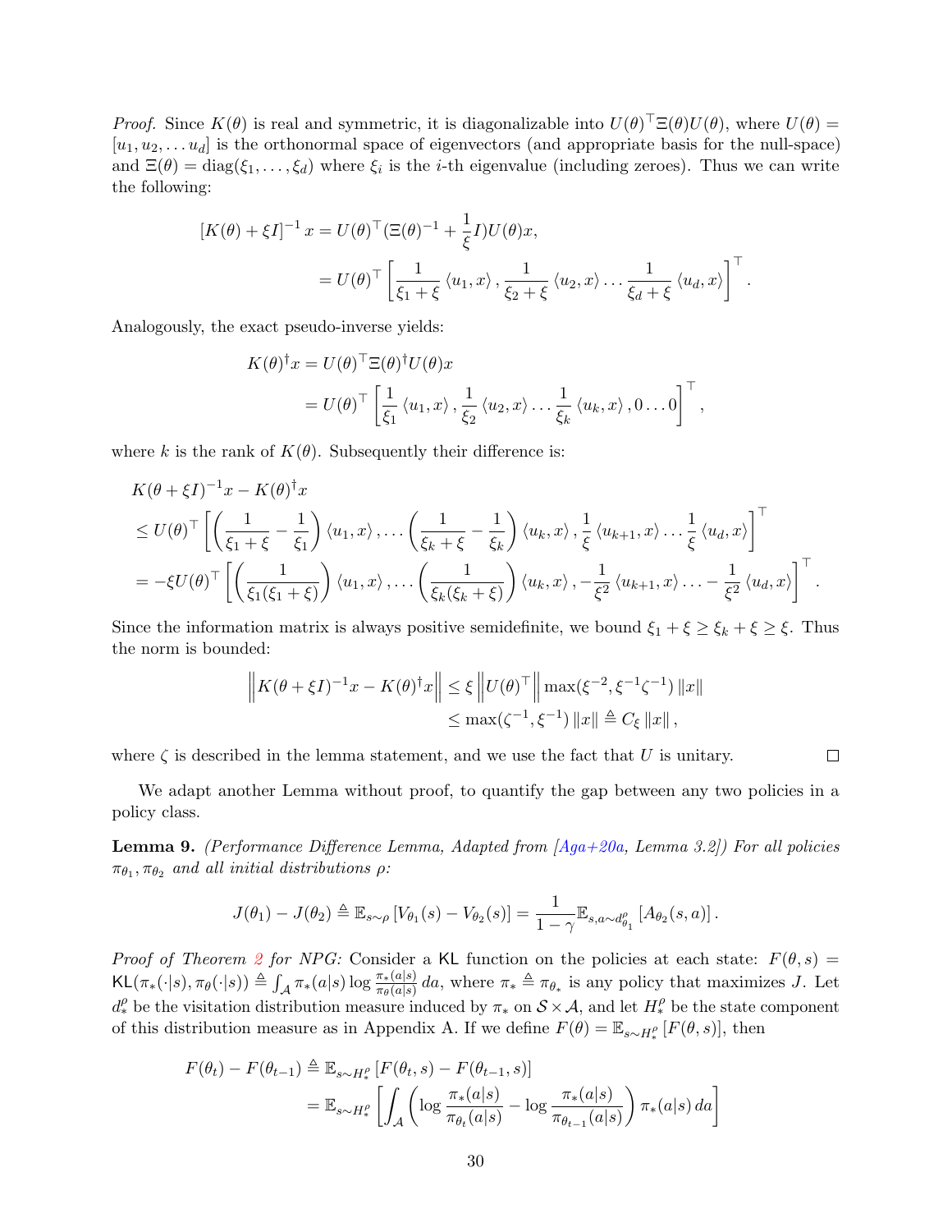*Proof.* Since $K(\theta)$ is real and symmetric, it is diagonalizable into $U(\theta)^\top \Xi(\theta) U(\theta)$, where $U(\theta) = [u_1, u_2, \dots u_d]$ is the orthonormal space of eigenvectors (and appropriate basis for the null-space) and $\Xi(\theta) = \text{diag}(\xi_1, \dots, \xi_d)$ where $\xi_i$ is the $i$-th eigenvalue (including zeroes). Thus we can write the following:

$$
\begin{aligned}
[K(\theta) + \xi I]^{-1} x &= U(\theta)^\top (\Xi(\theta)^{-1} + \frac{1}{\xi} I) U(\theta) x, \\
&= U(\theta)^\top \left[ \frac{1}{\xi_1 + \xi} \langle u_1, x \rangle, \frac{1}{\xi_2 + \xi} \langle u_2, x \rangle \dots \frac{1}{\xi_d + \xi} \langle u_d, x \rangle \right]^\top.
\end{aligned}
$$

Analogously, the exact pseudo-inverse yields:

$$
\begin{aligned}
K(\theta)^\dagger x &= U(\theta)^\top \Xi(\theta)^\dagger U(\theta) x \\
&= U(\theta)^\top \left[ \frac{1}{\xi_1} \langle u_1, x \rangle, \frac{1}{\xi_2} \langle u_2, x \rangle \dots \frac{1}{\xi_k} \langle u_k, x \rangle, 0 \dots 0 \right]^\top,
\end{aligned}
$$

where $k$ is the rank of $K(\theta)$. Subsequently their difference is:

$$
\begin{aligned}
&K(\theta + \xi I)^{-1} x - K(\theta)^\dagger x \\
&\leq U(\theta)^\top \left[ \left( \frac{1}{\xi_1 + \xi} - \frac{1}{\xi_1} \right) \langle u_1, x \rangle, \dots \left( \frac{1}{\xi_k + \xi} - \frac{1}{\xi_k} \right) \langle u_k, x \rangle, \frac{1}{\xi} \langle u_{k+1}, x \rangle \dots \frac{1}{\xi} \langle u_d, x \rangle \right]^\top \\
&= -\xi U(\theta)^\top \left[ \left( \frac{1}{\xi_1(\xi_1 + \xi)} \right) \langle u_1, x \rangle, \dots \left( \frac{1}{\xi_k(\xi_k + \xi)} \right) \langle u_k, x \rangle, -\frac{1}{\xi^2} \langle u_{k+1}, x \rangle \dots - \frac{1}{\xi^2} \langle u_d, x \rangle \right]^\top.
\end{aligned}
$$

Since the information matrix is always positive semidefinite, we bound $\xi_1 + \xi \geq \xi_k + \xi \geq \xi$. Thus the norm is bounded:

$$
\begin{aligned}
\left\| K(\theta + \xi I)^{-1} x - K(\theta)^\dagger x \right\| &\leq \xi \left\| U(\theta)^\top \right\| \max(\xi^{-2}, \xi^{-1} \zeta^{-1}) \|x\| \\
&\leq \max(\zeta^{-1}, \xi^{-1}) \|x\| \triangleq C_\xi \|x\|,
\end{aligned}
$$

where $\zeta$ is described in the lemma statement, and we use the fact that $U$ is unitary. $\square$

We adapt another Lemma without proof, to quantify the gap between any two policies in a policy class.

**Lemma 9.** *(Performance Difference Lemma, Adapted from [Aga+20a, Lemma 3.2]) For all policies $\pi_{\theta_1}, \pi_{\theta_2}$ and all initial distributions $\rho$:*

$$
J(\theta_1) - J(\theta_2) \triangleq \mathbb{E}_{s \sim \rho} [V_{\theta_1}(s) - V_{\theta_2}(s)] = \frac{1}{1 - \gamma} \mathbb{E}_{s, a \sim d^\rho_{\theta_1}} [A_{\theta_2}(s, a)].
$$

*Proof of Theorem 2 for NPG:* Consider a $\mathsf{KL}$ function on the policies at each state: $F(\theta, s) = \mathsf{KL}(\pi_*(\cdot|s), \pi_\theta(\cdot|s)) \triangleq \int_\mathcal{A} \pi_*(a|s) \log \frac{\pi_*(a|s)}{\pi_\theta(a|s)} \, da$, where $\pi_* \triangleq \pi_{\theta_*}$ is any policy that maximizes $J$. Let $d^\rho_*$ be the visitation distribution measure induced by $\pi_*$ on $\mathcal{S} \times \mathcal{A}$, and let $H^\rho_*$ be the state component of this distribution measure as in Appendix A. If we define $F(\theta) = \mathbb{E}_{s \sim H^\rho_*} [F(\theta, s)]$, then

$$
\begin{aligned}
F(\theta_t) - F(\theta_{t-1}) &\triangleq \mathbb{E}_{s \sim H^\rho_*} [F(\theta_t, s) - F(\theta_{t-1}, s)] \\
&= \mathbb{E}_{s \sim H^\rho_*} \left[ \int_\mathcal{A} \left( \log \frac{\pi_*(a|s)}{\pi_{\theta_t}(a|s)} - \log \frac{\pi_*(a|s)}{\pi_{\theta_{t-1}}(a|s)} \right) \pi_*(a|s) \, da \right]
\end{aligned}
$$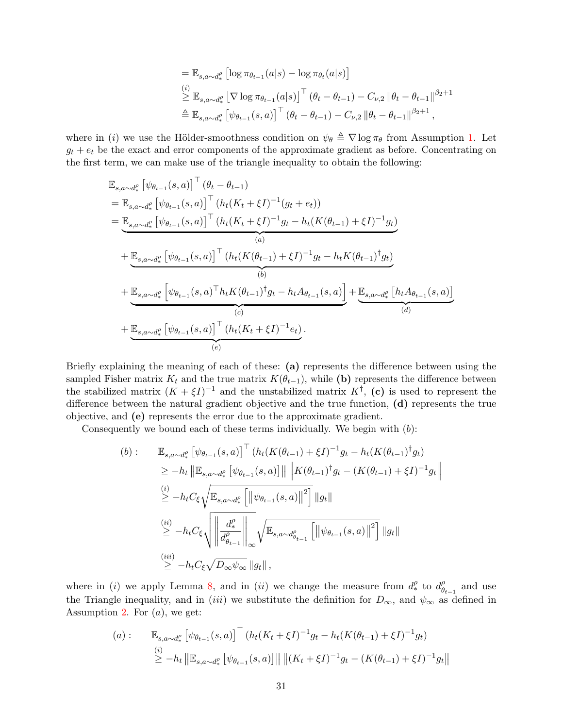$$
\begin{aligned}
&= \mathbb{E}_{s,a\sim d_*^\rho}\left[\log \pi_{\theta_{t-1}}(a|s) - \log \pi_{\theta_t}(a|s)\right] \\
&\overset{(i)}{\geq} \mathbb{E}_{s,a\sim d_*^\rho}\left[\nabla \log \pi_{\theta_{t-1}}(a|s)\right]^\top (\theta_t - \theta_{t-1}) - C_{\nu,2}\left\|\theta_t - \theta_{t-1}\right\|^{\beta_2+1} \\
&\triangleq \mathbb{E}_{s,a\sim d_*^\rho}\left[\psi_{\theta_{t-1}}(s,a)\right]^\top (\theta_t - \theta_{t-1}) - C_{\nu,2}\left\|\theta_t - \theta_{t-1}\right\|^{\beta_2+1},
\end{aligned}
$$

where in $(i)$ we use the Hölder-smoothness condition on $\psi_\theta \triangleq \nabla \log \pi_\theta$ from Assumption 1. Let $g_t + e_t$ be the exact and error components of the approximate gradient as before. Concentrating on the first term, we can make use of the triangle inequality to obtain the following:

$$
\begin{aligned}
&\mathbb{E}_{s,a\sim d_*^\rho}\left[\psi_{\theta_{t-1}}(s,a)\right]^\top (\theta_t - \theta_{t-1}) \\
&= \mathbb{E}_{s,a\sim d_*^\rho}\left[\psi_{\theta_{t-1}}(s,a)\right]^\top (h_t(K_t + \xi I)^{-1}(g_t + e_t)) \\
&= \underbrace{\mathbb{E}_{s,a\sim d_*^\rho}\left[\psi_{\theta_{t-1}}(s,a)\right]^\top (h_t(K_t + \xi I)^{-1} g_t - h_t(K(\theta_{t-1}) + \xi I)^{-1} g_t)}_{(a)} \\
&\quad + \underbrace{\mathbb{E}_{s,a\sim d_*^\rho}\left[\psi_{\theta_{t-1}}(s,a)\right]^\top (h_t(K(\theta_{t-1}) + \xi I)^{-1} g_t - h_t K(\theta_{t-1})^\dagger g_t)}_{(b)} \\
&\quad + \underbrace{\mathbb{E}_{s,a\sim d_*^\rho}\left[\psi_{\theta_{t-1}}(s,a)^\top h_t K(\theta_{t-1})^\dagger g_t - h_t A_{\theta_{t-1}}(s,a)\right]}_{(c)} + \underbrace{\mathbb{E}_{s,a\sim d_*^\rho}\left[h_t A_{\theta_{t-1}}(s,a)\right]}_{(d)} \\
&\quad + \underbrace{\mathbb{E}_{s,a\sim d_*^\rho}\left[\psi_{\theta_{t-1}}(s,a)\right]^\top (h_t(K_t + \xi I)^{-1} e_t)}_{(e)}.
\end{aligned}
$$

Briefly explaining the meaning of each of these: **(a)** represents the difference between using the sampled Fisher matrix $K_t$ and the true matrix $K(\theta_{t-1})$, while **(b)** represents the difference between the stabilized matrix $(K + \xi I)^{-1}$ and the unstabilized matrix $K^\dagger$, **(c)** is used to represent the difference between the natural gradient objective and the true function, **(d)** represents the true objective, and **(e)** represents the error due to the approximate gradient.

Consequently we bound each of these terms individually. We begin with $(b)$:

$$
\begin{aligned}
(b): \quad &\mathbb{E}_{s,a\sim d_*^\rho}\left[\psi_{\theta_{t-1}}(s,a)\right]^\top (h_t(K(\theta_{t-1}) + \xi I)^{-1} g_t - h_t(K(\theta_{t-1})^\dagger g_t) \\
&\geq -h_t \left\|\mathbb{E}_{s,a\sim d_*^\rho}\left[\psi_{\theta_{t-1}}(s,a)\right]\right\| \left\|K(\theta_{t-1})^\dagger g_t - (K(\theta_{t-1}) + \xi I)^{-1} g_t\right\| \\
&\overset{(i)}{\geq} -h_t C_\xi \sqrt{\mathbb{E}_{s,a\sim d_*^\rho}\left[\left\|\psi_{\theta_{t-1}}(s,a)\right\|^2\right]}\, \|g_t\| \\
&\overset{(ii)}{\geq} -h_t C_\xi \sqrt{\left\|\frac{d_*^\rho}{d_{\theta_{t-1}}^\rho}\right\|_\infty} \sqrt{\mathbb{E}_{s,a\sim d_{\theta_{t-1}}^\rho}\left[\left\|\psi_{\theta_{t-1}}(s,a)\right\|^2\right]}\, \|g_t\| \\
&\overset{(iii)}{\geq} -h_t C_\xi \sqrt{D_\infty \psi_\infty}\, \|g_t\|,
\end{aligned}
$$

where in $(i)$ we apply Lemma 8, and in $(ii)$ we change the measure from $d_*^\rho$ to $d_{\theta_{t-1}}^\rho$ and use the Triangle inequality, and in $(iii)$ we substitute the definition for $D_\infty$, and $\psi_\infty$ as defined in Assumption 2. For $(a)$, we get:

$$
\begin{aligned}
(a): \quad &\mathbb{E}_{s,a\sim d_*^\rho}\left[\psi_{\theta_{t-1}}(s,a)\right]^\top (h_t(K_t + \xi I)^{-1} g_t - h_t(K(\theta_{t-1}) + \xi I)^{-1} g_t) \\
&\overset{(i)}{\geq} -h_t \left\|\mathbb{E}_{s,a\sim d_*^\rho}\left[\psi_{\theta_{t-1}}(s,a)\right]\right\| \left\|(K_t + \xi I)^{-1} g_t - (K(\theta_{t-1}) + \xi I)^{-1} g_t\right\|
\end{aligned}
$$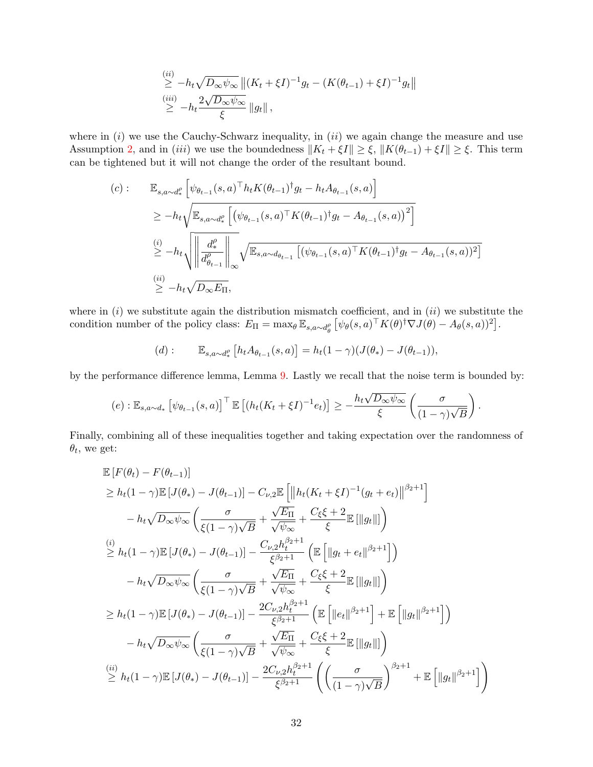$$
\begin{aligned}
&\overset{(ii)}{\geq} -h_t\sqrt{D_\infty \psi_\infty}\left\|(K_t+\xi I)^{-1}g_t - (K(\theta_{t-1})+\xi I)^{-1}g_t\right\| \\
&\overset{(iii)}{\geq} -h_t\frac{2\sqrt{D_\infty \psi_\infty}}{\xi}\left\|g_t\right\|,
\end{aligned}
$$

where in $(i)$ we use the Cauchy-Schwarz inequality, in $(ii)$ we again change the measure and use Assumption 2, and in $(iii)$ we use the boundedness $\|K_t + \xi I\| \geq \xi$, $\|K(\theta_{t-1}) + \xi I\| \geq \xi$. This term can be tightened but it will not change the order of the resultant bound.

$$
\begin{aligned}
(c): \qquad & \mathbb{E}_{s,a\sim d_*^\rho}\left[\psi_{\theta_{t-1}}(s,a)^\top h_t K(\theta_{t-1})^\dagger g_t - h_t A_{\theta_{t-1}}(s,a)\right] \\
&\geq -h_t\sqrt{\mathbb{E}_{s,a\sim d_*^\rho}\left[\left(\psi_{\theta_{t-1}}(s,a)^\top K(\theta_{t-1})^\dagger g_t - A_{\theta_{t-1}}(s,a)\right)^2\right]} \\
&\overset{(i)}{\geq} -h_t\sqrt{\left\|\frac{d_*^\rho}{d_{\theta_{t-1}}^\rho}\right\|_\infty}\sqrt{\mathbb{E}_{s,a\sim d_{\theta_{t-1}}}\left[(\psi_{\theta_{t-1}}(s,a)^\top K(\theta_{t-1})^\dagger g_t - A_{\theta_{t-1}}(s,a))^2\right]} \\
&\overset{(ii)}{\geq} -h_t\sqrt{D_\infty E_\Pi},
\end{aligned}
$$

where in $(i)$ we substitute again the distribution mismatch coefficient, and in $(ii)$ we substitute the condition number of the policy class: $E_\Pi = \max_\theta \mathbb{E}_{s,a\sim d_\theta^\rho}\left[\psi_\theta(s,a)^\top K(\theta)^\dagger \nabla J(\theta) - A_\theta(s,a))^2\right]$.

$$
(d): \qquad \mathbb{E}_{s,a\sim d_*^\rho}\left[h_t A_{\theta_{t-1}}(s,a)\right] = h_t(1-\gamma)(J(\theta_*) - J(\theta_{t-1})),
$$

by the performance difference lemma, Lemma 9. Lastly we recall that the noise term is bounded by:

$$
(e): \mathbb{E}_{s,a\sim d_*}\left[\psi_{\theta_{t-1}}(s,a)\right]^\top \mathbb{E}\left[(h_t(K_t+\xi I)^{-1}e_t)\right] \geq -\frac{h_t\sqrt{D_\infty\psi_\infty}}{\xi}\left(\frac{\sigma}{(1-\gamma)\sqrt{B}}\right).
$$

Finally, combining all of these inequalities together and taking expectation over the randomness of $\theta_t$, we get:

$$
\begin{aligned}
&\mathbb{E}\left[F(\theta_t) - F(\theta_{t-1})\right] \\
&\geq h_t(1-\gamma)\mathbb{E}\left[J(\theta_*) - J(\theta_{t-1})\right] - C_{\nu,2}\mathbb{E}\left[\left\|h_t(K_t+\xi I)^{-1}(g_t+e_t)\right\|^{\beta_2+1}\right] \\
&\quad - h_t\sqrt{D_\infty\psi_\infty}\left(\frac{\sigma}{\xi(1-\gamma)\sqrt{B}} + \frac{\sqrt{E_\Pi}}{\sqrt{\psi_\infty}} + \frac{C_\xi\xi+2}{\xi}\mathbb{E}\left[\|g_t\|\right]\right) \\
&\overset{(i)}{\geq} h_t(1-\gamma)\mathbb{E}\left[J(\theta_*) - J(\theta_{t-1})\right] - \frac{C_{\nu,2}h_t^{\beta_2+1}}{\xi^{\beta_2+1}}\left(\mathbb{E}\left[\|g_t+e_t\|^{\beta_2+1}\right]\right) \\
&\quad - h_t\sqrt{D_\infty\psi_\infty}\left(\frac{\sigma}{\xi(1-\gamma)\sqrt{B}} + \frac{\sqrt{E_\Pi}}{\sqrt{\psi_\infty}} + \frac{C_\xi\xi+2}{\xi}\mathbb{E}\left[\|g_t\|\right]\right) \\
&\geq h_t(1-\gamma)\mathbb{E}\left[J(\theta_*) - J(\theta_{t-1})\right] - \frac{2C_{\nu,2}h_t^{\beta_2+1}}{\xi^{\beta_2+1}}\left(\mathbb{E}\left[\|e_t\|^{\beta_2+1}\right] + \mathbb{E}\left[\|g_t\|^{\beta_2+1}\right]\right) \\
&\quad - h_t\sqrt{D_\infty\psi_\infty}\left(\frac{\sigma}{\xi(1-\gamma)\sqrt{B}} + \frac{\sqrt{E_\Pi}}{\sqrt{\psi_\infty}} + \frac{C_\xi\xi+2}{\xi}\mathbb{E}\left[\|g_t\|\right]\right) \\
&\overset{(ii)}{\geq} h_t(1-\gamma)\mathbb{E}\left[J(\theta_*) - J(\theta_{t-1})\right] - \frac{2C_{\nu,2}h_t^{\beta_2+1}}{\xi^{\beta_2+1}}\left(\left(\frac{\sigma}{(1-\gamma)\sqrt{B}}\right)^{\beta_2+1} + \mathbb{E}\left[\|g_t\|^{\beta_2+1}\right]\right)
\end{aligned}
$$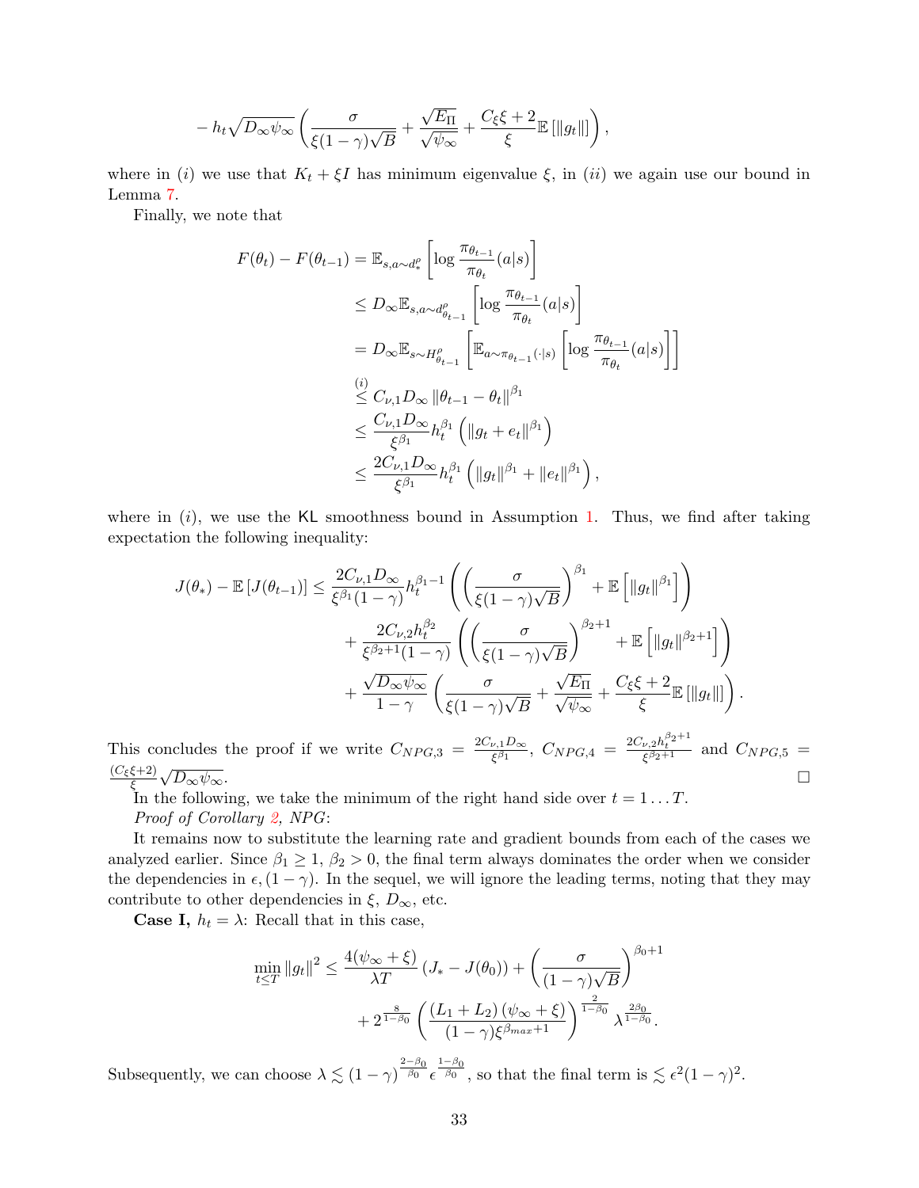$$- h_t \sqrt{D_\infty \psi_\infty} \left( \frac{\sigma}{\xi(1-\gamma)\sqrt{B}} + \frac{\sqrt{E_\Pi}}{\sqrt{\psi_\infty}} + \frac{C_\xi \xi + 2}{\xi} \mathbb{E}\left[\|g_t\|\right] \right),$$

where in $(i)$ we use that $K_t + \xi I$ has minimum eigenvalue $\xi$, in $(ii)$ we again use our bound in Lemma 7.

Finally, we note that

$$\begin{aligned}
F(\theta_t) - F(\theta_{t-1}) &= \mathbb{E}_{s,a\sim d_*^\rho}\left[\log \frac{\pi_{\theta_{t-1}}}{\pi_{\theta_t}}(a|s)\right] \\
&\leq D_\infty \mathbb{E}_{s,a\sim d_{\theta_{t-1}}^\rho}\left[\log \frac{\pi_{\theta_{t-1}}}{\pi_{\theta_t}}(a|s)\right] \\
&= D_\infty \mathbb{E}_{s\sim H_{\theta_{t-1}}^\rho}\left[\mathbb{E}_{a\sim\pi_{\theta_{t-1}}(\cdot|s)}\left[\log \frac{\pi_{\theta_{t-1}}}{\pi_{\theta_t}}(a|s)\right]\right] \\
&\overset{(i)}{\leq} C_{\nu,1} D_\infty \|\theta_{t-1} - \theta_t\|^{\beta_1} \\
&\leq \frac{C_{\nu,1} D_\infty}{\xi^{\beta_1}} h_t^{\beta_1} \left(\|g_t + e_t\|^{\beta_1}\right) \\
&\leq \frac{2C_{\nu,1} D_\infty}{\xi^{\beta_1}} h_t^{\beta_1} \left(\|g_t\|^{\beta_1} + \|e_t\|^{\beta_1}\right),
\end{aligned}$$

where in $(i)$, we use the KL smoothness bound in Assumption 1. Thus, we find after taking expectation the following inequality:

$$\begin{aligned}
J(\theta_*) - \mathbb{E}\left[J(\theta_{t-1})\right] \leq\ & \frac{2C_{\nu,1} D_\infty}{\xi^{\beta_1}(1-\gamma)} h_t^{\beta_1 - 1} \left( \left(\frac{\sigma}{\xi(1-\gamma)\sqrt{B}}\right)^{\beta_1} + \mathbb{E}\left[\|g_t\|^{\beta_1}\right] \right) \\
& + \frac{2C_{\nu,2} h_t^{\beta_2}}{\xi^{\beta_2+1}(1-\gamma)} \left( \left(\frac{\sigma}{\xi(1-\gamma)\sqrt{B}}\right)^{\beta_2+1} + \mathbb{E}\left[\|g_t\|^{\beta_2+1}\right] \right) \\
& + \frac{\sqrt{D_\infty \psi_\infty}}{1-\gamma} \left( \frac{\sigma}{\xi(1-\gamma)\sqrt{B}} + \frac{\sqrt{E_\Pi}}{\sqrt{\psi_\infty}} + \frac{C_\xi \xi + 2}{\xi} \mathbb{E}\left[\|g_t\|\right] \right).
\end{aligned}$$

This concludes the proof if we write $C_{NPG,3} = \frac{2C_{\nu,1} D_\infty}{\xi^{\beta_1}}$, $C_{NPG,4} = \frac{2C_{\nu,2} h_t^{\beta_2+1}}{\xi^{\beta_2+1}}$ and $C_{NPG,5} = \frac{(C_\xi \xi + 2)}{\xi} \sqrt{D_\infty \psi_\infty}$. ☐

In the following, we take the minimum of the right hand side over $t = 1 \ldots T$.

*Proof of Corollary 2, NPG*:

It remains now to substitute the learning rate and gradient bounds from each of the cases we analyzed earlier. Since $\beta_1 \geq 1$, $\beta_2 > 0$, the final term always dominates the order when we consider the dependencies in $\epsilon, (1-\gamma)$. In the sequel, we will ignore the leading terms, noting that they may contribute to other dependencies in $\xi$, $D_\infty$, etc.

**Case I,** $h_t = \lambda$: Recall that in this case,

$$\min_{t\leq T} \|g_t\|^2 \leq \frac{4(\psi_\infty + \xi)}{\lambda T} \left(J_* - J(\theta_0)\right) + \left(\frac{\sigma}{(1-\gamma)\sqrt{B}}\right)^{\beta_0+1} + 2^{\frac{8}{1-\beta_0}} \left(\frac{(L_1 + L_2)(\psi_\infty + \xi)}{(1-\gamma)\xi^{\beta_{max}+1}}\right)^{\frac{2}{1-\beta_0}} \lambda^{\frac{2\beta_0}{1-\beta_0}}.$$

Subsequently, we can choose $\lambda \lesssim (1-\gamma)^{\frac{2-\beta_0}{\beta_0}} \epsilon^{\frac{1-\beta_0}{\beta_0}}$, so that the final term is $\lesssim \epsilon^2 (1-\gamma)^2$.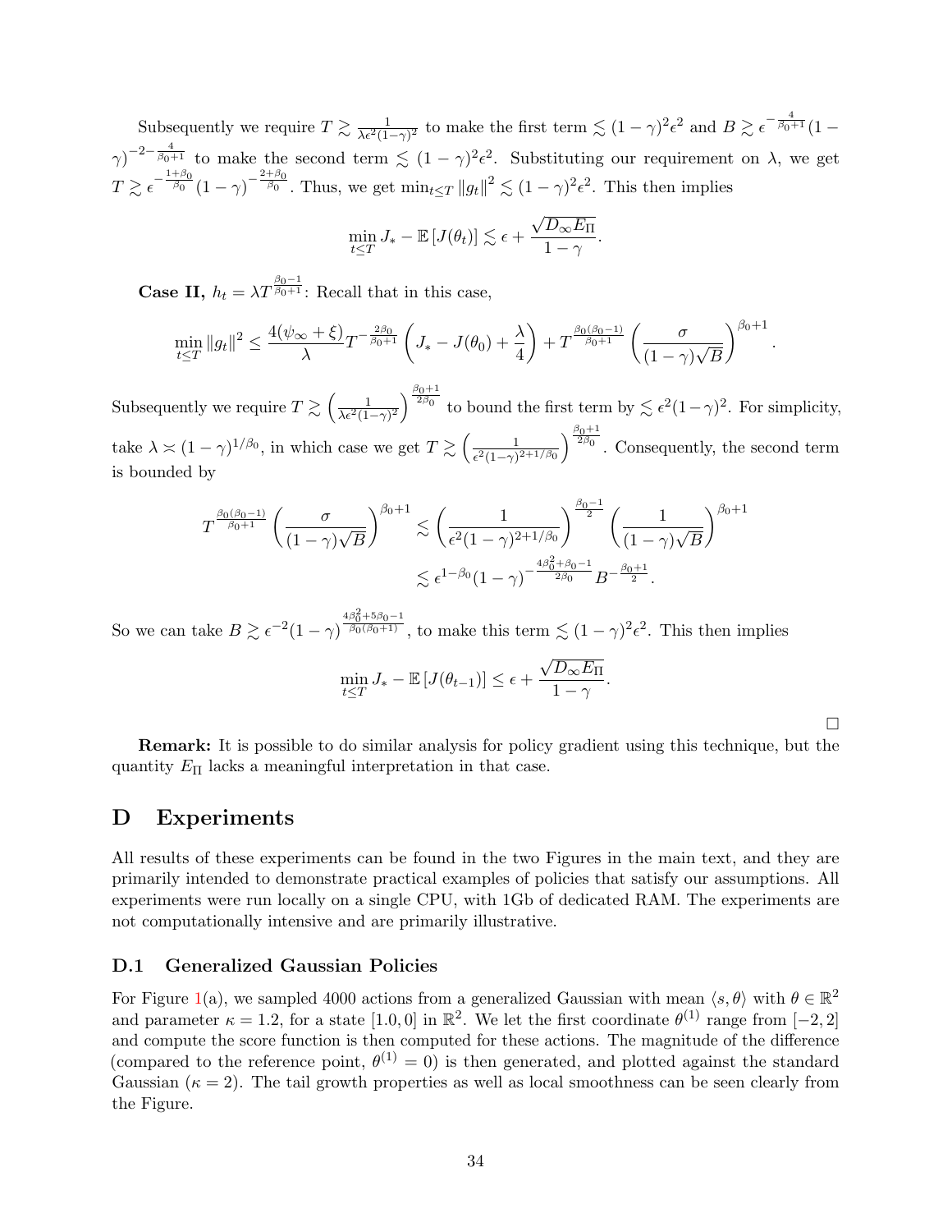Subsequently we require $T \gtrsim \frac{1}{\lambda\epsilon^2(1-\gamma)^2}$ to make the first term $\lesssim (1-\gamma)^2\epsilon^2$ and $B \gtrsim \epsilon^{-\frac{4}{\beta_0+1}}(1-\gamma)^{-2-\frac{4}{\beta_0+1}}$ to make the second term $\lesssim (1-\gamma)^2\epsilon^2$. Substituting our requirement on $\lambda$, we get $T \gtrsim \epsilon^{-\frac{1+\beta_0}{\beta_0}}(1-\gamma)^{-\frac{2+\beta_0}{\beta_0}}$. Thus, we get $\min_{t\leq T}\|g_t\|^2 \lesssim (1-\gamma)^2\epsilon^2$. This then implies

$$\min_{t\leq T} J_* - \mathbb{E}\left[J(\theta_t)\right] \lesssim \epsilon + \frac{\sqrt{D_\infty E_\Pi}}{1-\gamma}.$$

**Case II,** $h_t = \lambda T^{\frac{\beta_0-1}{\beta_0+1}}$: Recall that in this case,

$$\min_{t\leq T}\|g_t\|^2 \leq \frac{4(\psi_\infty+\xi)}{\lambda}T^{-\frac{2\beta_0}{\beta_0+1}}\left(J_* - J(\theta_0) + \frac{\lambda}{4}\right) + T^{\frac{\beta_0(\beta_0-1)}{\beta_0+1}}\left(\frac{\sigma}{(1-\gamma)\sqrt{B}}\right)^{\beta_0+1}.$$

Subsequently we require $T \gtrsim \left(\frac{1}{\lambda\epsilon^2(1-\gamma)^2}\right)^{\frac{\beta_0+1}{2\beta_0}}$ to bound the first term by $\lesssim \epsilon^2(1-\gamma)^2$. For simplicity, take $\lambda \asymp (1-\gamma)^{1/\beta_0}$, in which case we get $T \gtrsim \left(\frac{1}{\epsilon^2(1-\gamma)^{2+1/\beta_0}}\right)^{\frac{\beta_0+1}{2\beta_0}}$. Consequently, the second term is bounded by

$$\begin{aligned}
T^{\frac{\beta_0(\beta_0-1)}{\beta_0+1}}\left(\frac{\sigma}{(1-\gamma)\sqrt{B}}\right)^{\beta_0+1} &\lesssim \left(\frac{1}{\epsilon^2(1-\gamma)^{2+1/\beta_0}}\right)^{\frac{\beta_0-1}{2}}\left(\frac{1}{(1-\gamma)\sqrt{B}}\right)^{\beta_0+1} \\
&\lesssim \epsilon^{1-\beta_0}(1-\gamma)^{-\frac{4\beta_0^2+\beta_0-1}{2\beta_0}}B^{-\frac{\beta_0+1}{2}}.
\end{aligned}$$

So we can take $B \gtrsim \epsilon^{-2}(1-\gamma)^{\frac{4\beta_0^2+5\beta_0-1}{\beta_0(\beta_0+1)}}$, to make this term $\lesssim (1-\gamma)^2\epsilon^2$. This then implies

$$\min_{t\leq T} J_* - \mathbb{E}\left[J(\theta_{t-1})\right] \leq \epsilon + \frac{\sqrt{D_\infty E_\Pi}}{1-\gamma}.$$

□

**Remark:** It is possible to do similar analysis for policy gradient using this technique, but the quantity $E_\Pi$ lacks a meaningful interpretation in that case.

# D Experiments

All results of these experiments can be found in the two Figures in the main text, and they are primarily intended to demonstrate practical examples of policies that satisfy our assumptions. All experiments were run locally on a single CPU, with 1Gb of dedicated RAM. The experiments are not computationally intensive and are primarily illustrative.

## D.1 Generalized Gaussian Policies

For Figure 1(a), we sampled 4000 actions from a generalized Gaussian with mean $\langle s, \theta\rangle$ with $\theta \in \mathbb{R}^2$ and parameter $\kappa = 1.2$, for a state $[1.0, 0]$ in $\mathbb{R}^2$. We let the first coordinate $\theta^{(1)}$ range from $[-2, 2]$ and compute the score function is then computed for these actions. The magnitude of the difference (compared to the reference point, $\theta^{(1)} = 0$) is then generated, and plotted against the standard Gaussian ($\kappa = 2$). The tail growth properties as well as local smoothness can be seen clearly from the Figure.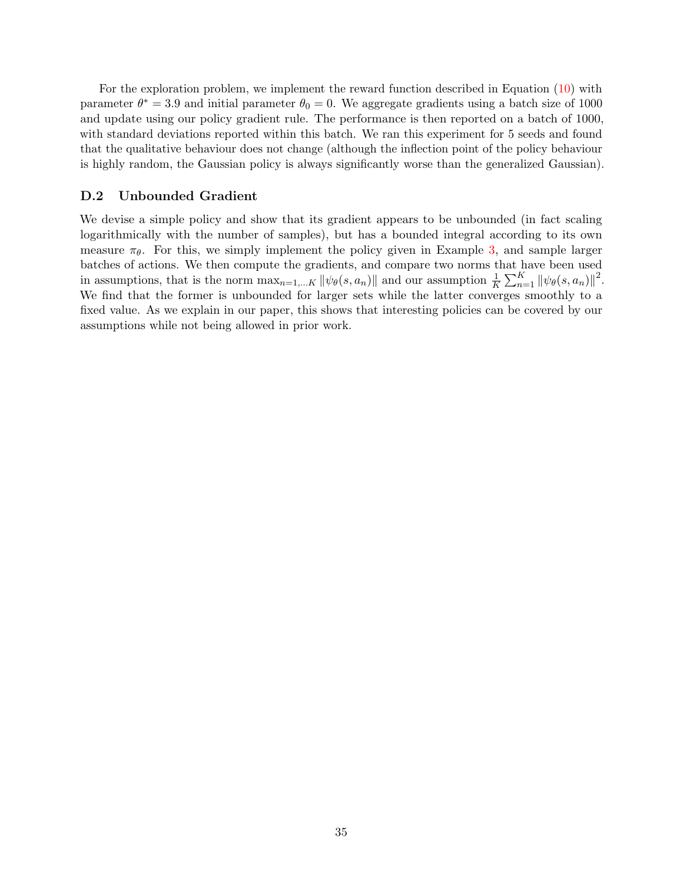For the exploration problem, we implement the reward function described in Equation (10) with parameter $\theta^* = 3.9$ and initial parameter $\theta_0 = 0$. We aggregate gradients using a batch size of 1000 and update using our policy gradient rule. The performance is then reported on a batch of 1000, with standard deviations reported within this batch. We ran this experiment for 5 seeds and found that the qualitative behaviour does not change (although the inflection point of the policy behaviour is highly random, the Gaussian policy is always significantly worse than the generalized Gaussian).

### D.2 Unbounded Gradient

We devise a simple policy and show that its gradient appears to be unbounded (in fact scaling logarithmically with the number of samples), but has a bounded integral according to its own measure $\pi_\theta$. For this, we simply implement the policy given in Example 3, and sample larger batches of actions. We then compute the gradients, and compare two norms that have been used in assumptions, that is the norm $\max_{n=1,\dots K} \|\psi_\theta(s, a_n)\|$ and our assumption $\frac{1}{K}\sum_{n=1}^{K} \|\psi_\theta(s, a_n)\|^2$. We find that the former is unbounded for larger sets while the latter converges smoothly to a fixed value. As we explain in our paper, this shows that interesting policies can be covered by our assumptions while not being allowed in prior work.